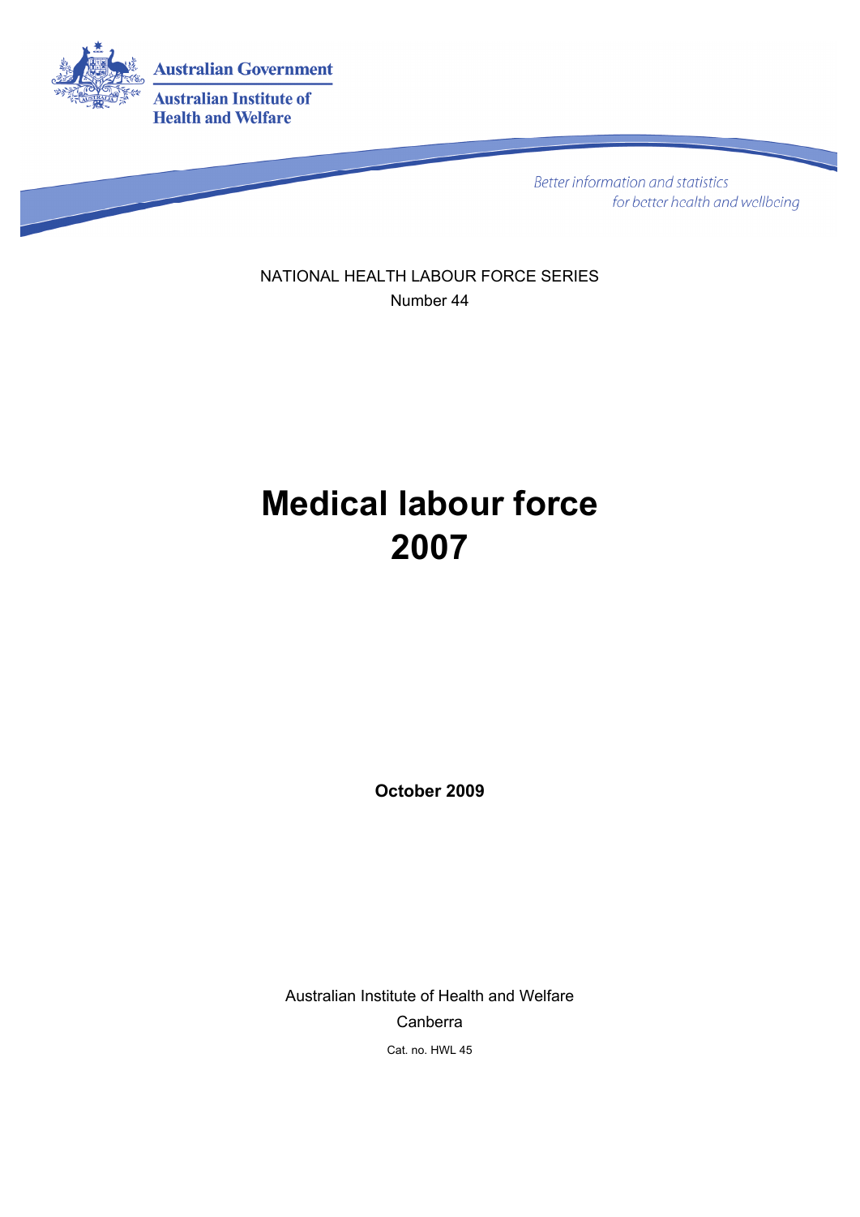Australian Government

Australian Institute of Health and Welfare

*Better information and statistics for better health and wellbeing*

NATIONAL HEALTH LABOUR FORCE SERIES

Number 44

# Medical labour force 2007

**October 2009**

Australian Institute of Health and Welfare

Canberra

Cat. no. HWL 45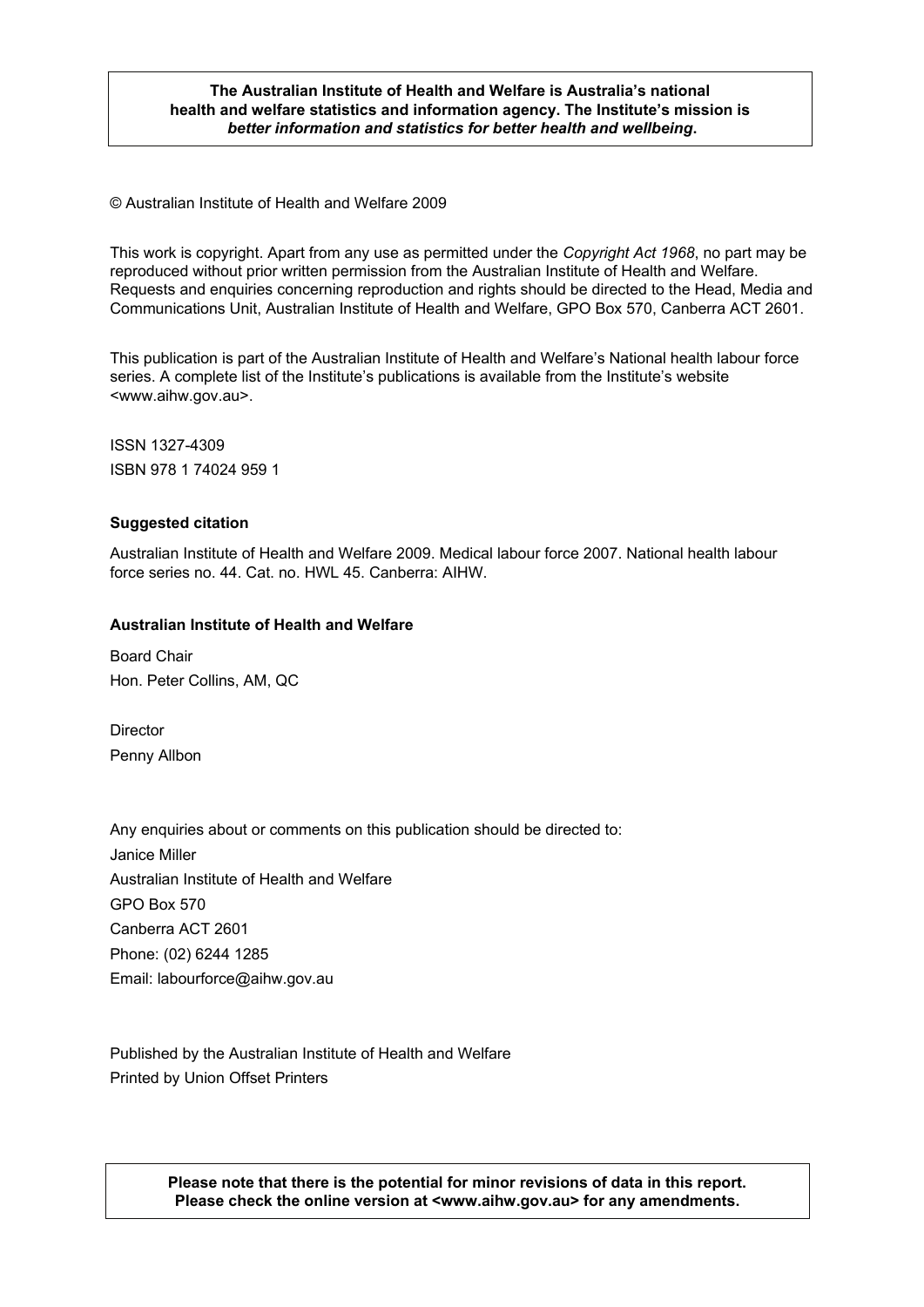**The Australian Institute of Health and Welfare is Australia's national health and welfare statistics and information agency. The Institute's mission is *better information and statistics for better health and wellbeing*.**

© Australian Institute of Health and Welfare 2009

This work is copyright. Apart from any use as permitted under the *Copyright Act 1968*, no part may be reproduced without prior written permission from the Australian Institute of Health and Welfare. Requests and enquiries concerning reproduction and rights should be directed to the Head, Media and Communications Unit, Australian Institute of Health and Welfare, GPO Box 570, Canberra ACT 2601.

This publication is part of the Australian Institute of Health and Welfare's National health labour force series. A complete list of the Institute's publications is available from the Institute's website <www.aihw.gov.au>.

ISSN 1327-4309

ISBN 978 1 74024 959 1

**Suggested citation**

Australian Institute of Health and Welfare 2009. Medical labour force 2007. National health labour force series no. 44. Cat. no. HWL 45. Canberra: AIHW.

**Australian Institute of Health and Welfare**

Board Chair

Hon. Peter Collins, AM, QC

Director

Penny Allbon

Any enquiries about or comments on this publication should be directed to:

Janice Miller

Australian Institute of Health and Welfare

GPO Box 570

Canberra ACT 2601

Phone: (02) 6244 1285

Email: labourforce@aihw.gov.au

Published by the Australian Institute of Health and Welfare

Printed by Union Offset Printers

**Please note that there is the potential for minor revisions of data in this report. Please check the online version at <www.aihw.gov.au> for any amendments.**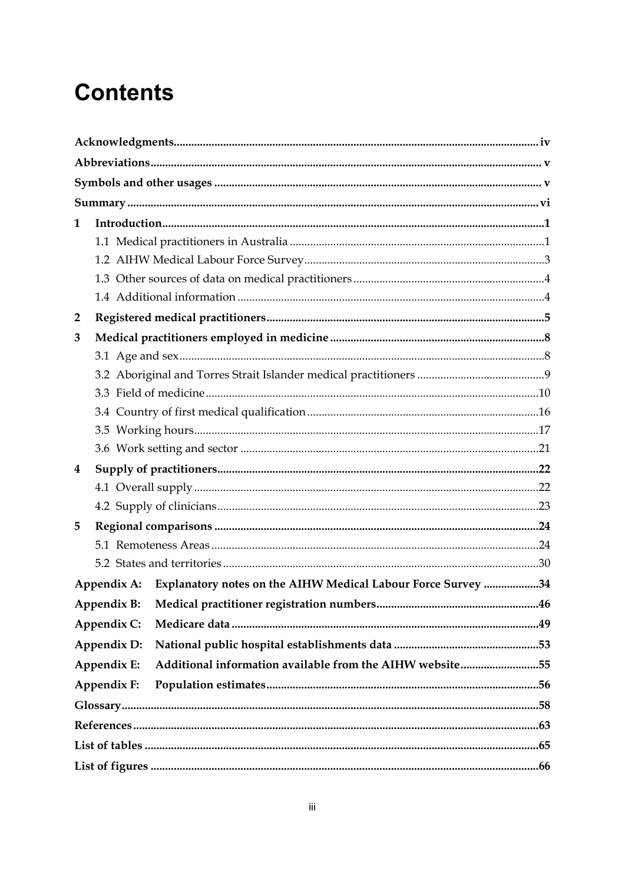# Contents

**Acknowledgments** ..... iv

**Abbreviations** ..... v

**Symbols and other usages** ..... v

**Summary** ..... vi

**1 Introduction** ..... 1

- 1.1 Medical practitioners in Australia ..... 1
- 1.2 AIHW Medical Labour Force Survey ..... 3
- 1.3 Other sources of data on medical practitioners ..... 4
- 1.4 Additional information ..... 4

**2 Registered medical practitioners** ..... 5

**3 Medical practitioners employed in medicine** ..... 8

- 3.1 Age and sex ..... 8
- 3.2 Aboriginal and Torres Strait Islander medical practitioners ..... 9
- 3.3 Field of medicine ..... 10
- 3.4 Country of first medical qualification ..... 16
- 3.5 Working hours ..... 17
- 3.6 Work setting and sector ..... 21

**4 Supply of practitioners** ..... 22

- 4.1 Overall supply ..... 22
- 4.2 Supply of clinicians ..... 23

**5 Regional comparisons** ..... 24

- 5.1 Remoteness Areas ..... 24
- 5.2 States and territories ..... 30

**Appendix A: Explanatory notes on the AIHW Medical Labour Force Survey** ..... 34

**Appendix B: Medical practitioner registration numbers** ..... 46

**Appendix C: Medicare data** ..... 49

**Appendix D: National public hospital establishments data** ..... 53

**Appendix E: Additional information available from the AIHW website** ..... 55

**Appendix F: Population estimates** ..... 56

**Glossary** ..... 58

**References** ..... 63

**List of tables** ..... 65

**List of figures** ..... 66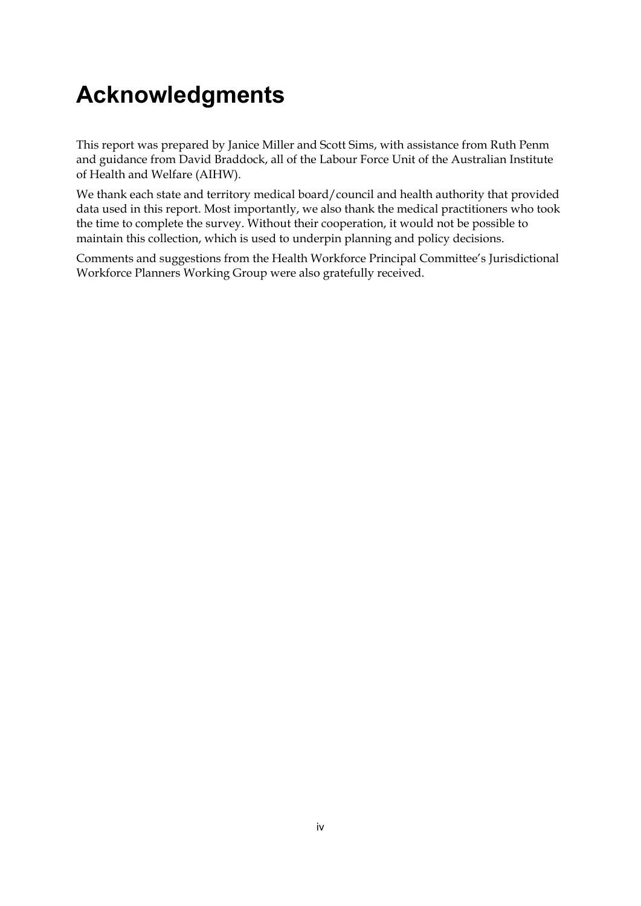# Acknowledgments

This report was prepared by Janice Miller and Scott Sims, with assistance from Ruth Penm and guidance from David Braddock, all of the Labour Force Unit of the Australian Institute of Health and Welfare (AIHW).

We thank each state and territory medical board/council and health authority that provided data used in this report. Most importantly, we also thank the medical practitioners who took the time to complete the survey. Without their cooperation, it would not be possible to maintain this collection, which is used to underpin planning and policy decisions.

Comments and suggestions from the Health Workforce Principal Committee's Jurisdictional Workforce Planners Working Group were also gratefully received.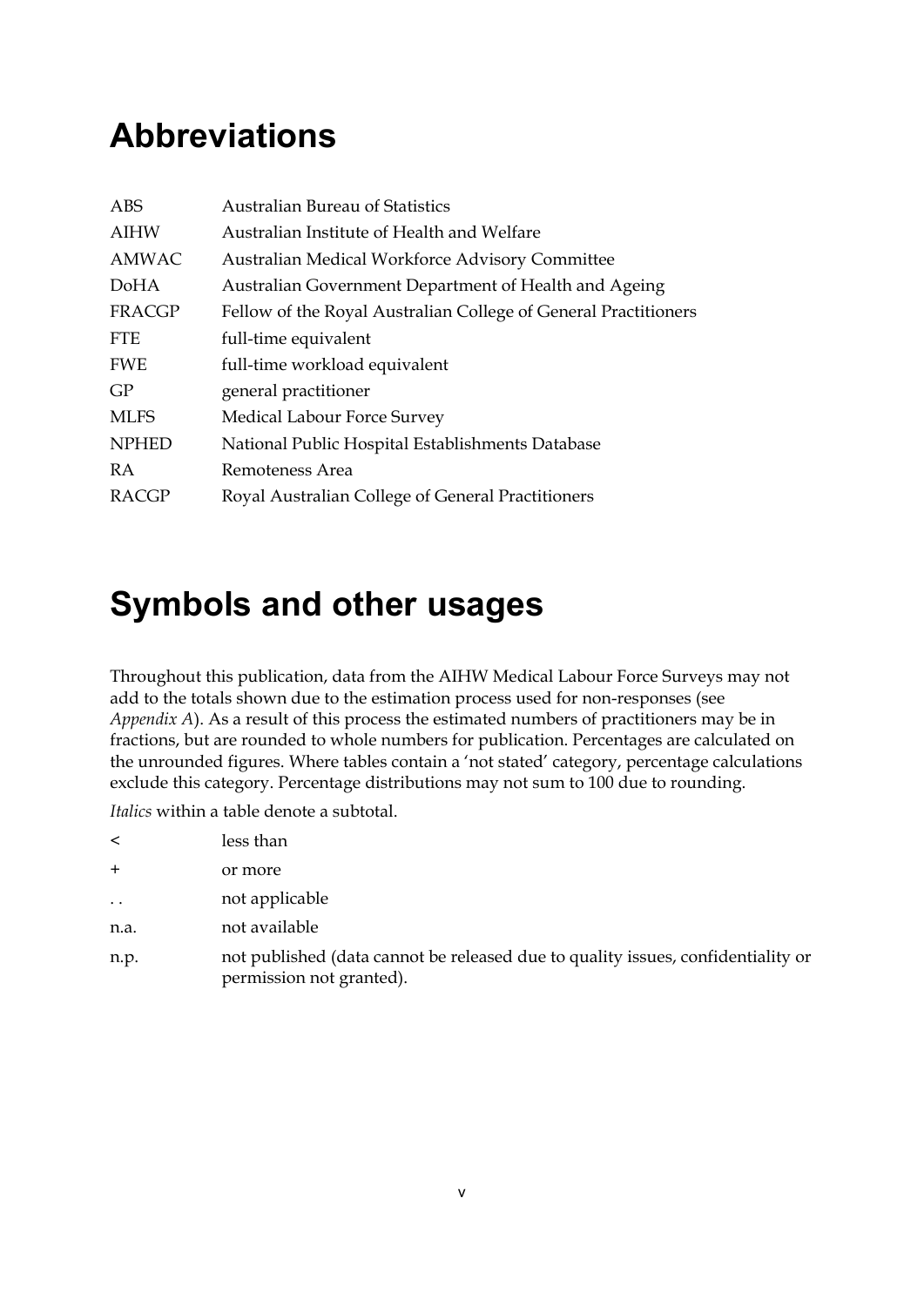# Abbreviations

| | |
|---|---|
| ABS | Australian Bureau of Statistics |
| AIHW | Australian Institute of Health and Welfare |
| AMWAC | Australian Medical Workforce Advisory Committee |
| DoHA | Australian Government Department of Health and Ageing |
| FRACGP | Fellow of the Royal Australian College of General Practitioners |
| FTE | full-time equivalent |
| FWE | full-time workload equivalent |
| GP | general practitioner |
| MLFS | Medical Labour Force Survey |
| NPHED | National Public Hospital Establishments Database |
| RA | Remoteness Area |
| RACGP | Royal Australian College of General Practitioners |

# Symbols and other usages

Throughout this publication, data from the AIHW Medical Labour Force Surveys may not add to the totals shown due to the estimation process used for non-responses (see *Appendix A*). As a result of this process the estimated numbers of practitioners may be in fractions, but are rounded to whole numbers for publication. Percentages are calculated on the unrounded figures. Where tables contain a 'not stated' category, percentage calculations exclude this category. Percentage distributions may not sum to 100 due to rounding.

*Italics* within a table denote a subtotal.

| | |
|---|---|
| < | less than |
| + | or more |
| . . | not applicable |
| n.a. | not available |
| n.p. | not published (data cannot be released due to quality issues, confidentiality or permission not granted). |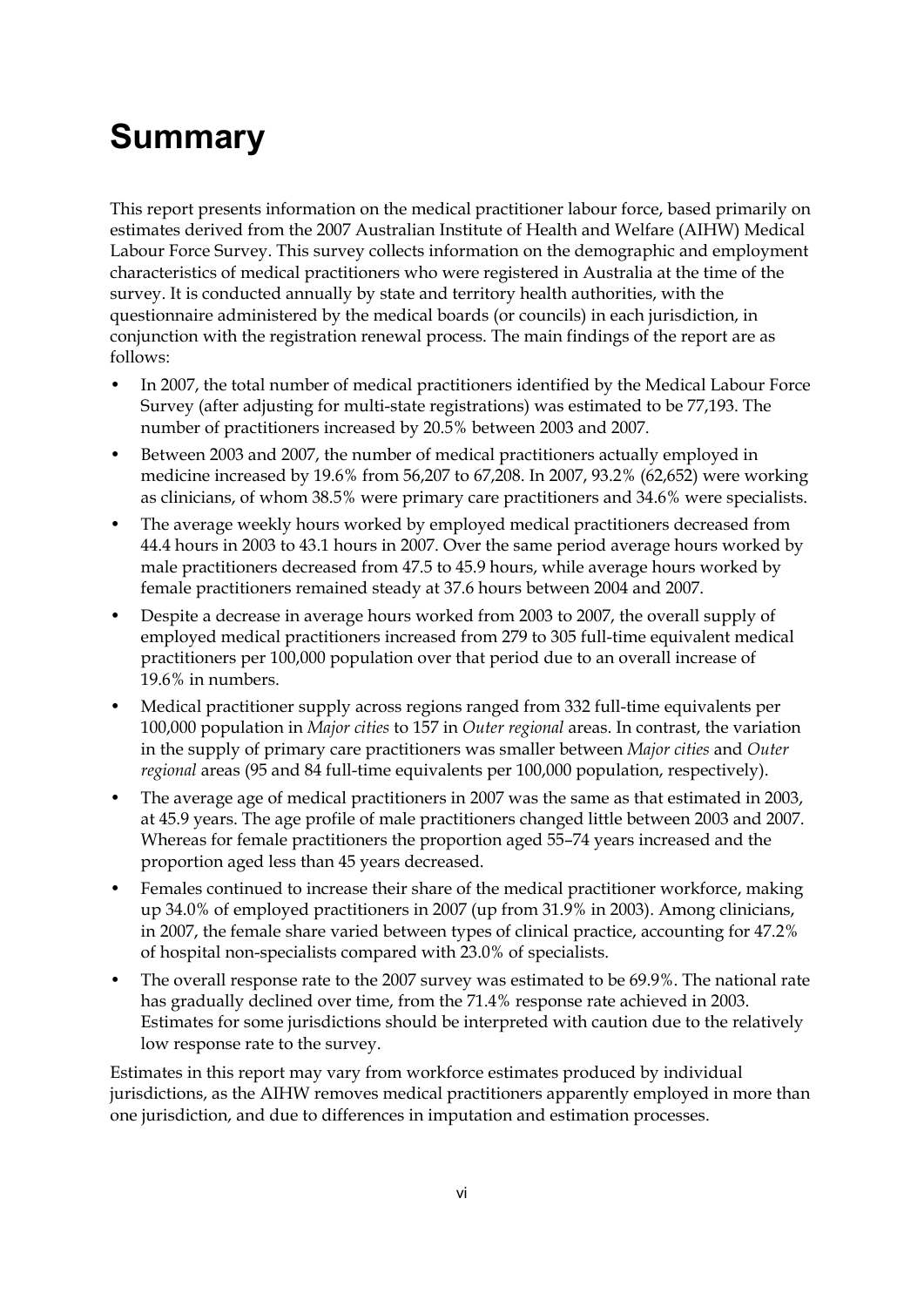# Summary

This report presents information on the medical practitioner labour force, based primarily on estimates derived from the 2007 Australian Institute of Health and Welfare (AIHW) Medical Labour Force Survey. This survey collects information on the demographic and employment characteristics of medical practitioners who were registered in Australia at the time of the survey. It is conducted annually by state and territory health authorities, with the questionnaire administered by the medical boards (or councils) in each jurisdiction, in conjunction with the registration renewal process. The main findings of the report are as follows:

- In 2007, the total number of medical practitioners identified by the Medical Labour Force Survey (after adjusting for multi-state registrations) was estimated to be 77,193. The number of practitioners increased by 20.5% between 2003 and 2007.
- Between 2003 and 2007, the number of medical practitioners actually employed in medicine increased by 19.6% from 56,207 to 67,208. In 2007, 93.2% (62,652) were working as clinicians, of whom 38.5% were primary care practitioners and 34.6% were specialists.
- The average weekly hours worked by employed medical practitioners decreased from 44.4 hours in 2003 to 43.1 hours in 2007. Over the same period average hours worked by male practitioners decreased from 47.5 to 45.9 hours, while average hours worked by female practitioners remained steady at 37.6 hours between 2004 and 2007.
- Despite a decrease in average hours worked from 2003 to 2007, the overall supply of employed medical practitioners increased from 279 to 305 full-time equivalent medical practitioners per 100,000 population over that period due to an overall increase of 19.6% in numbers.
- Medical practitioner supply across regions ranged from 332 full-time equivalents per 100,000 population in *Major cities* to 157 in *Outer regional* areas. In contrast, the variation in the supply of primary care practitioners was smaller between *Major cities* and *Outer regional* areas (95 and 84 full-time equivalents per 100,000 population, respectively).
- The average age of medical practitioners in 2007 was the same as that estimated in 2003, at 45.9 years. The age profile of male practitioners changed little between 2003 and 2007. Whereas for female practitioners the proportion aged 55–74 years increased and the proportion aged less than 45 years decreased.
- Females continued to increase their share of the medical practitioner workforce, making up 34.0% of employed practitioners in 2007 (up from 31.9% in 2003). Among clinicians, in 2007, the female share varied between types of clinical practice, accounting for 47.2% of hospital non-specialists compared with 23.0% of specialists.
- The overall response rate to the 2007 survey was estimated to be 69.9%. The national rate has gradually declined over time, from the 71.4% response rate achieved in 2003. Estimates for some jurisdictions should be interpreted with caution due to the relatively low response rate to the survey.

Estimates in this report may vary from workforce estimates produced by individual jurisdictions, as the AIHW removes medical practitioners apparently employed in more than one jurisdiction, and due to differences in imputation and estimation processes.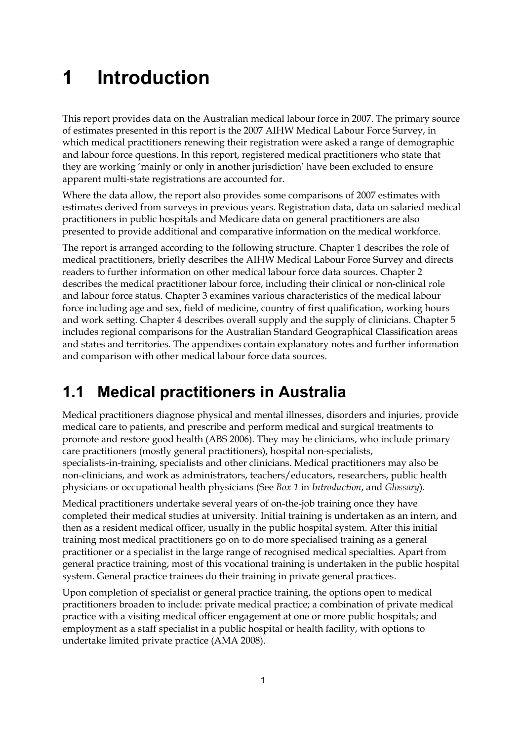# 1 Introduction

This report provides data on the Australian medical labour force in 2007. The primary source of estimates presented in this report is the 2007 AIHW Medical Labour Force Survey, in which medical practitioners renewing their registration were asked a range of demographic and labour force questions. In this report, registered medical practitioners who state that they are working 'mainly or only in another jurisdiction' have been excluded to ensure apparent multi-state registrations are accounted for.

Where the data allow, the report also provides some comparisons of 2007 estimates with estimates derived from surveys in previous years. Registration data, data on salaried medical practitioners in public hospitals and Medicare data on general practitioners are also presented to provide additional and comparative information on the medical workforce.

The report is arranged according to the following structure. Chapter 1 describes the role of medical practitioners, briefly describes the AIHW Medical Labour Force Survey and directs readers to further information on other medical labour force data sources. Chapter 2 describes the medical practitioner labour force, including their clinical or non-clinical role and labour force status. Chapter 3 examines various characteristics of the medical labour force including age and sex, field of medicine, country of first qualification, working hours and work setting. Chapter 4 describes overall supply and the supply of clinicians. Chapter 5 includes regional comparisons for the Australian Standard Geographical Classification areas and states and territories. The appendixes contain explanatory notes and further information and comparison with other medical labour force data sources.

## 1.1 Medical practitioners in Australia

Medical practitioners diagnose physical and mental illnesses, disorders and injuries, provide medical care to patients, and prescribe and perform medical and surgical treatments to promote and restore good health (ABS 2006). They may be clinicians, who include primary care practitioners (mostly general practitioners), hospital non-specialists, specialists-in-training, specialists and other clinicians. Medical practitioners may also be non-clinicians, and work as administrators, teachers/educators, researchers, public health physicians or occupational health physicians (See *Box 1* in *Introduction*, and *Glossary*).

Medical practitioners undertake several years of on-the-job training once they have completed their medical studies at university. Initial training is undertaken as an intern, and then as a resident medical officer, usually in the public hospital system. After this initial training most medical practitioners go on to do more specialised training as a general practitioner or a specialist in the large range of recognised medical specialties. Apart from general practice training, most of this vocational training is undertaken in the public hospital system. General practice trainees do their training in private general practices.

Upon completion of specialist or general practice training, the options open to medical practitioners broaden to include: private medical practice; a combination of private medical practice with a visiting medical officer engagement at one or more public hospitals; and employment as a staff specialist in a public hospital or health facility, with options to undertake limited private practice (AMA 2008).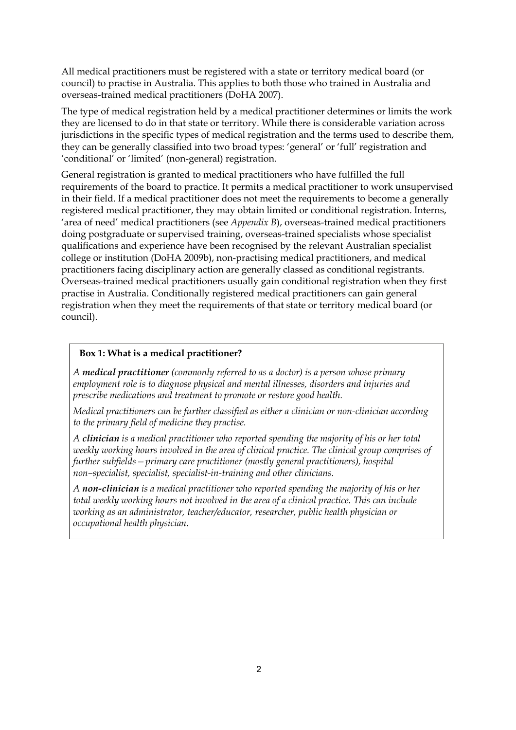All medical practitioners must be registered with a state or territory medical board (or council) to practise in Australia. This applies to both those who trained in Australia and overseas-trained medical practitioners (DoHA 2007).

The type of medical registration held by a medical practitioner determines or limits the work they are licensed to do in that state or territory. While there is considerable variation across jurisdictions in the specific types of medical registration and the terms used to describe them, they can be generally classified into two broad types: 'general' or 'full' registration and 'conditional' or 'limited' (non-general) registration.

General registration is granted to medical practitioners who have fulfilled the full requirements of the board to practice. It permits a medical practitioner to work unsupervised in their field. If a medical practitioner does not meet the requirements to become a generally registered medical practitioner, they may obtain limited or conditional registration. Interns, 'area of need' medical practitioners (see *Appendix B*), overseas-trained medical practitioners doing postgraduate or supervised training, overseas-trained specialists whose specialist qualifications and experience have been recognised by the relevant Australian specialist college or institution (DoHA 2009b), non-practising medical practitioners, and medical practitioners facing disciplinary action are generally classed as conditional registrants. Overseas-trained medical practitioners usually gain conditional registration when they first practise in Australia. Conditionally registered medical practitioners can gain general registration when they meet the requirements of that state or territory medical board (or council).

**Box 1: What is a medical practitioner?**

*A **medical practitioner** (commonly referred to as a doctor) is a person whose primary employment role is to diagnose physical and mental illnesses, disorders and injuries and prescribe medications and treatment to promote or restore good health.*

*Medical practitioners can be further classified as either a clinician or non-clinician according to the primary field of medicine they practise.*

*A **clinician** is a medical practitioner who reported spending the majority of his or her total weekly working hours involved in the area of clinical practice. The clinical group comprises of further subfields—primary care practitioner (mostly general practitioners), hospital non–specialist, specialist, specialist-in-training and other clinicians.*

*A **non-clinician** is a medical practitioner who reported spending the majority of his or her total weekly working hours not involved in the area of a clinical practice. This can include working as an administrator, teacher/educator, researcher, public health physician or occupational health physician.*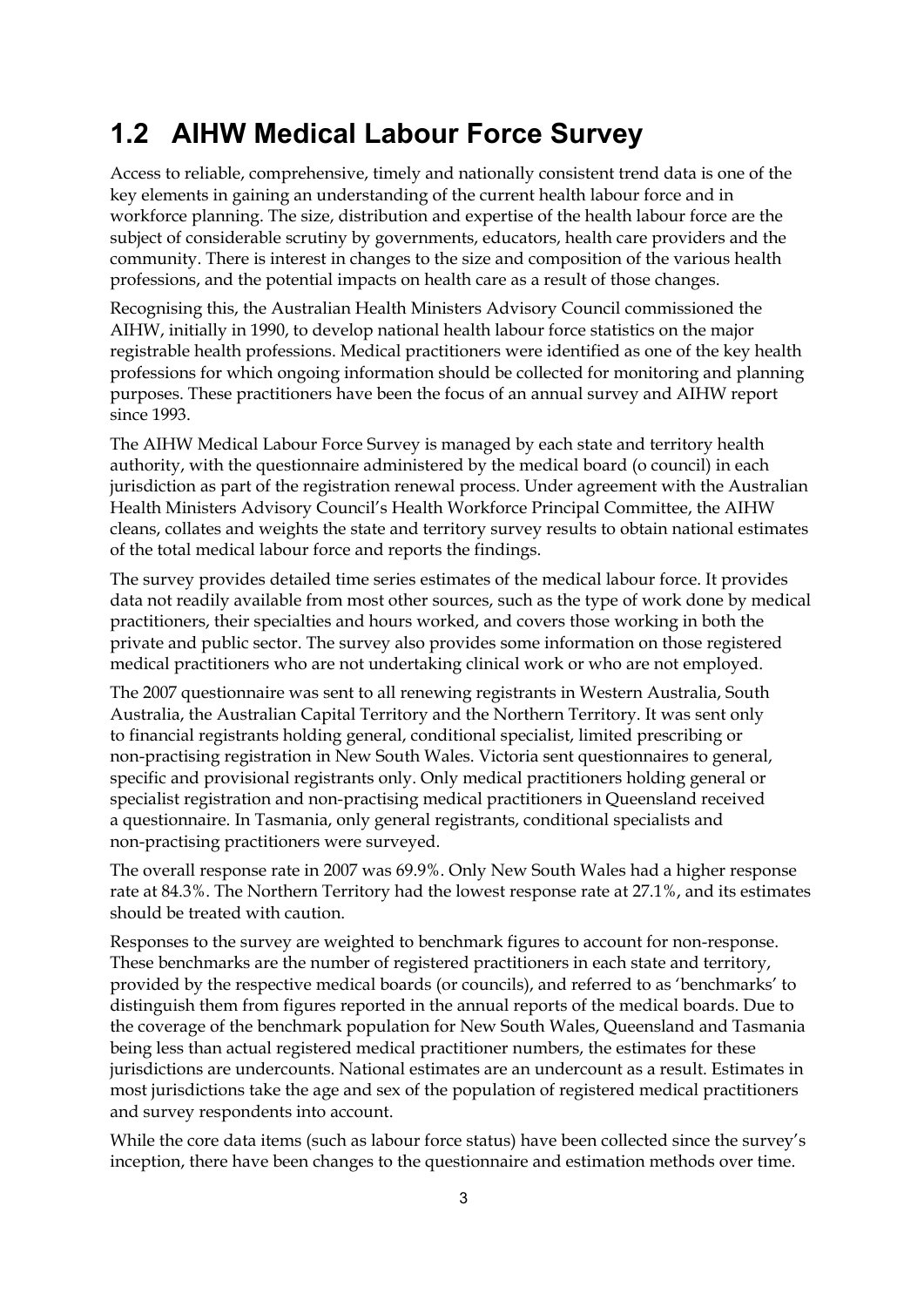## 1.2 AIHW Medical Labour Force Survey

Access to reliable, comprehensive, timely and nationally consistent trend data is one of the key elements in gaining an understanding of the current health labour force and in workforce planning. The size, distribution and expertise of the health labour force are the subject of considerable scrutiny by governments, educators, health care providers and the community. There is interest in changes to the size and composition of the various health professions, and the potential impacts on health care as a result of those changes.

Recognising this, the Australian Health Ministers Advisory Council commissioned the AIHW, initially in 1990, to develop national health labour force statistics on the major registrable health professions. Medical practitioners were identified as one of the key health professions for which ongoing information should be collected for monitoring and planning purposes. These practitioners have been the focus of an annual survey and AIHW report since 1993.

The AIHW Medical Labour Force Survey is managed by each state and territory health authority, with the questionnaire administered by the medical board (o council) in each jurisdiction as part of the registration renewal process. Under agreement with the Australian Health Ministers Advisory Council's Health Workforce Principal Committee, the AIHW cleans, collates and weights the state and territory survey results to obtain national estimates of the total medical labour force and reports the findings.

The survey provides detailed time series estimates of the medical labour force. It provides data not readily available from most other sources, such as the type of work done by medical practitioners, their specialties and hours worked, and covers those working in both the private and public sector. The survey also provides some information on those registered medical practitioners who are not undertaking clinical work or who are not employed.

The 2007 questionnaire was sent to all renewing registrants in Western Australia, South Australia, the Australian Capital Territory and the Northern Territory. It was sent only to financial registrants holding general, conditional specialist, limited prescribing or non-practising registration in New South Wales. Victoria sent questionnaires to general, specific and provisional registrants only. Only medical practitioners holding general or specialist registration and non-practising medical practitioners in Queensland received a questionnaire. In Tasmania, only general registrants, conditional specialists and non-practising practitioners were surveyed.

The overall response rate in 2007 was 69.9%. Only New South Wales had a higher response rate at 84.3%. The Northern Territory had the lowest response rate at 27.1%, and its estimates should be treated with caution.

Responses to the survey are weighted to benchmark figures to account for non-response. These benchmarks are the number of registered practitioners in each state and territory, provided by the respective medical boards (or councils), and referred to as 'benchmarks' to distinguish them from figures reported in the annual reports of the medical boards. Due to the coverage of the benchmark population for New South Wales, Queensland and Tasmania being less than actual registered medical practitioner numbers, the estimates for these jurisdictions are undercounts. National estimates are an undercount as a result. Estimates in most jurisdictions take the age and sex of the population of registered medical practitioners and survey respondents into account.

While the core data items (such as labour force status) have been collected since the survey's inception, there have been changes to the questionnaire and estimation methods over time.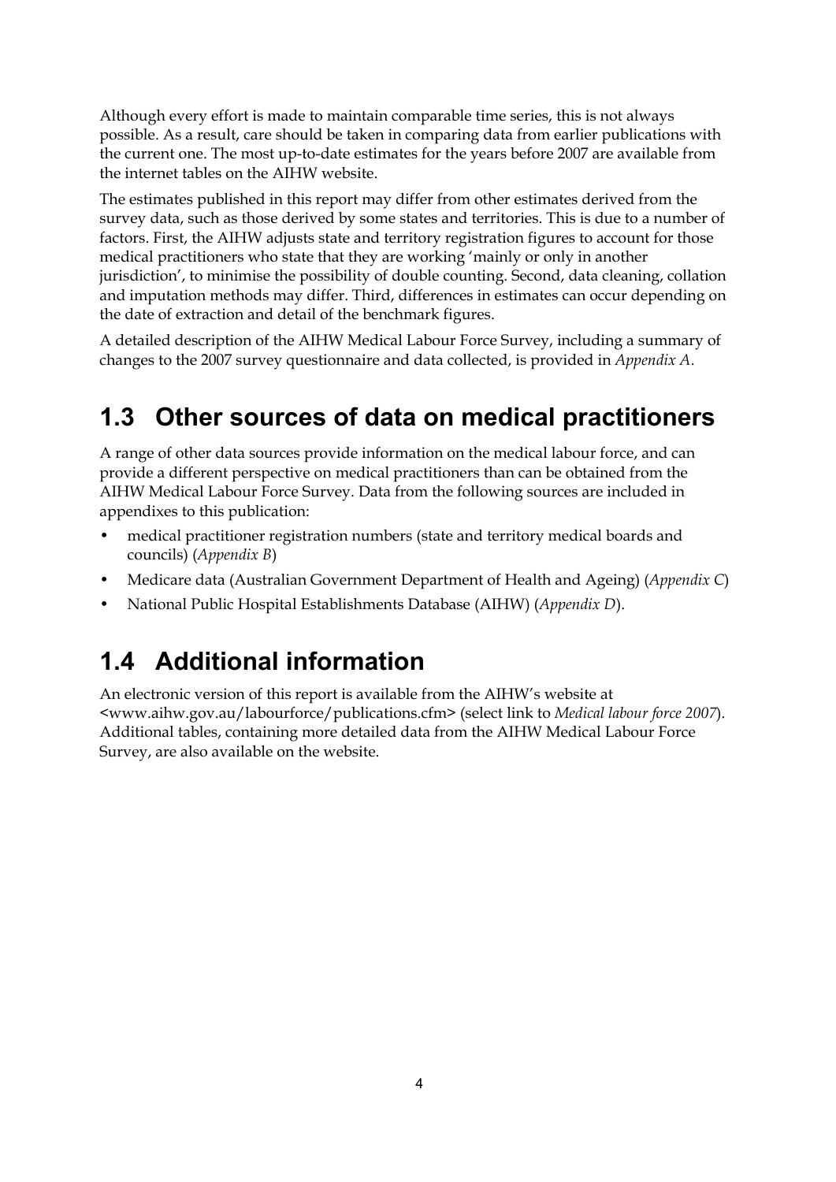Although every effort is made to maintain comparable time series, this is not always possible. As a result, care should be taken in comparing data from earlier publications with the current one. The most up-to-date estimates for the years before 2007 are available from the internet tables on the AIHW website.

The estimates published in this report may differ from other estimates derived from the survey data, such as those derived by some states and territories. This is due to a number of factors. First, the AIHW adjusts state and territory registration figures to account for those medical practitioners who state that they are working 'mainly or only in another jurisdiction', to minimise the possibility of double counting. Second, data cleaning, collation and imputation methods may differ. Third, differences in estimates can occur depending on the date of extraction and detail of the benchmark figures.

A detailed description of the AIHW Medical Labour Force Survey, including a summary of changes to the 2007 survey questionnaire and data collected, is provided in *Appendix A*.

## 1.3 Other sources of data on medical practitioners

A range of other data sources provide information on the medical labour force, and can provide a different perspective on medical practitioners than can be obtained from the AIHW Medical Labour Force Survey. Data from the following sources are included in appendixes to this publication:

- medical practitioner registration numbers (state and territory medical boards and councils) (*Appendix B*)
- Medicare data (Australian Government Department of Health and Ageing) (*Appendix C*)
- National Public Hospital Establishments Database (AIHW) (*Appendix D*).

## 1.4 Additional information

An electronic version of this report is available from the AIHW's website at <www.aihw.gov.au/labourforce/publications.cfm> (select link to *Medical labour force 2007*). Additional tables, containing more detailed data from the AIHW Medical Labour Force Survey, are also available on the website.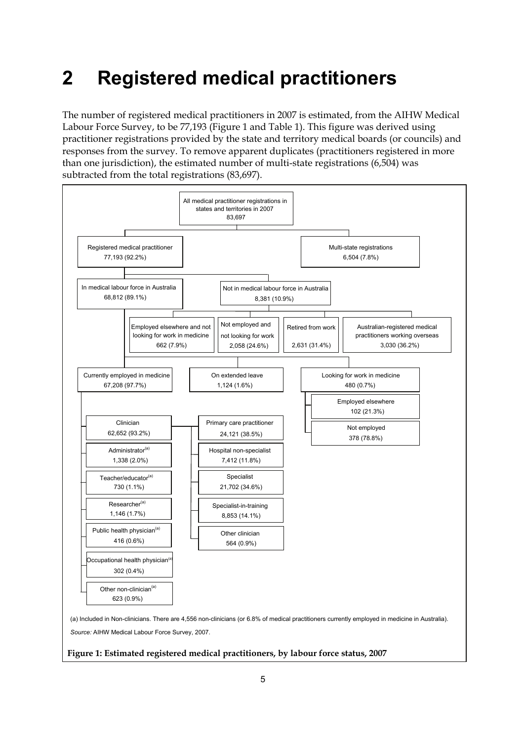# 2 Registered medical practitioners

The number of registered medical practitioners in 2007 is estimated, from the AIHW Medical Labour Force Survey, to be 77,193 (Figure 1 and Table 1). This figure was derived using practitioner registrations provided by the state and territory medical boards (or councils) and responses from the survey. To remove apparent duplicates (practitioners registered in more than one jurisdiction), the estimated number of multi-state registrations (6,504) was subtracted from the total registrations (83,697).

- All medical practitioner registrations in states and territories in 2007: 83,697
  - Registered medical practitioner: 77,193 (92.2%)
    - In medical labour force in Australia: 68,812 (89.1%)
      - Currently employed in medicine: 67,208 (97.7%)
        - Clinician: 62,652 (93.2%)
          - Primary care practitioner: 24,121 (38.5%)
          - Hospital non-specialist: 7,412 (11.8%)
          - Specialist: 21,702 (34.6%)
          - Specialist-in-training: 8,853 (14.1%)
          - Other clinician: 564 (0.9%)
        - Administrator[(a)]: 1,338 (2.0%)
        - Teacher/educator[(a)]: 730 (1.1%)
        - Researcher[(a)]: 1,146 (1.7%)
        - Public health physician[(a)]: 416 (0.6%)
        - Occupational health physician[(a)]: 302 (0.4%)
        - Other non-clinician[(a)]: 623 (0.9%)
      - On extended leave: 1,124 (1.6%)
      - Looking for work in medicine: 480 (0.7%)
        - Employed elsewhere: 102 (21.3%)
        - Not employed: 378 (78.8%)
    - Not in medical labour force in Australia: 8,381 (10.9%)
      - Employed elsewhere and not looking for work in medicine: 662 (7.9%)
      - Not employed and not looking for work: 2,058 (24.6%)
      - Retired from work: 2,631 (31.4%)
      - Australian-registered medical practitioners working overseas: 3,030 (36.2%)
  - Multi-state registrations: 6,504 (7.8%)

(a) Included in Non-clinicians. There are 4,556 non-clinicians (or 6.8% of medical practitioners currently employed in medicine in Australia).

*Source:* AIHW Medical Labour Force Survey, 2007.

**Figure 1: Estimated registered medical practitioners, by labour force status, 2007**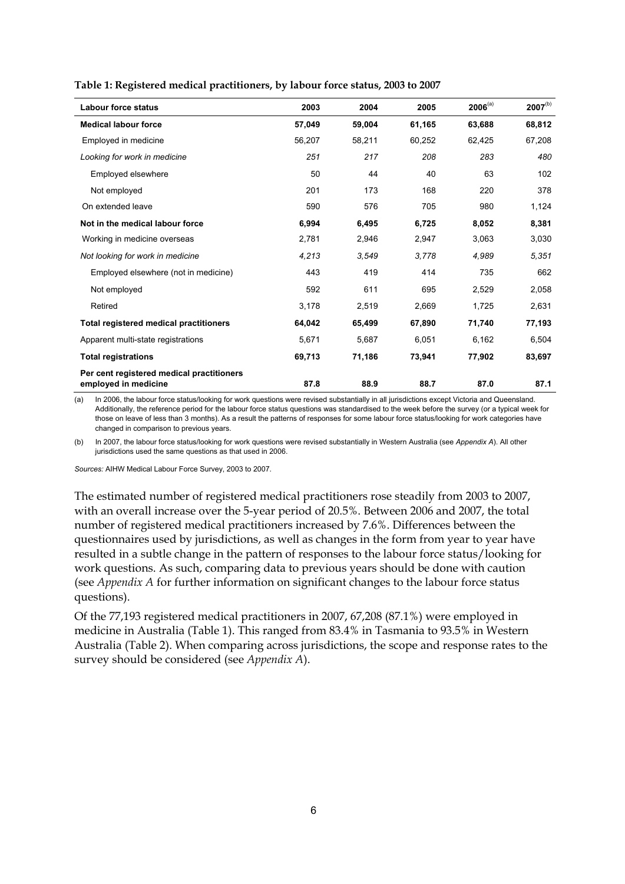**Table 1: Registered medical practitioners, by labour force status, 2003 to 2007**

| Labour force status | 2003 | 2004 | 2005 | 2006[(a)] | 2007[(b)] |
|---|---|---|---|---|---|
| **Medical labour force** | **57,049** | **59,004** | **61,165** | **63,688** | **68,812** |
| Employed in medicine | 56,207 | 58,211 | 60,252 | 62,425 | 67,208 |
| *Looking for work in medicine* | *251* | *217* | *208* | *283* | *480* |
| Employed elsewhere | 50 | 44 | 40 | 63 | 102 |
| Not employed | 201 | 173 | 168 | 220 | 378 |
| On extended leave | 590 | 576 | 705 | 980 | 1,124 |
| **Not in the medical labour force** | **6,994** | **6,495** | **6,725** | **8,052** | **8,381** |
| Working in medicine overseas | 2,781 | 2,946 | 2,947 | 3,063 | 3,030 |
| *Not looking for work in medicine* | *4,213* | *3,549* | *3,778* | *4,989* | *5,351* |
| Employed elsewhere (not in medicine) | 443 | 419 | 414 | 735 | 662 |
| Not employed | 592 | 611 | 695 | 2,529 | 2,058 |
| Retired | 3,178 | 2,519 | 2,669 | 1,725 | 2,631 |
| **Total registered medical practitioners** | **64,042** | **65,499** | **67,890** | **71,740** | **77,193** |
| Apparent multi-state registrations | 5,671 | 5,687 | 6,051 | 6,162 | 6,504 |
| **Total registrations** | **69,713** | **71,186** | **73,941** | **77,902** | **83,697** |
| **Per cent registered medical practitioners employed in medicine** | **87.8** | **88.9** | **88.7** | **87.0** | **87.1** |

(a) In 2006, the labour force status/looking for work questions were revised substantially in all jurisdictions except Victoria and Queensland. Additionally, the reference period for the labour force status questions was standardised to the week before the survey (or a typical week for those on leave of less than 3 months). As a result the patterns of responses for some labour force status/looking for work categories have changed in comparison to previous years.

(b) In 2007, the labour force status/looking for work questions were revised substantially in Western Australia (see *Appendix A*). All other jurisdictions used the same questions as that used in 2006.

*Sources:* AIHW Medical Labour Force Survey, 2003 to 2007.

The estimated number of registered medical practitioners rose steadily from 2003 to 2007, with an overall increase over the 5-year period of 20.5%. Between 2006 and 2007, the total number of registered medical practitioners increased by 7.6%. Differences between the questionnaires used by jurisdictions, as well as changes in the form from year to year have resulted in a subtle change in the pattern of responses to the labour force status/looking for work questions. As such, comparing data to previous years should be done with caution (see *Appendix A* for further information on significant changes to the labour force status questions).

Of the 77,193 registered medical practitioners in 2007, 67,208 (87.1%) were employed in medicine in Australia (Table 1). This ranged from 83.4% in Tasmania to 93.5% in Western Australia (Table 2). When comparing across jurisdictions, the scope and response rates to the survey should be considered (see *Appendix A*).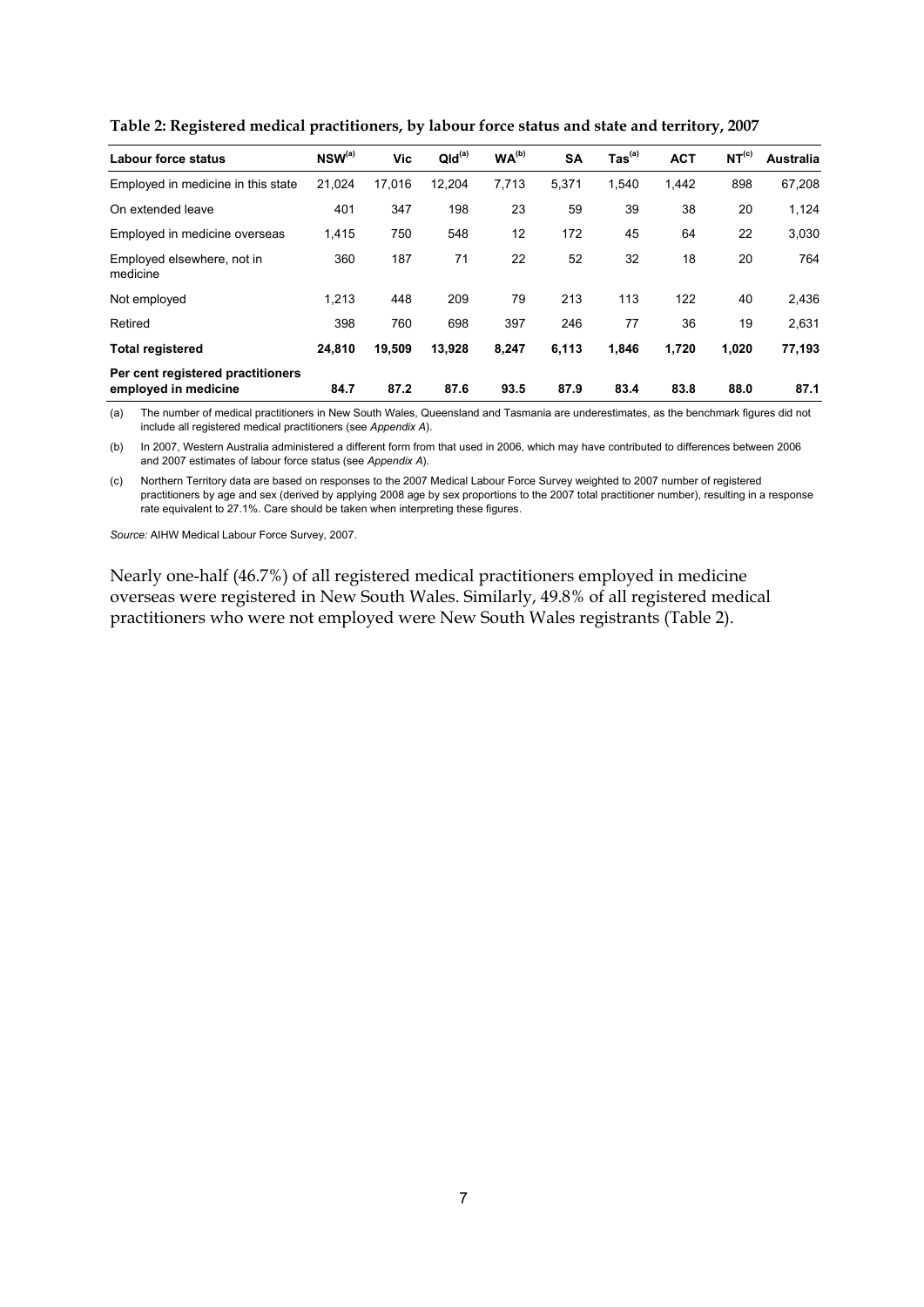**Table 2: Registered medical practitioners, by labour force status and state and territory, 2007**

| Labour force status | NSW[(a)] | Vic | Qld[(a)] | WA[(b)] | SA | Tas[(a)] | ACT | NT[(c)] | Australia |
|---|---|---|---|---|---|---|---|---|---|
| Employed in medicine in this state | 21,024 | 17,016 | 12,204 | 7,713 | 5,371 | 1,540 | 1,442 | 898 | 67,208 |
| On extended leave | 401 | 347 | 198 | 23 | 59 | 39 | 38 | 20 | 1,124 |
| Employed in medicine overseas | 1,415 | 750 | 548 | 12 | 172 | 45 | 64 | 22 | 3,030 |
| Employed elsewhere, not in medicine | 360 | 187 | 71 | 22 | 52 | 32 | 18 | 20 | 764 |
| Not employed | 1,213 | 448 | 209 | 79 | 213 | 113 | 122 | 40 | 2,436 |
| Retired | 398 | 760 | 698 | 397 | 246 | 77 | 36 | 19 | 2,631 |
| **Total registered** | **24,810** | **19,509** | **13,928** | **8,247** | **6,113** | **1,846** | **1,720** | **1,020** | **77,193** |
| **Per cent registered practitioners employed in medicine** | **84.7** | **87.2** | **87.6** | **93.5** | **87.9** | **83.4** | **83.8** | **88.0** | **87.1** |

(a) The number of medical practitioners in New South Wales, Queensland and Tasmania are underestimates, as the benchmark figures did not include all registered medical practitioners (see *Appendix A*).

(b) In 2007, Western Australia administered a different form from that used in 2006, which may have contributed to differences between 2006 and 2007 estimates of labour force status (see *Appendix A*).

(c) Northern Territory data are based on responses to the 2007 Medical Labour Force Survey weighted to 2007 number of registered practitioners by age and sex (derived by applying 2008 age by sex proportions to the 2007 total practitioner number), resulting in a response rate equivalent to 27.1%. Care should be taken when interpreting these figures.

*Source:* AIHW Medical Labour Force Survey, 2007.

Nearly one-half (46.7%) of all registered medical practitioners employed in medicine overseas were registered in New South Wales. Similarly, 49.8% of all registered medical practitioners who were not employed were New South Wales registrants (Table 2).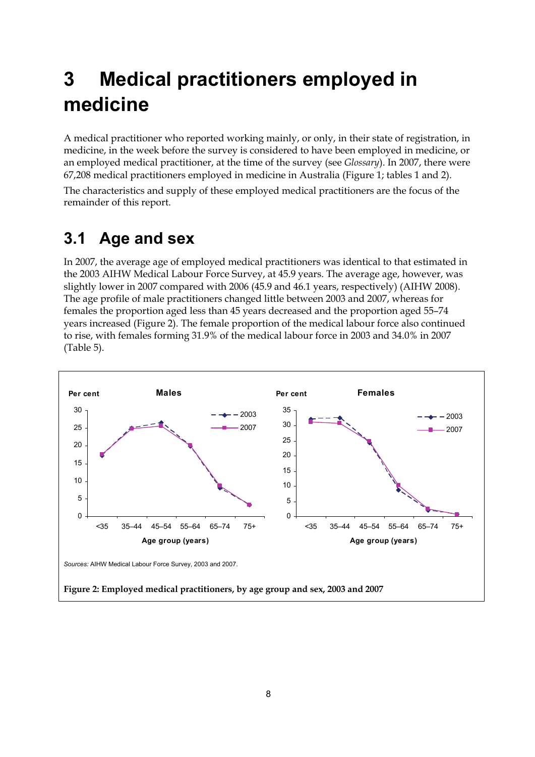# 3 Medical practitioners employed in medicine

A medical practitioner who reported working mainly, or only, in their state of registration, in medicine, in the week before the survey is considered to have been employed in medicine, or an employed medical practitioner, at the time of the survey (see *Glossary*). In 2007, there were 67,208 medical practitioners employed in medicine in Australia (Figure 1; tables 1 and 2).

The characteristics and supply of these employed medical practitioners are the focus of the remainder of this report.

## 3.1 Age and sex

In 2007, the average age of employed medical practitioners was identical to that estimated in the 2003 AIHW Medical Labour Force Survey, at 45.9 years. The average age, however, was slightly lower in 2007 compared with 2006 (45.9 and 46.1 years, respectively) (AIHW 2008). The age profile of male practitioners changed little between 2003 and 2007, whereas for females the proportion aged less than 45 years decreased and the proportion aged 55–74 years increased (Figure 2). The female proportion of the medical labour force also continued to rise, with females forming 31.9% of the medical labour force in 2003 and 34.0% in 2007 (Table 5).

*Sources:* AIHW Medical Labour Force Survey, 2003 and 2007.

**Figure 2: Employed medical practitioners, by age group and sex, 2003 and 2007**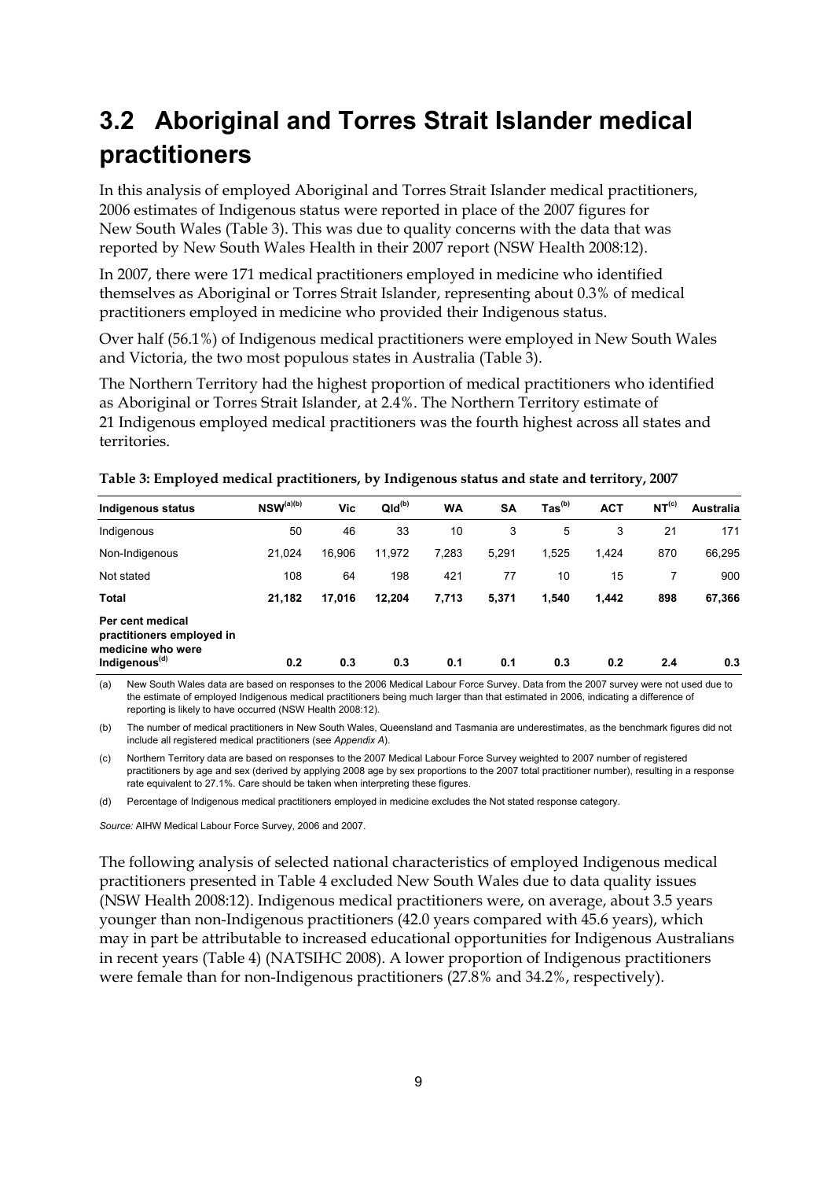## 3.2 Aboriginal and Torres Strait Islander medical practitioners

In this analysis of employed Aboriginal and Torres Strait Islander medical practitioners, 2006 estimates of Indigenous status were reported in place of the 2007 figures for New South Wales (Table 3). This was due to quality concerns with the data that was reported by New South Wales Health in their 2007 report (NSW Health 2008:12).

In 2007, there were 171 medical practitioners employed in medicine who identified themselves as Aboriginal or Torres Strait Islander, representing about 0.3% of medical practitioners employed in medicine who provided their Indigenous status.

Over half (56.1%) of Indigenous medical practitioners were employed in New South Wales and Victoria, the two most populous states in Australia (Table 3).

The Northern Territory had the highest proportion of medical practitioners who identified as Aboriginal or Torres Strait Islander, at 2.4%. The Northern Territory estimate of 21 Indigenous employed medical practitioners was the fourth highest across all states and territories.

**Table 3: Employed medical practitioners, by Indigenous status and state and territory, 2007**

| Indigenous status | NSW[(a)(b)] | Vic | Qld[(b)] | WA | SA | Tas[(b)] | ACT | NT[(c)] | Australia |
|---|---|---|---|---|---|---|---|---|---|
| Indigenous | 50 | 46 | 33 | 10 | 3 | 5 | 3 | 21 | 171 |
| Non-Indigenous | 21,024 | 16,906 | 11,972 | 7,283 | 5,291 | 1,525 | 1,424 | 870 | 66,295 |
| Not stated | 108 | 64 | 198 | 421 | 77 | 10 | 15 | 7 | 900 |
| **Total** | **21,182** | **17,016** | **12,204** | **7,713** | **5,371** | **1,540** | **1,442** | **898** | **67,366** |
| **Per cent medical practitioners employed in medicine who were Indigenous[(d)]** | **0.2** | **0.3** | **0.3** | **0.1** | **0.1** | **0.3** | **0.2** | **2.4** | **0.3** |

(a) New South Wales data are based on responses to the 2006 Medical Labour Force Survey. Data from the 2007 survey were not used due to the estimate of employed Indigenous medical practitioners being much larger than that estimated in 2006, indicating a difference of reporting is likely to have occurred (NSW Health 2008:12).

(b) The number of medical practitioners in New South Wales, Queensland and Tasmania are underestimates, as the benchmark figures did not include all registered medical practitioners (see *Appendix A*).

(c) Northern Territory data are based on responses to the 2007 Medical Labour Force Survey weighted to 2007 number of registered practitioners by age and sex (derived by applying 2008 age by sex proportions to the 2007 total practitioner number), resulting in a response rate equivalent to 27.1%. Care should be taken when interpreting these figures.

(d) Percentage of Indigenous medical practitioners employed in medicine excludes the Not stated response category.

*Source:* AIHW Medical Labour Force Survey, 2006 and 2007.

The following analysis of selected national characteristics of employed Indigenous medical practitioners presented in Table 4 excluded New South Wales due to data quality issues (NSW Health 2008:12). Indigenous medical practitioners were, on average, about 3.5 years younger than non-Indigenous practitioners (42.0 years compared with 45.6 years), which may in part be attributable to increased educational opportunities for Indigenous Australians in recent years (Table 4) (NATSIHC 2008). A lower proportion of Indigenous practitioners were female than for non-Indigenous practitioners (27.8% and 34.2%, respectively).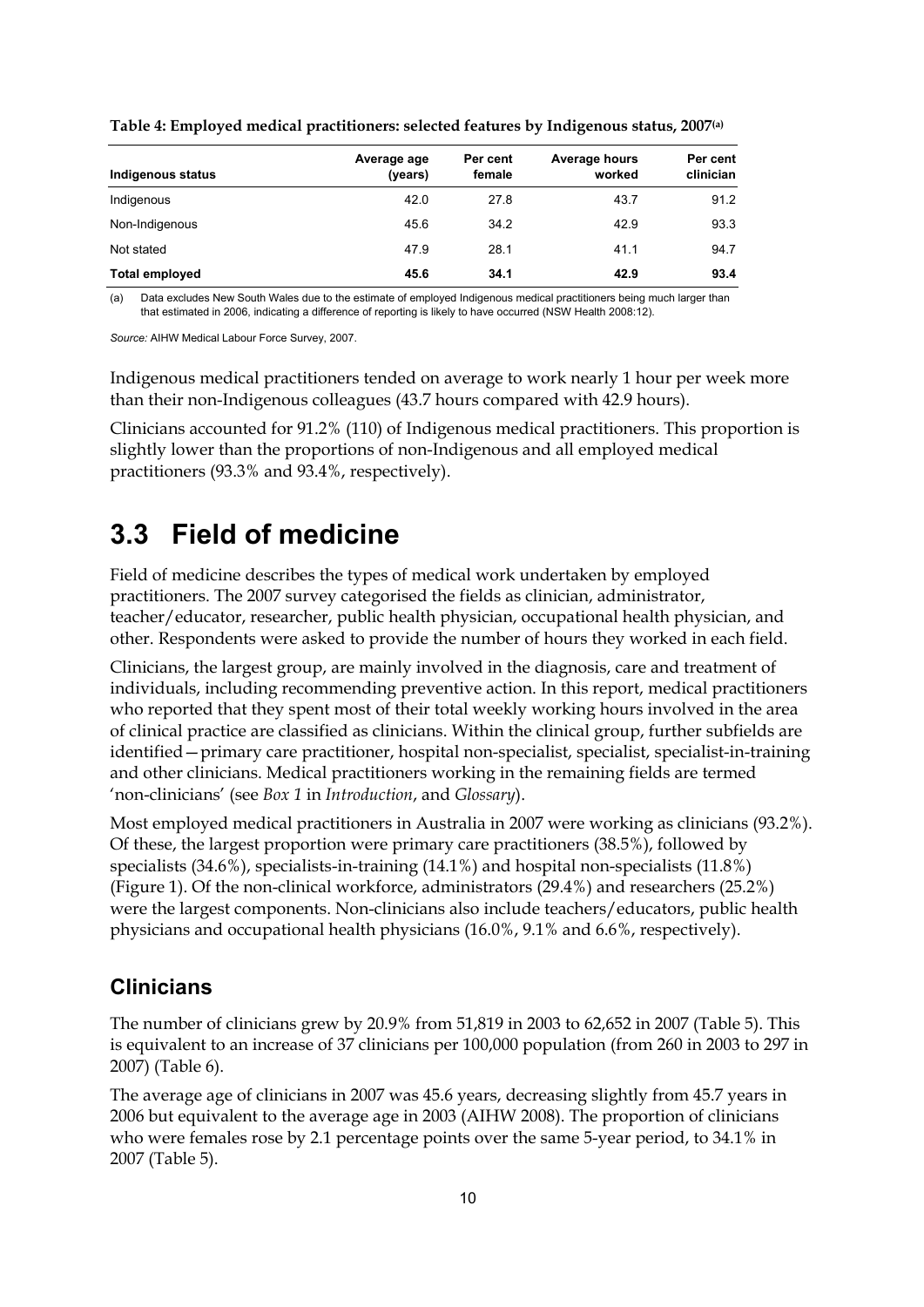**Table 4: Employed medical practitioners: selected features by Indigenous status, 2007[(a)]**

| Indigenous status | Average age (years) | Per cent female | Average hours worked | Per cent clinician |
|---|---|---|---|---|
| Indigenous | 42.0 | 27.8 | 43.7 | 91.2 |
| Non-Indigenous | 45.6 | 34.2 | 42.9 | 93.3 |
| Not stated | 47.9 | 28.1 | 41.1 | 94.7 |
| **Total employed** | **45.6** | **34.1** | **42.9** | **93.4** |

(a) Data excludes New South Wales due to the estimate of employed Indigenous medical practitioners being much larger than that estimated in 2006, indicating a difference of reporting is likely to have occurred (NSW Health 2008:12).

*Source:* AIHW Medical Labour Force Survey, 2007.

Indigenous medical practitioners tended on average to work nearly 1 hour per week more than their non-Indigenous colleagues (43.7 hours compared with 42.9 hours).

Clinicians accounted for 91.2% (110) of Indigenous medical practitioners. This proportion is slightly lower than the proportions of non-Indigenous and all employed medical practitioners (93.3% and 93.4%, respectively).

# 3.3 Field of medicine

Field of medicine describes the types of medical work undertaken by employed practitioners. The 2007 survey categorised the fields as clinician, administrator, teacher/educator, researcher, public health physician, occupational health physician, and other. Respondents were asked to provide the number of hours they worked in each field.

Clinicians, the largest group, are mainly involved in the diagnosis, care and treatment of individuals, including recommending preventive action. In this report, medical practitioners who reported that they spent most of their total weekly working hours involved in the area of clinical practice are classified as clinicians. Within the clinical group, further subfields are identified—primary care practitioner, hospital non-specialist, specialist, specialist-in-training and other clinicians. Medical practitioners working in the remaining fields are termed 'non-clinicians' (see *Box 1* in *Introduction*, and *Glossary*).

Most employed medical practitioners in Australia in 2007 were working as clinicians (93.2%). Of these, the largest proportion were primary care practitioners (38.5%), followed by specialists (34.6%), specialists-in-training (14.1%) and hospital non-specialists (11.8%) (Figure 1). Of the non-clinical workforce, administrators (29.4%) and researchers (25.2%) were the largest components. Non-clinicians also include teachers/educators, public health physicians and occupational health physicians (16.0%, 9.1% and 6.6%, respectively).

## Clinicians

The number of clinicians grew by 20.9% from 51,819 in 2003 to 62,652 in 2007 (Table 5). This is equivalent to an increase of 37 clinicians per 100,000 population (from 260 in 2003 to 297 in 2007) (Table 6).

The average age of clinicians in 2007 was 45.6 years, decreasing slightly from 45.7 years in 2006 but equivalent to the average age in 2003 (AIHW 2008). The proportion of clinicians who were females rose by 2.1 percentage points over the same 5-year period, to 34.1% in 2007 (Table 5).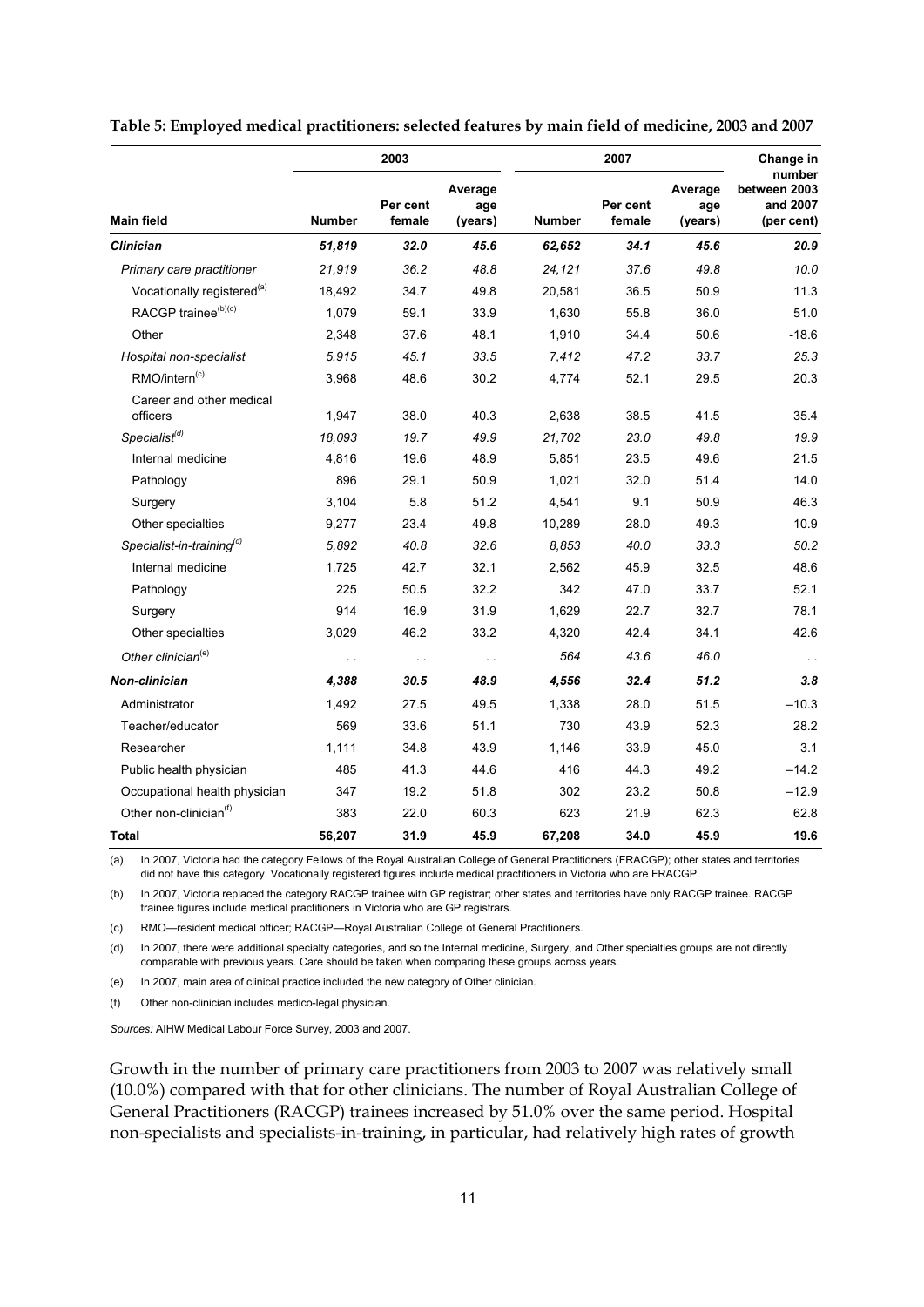**Table 5: Employed medical practitioners: selected features by main field of medicine, 2003 and 2007**

| | 2003 | | | 2007 | | | Change in number between 2003 and 2007 (per cent) |
|---|---|---|---|---|---|---|---|
| **Main field** | **Number** | **Per cent female** | **Average age (years)** | **Number** | **Per cent female** | **Average age (years)** | |
| ***Clinician*** | ***51,819*** | ***32.0*** | ***45.6*** | ***62,652*** | ***34.1*** | ***45.6*** | ***20.9*** |
| *Primary care practitioner* | *21,919* | *36.2* | *48.8* | *24,121* | *37.6* | *49.8* | *10.0* |
| Vocationally registered[(a)] | 18,492 | 34.7 | 49.8 | 20,581 | 36.5 | 50.9 | 11.3 |
| RACGP trainee[(b)(c)] | 1,079 | 59.1 | 33.9 | 1,630 | 55.8 | 36.0 | 51.0 |
| Other | 2,348 | 37.6 | 48.1 | 1,910 | 34.4 | 50.6 | -18.6 |
| *Hospital non-specialist* | *5,915* | *45.1* | *33.5* | *7,412* | *47.2* | *33.7* | *25.3* |
| RMO/intern[(c)] | 3,968 | 48.6 | 30.2 | 4,774 | 52.1 | 29.5 | 20.3 |
| Career and other medical officers | 1,947 | 38.0 | 40.3 | 2,638 | 38.5 | 41.5 | 35.4 |
| *Specialist[(d)]* | *18,093* | *19.7* | *49.9* | *21,702* | *23.0* | *49.8* | *19.9* |
| Internal medicine | 4,816 | 19.6 | 48.9 | 5,851 | 23.5 | 49.6 | 21.5 |
| Pathology | 896 | 29.1 | 50.9 | 1,021 | 32.0 | 51.4 | 14.0 |
| Surgery | 3,104 | 5.8 | 51.2 | 4,541 | 9.1 | 50.9 | 46.3 |
| Other specialties | 9,277 | 23.4 | 49.8 | 10,289 | 28.0 | 49.3 | 10.9 |
| *Specialist-in-training[(d)]* | *5,892* | *40.8* | *32.6* | *8,853* | *40.0* | *33.3* | *50.2* |
| Internal medicine | 1,725 | 42.7 | 32.1 | 2,562 | 45.9 | 32.5 | 48.6 |
| Pathology | 225 | 50.5 | 32.2 | 342 | 47.0 | 33.7 | 52.1 |
| Surgery | 914 | 16.9 | 31.9 | 1,629 | 22.7 | 32.7 | 78.1 |
| Other specialties | 3,029 | 46.2 | 33.2 | 4,320 | 42.4 | 34.1 | 42.6 |
| *Other clinician[(e)]* | . . | . . | . . | *564* | *43.6* | *46.0* | . . |
| ***Non-clinician*** | ***4,388*** | ***30.5*** | ***48.9*** | ***4,556*** | ***32.4*** | ***51.2*** | ***3.8*** |
| Administrator | 1,492 | 27.5 | 49.5 | 1,338 | 28.0 | 51.5 | –10.3 |
| Teacher/educator | 569 | 33.6 | 51.1 | 730 | 43.9 | 52.3 | 28.2 |
| Researcher | 1,111 | 34.8 | 43.9 | 1,146 | 33.9 | 45.0 | 3.1 |
| Public health physician | 485 | 41.3 | 44.6 | 416 | 44.3 | 49.2 | –14.2 |
| Occupational health physician | 347 | 19.2 | 51.8 | 302 | 23.2 | 50.8 | –12.9 |
| Other non-clinician[(f)] | 383 | 22.0 | 60.3 | 623 | 21.9 | 62.3 | 62.8 |
| **Total** | **56,207** | **31.9** | **45.9** | **67,208** | **34.0** | **45.9** | **19.6** |

(a) In 2007, Victoria had the category Fellows of the Royal Australian College of General Practitioners (FRACGP); other states and territories did not have this category. Vocationally registered figures include medical practitioners in Victoria who are FRACGP.

(b) In 2007, Victoria replaced the category RACGP trainee with GP registrar; other states and territories have only RACGP trainee. RACGP trainee figures include medical practitioners in Victoria who are GP registrars.

(c) RMO—resident medical officer; RACGP—Royal Australian College of General Practitioners.

(d) In 2007, there were additional specialty categories, and so the Internal medicine, Surgery, and Other specialties groups are not directly comparable with previous years. Care should be taken when comparing these groups across years.

(e) In 2007, main area of clinical practice included the new category of Other clinician.

(f) Other non-clinician includes medico-legal physician.

*Sources:* AIHW Medical Labour Force Survey, 2003 and 2007.

Growth in the number of primary care practitioners from 2003 to 2007 was relatively small (10.0%) compared with that for other clinicians. The number of Royal Australian College of General Practitioners (RACGP) trainees increased by 51.0% over the same period. Hospital non-specialists and specialists-in-training, in particular, had relatively high rates of growth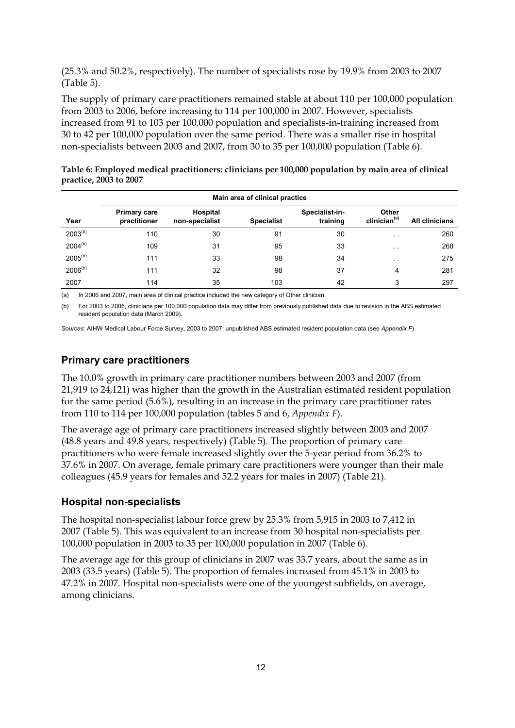(25.3% and 50.2%, respectively). The number of specialists rose by 19.9% from 2003 to 2007 (Table 5).

The supply of primary care practitioners remained stable at about 110 per 100,000 population from 2003 to 2006, before increasing to 114 per 100,000 in 2007. However, specialists increased from 91 to 103 per 100,000 population and specialists-in-training increased from 30 to 42 per 100,000 population over the same period. There was a smaller rise in hospital non-specialists between 2003 and 2007, from 30 to 35 per 100,000 population (Table 6).

**Table 6: Employed medical practitioners: clinicians per 100,000 population by main area of clinical practice, 2003 to 2007**

| | Main area of clinical practice | | | | | |
|---|---|---|---|---|---|---|
| Year | Primary care practitioner | Hospital non-specialist | Specialist | Specialist-in-training | Other clinician[(a)] | All clinicians |
| 2003[(b)] | 110 | 30 | 91 | 30 | . . | 260 |
| 2004[(b)] | 109 | 31 | 95 | 33 | . . | 268 |
| 2005[(b)] | 111 | 33 | 98 | 34 | . . | 275 |
| 2006[(b)] | 111 | 32 | 98 | 37 | 4 | 281 |
| 2007 | 114 | 35 | 103 | 42 | 3 | 297 |

(a) In 2006 and 2007, main area of clinical practice included the new category of Other clinician.

(b) For 2003 to 2006, clinicians per 100,000 population data may differ from previously published data due to revision in the ABS estimated resident population data (March 2009).

*Sources:* AIHW Medical Labour Force Survey, 2003 to 2007; unpublished ABS estimated resident population data (see *Appendix F*).

## Primary care practitioners

The 10.0% growth in primary care practitioner numbers between 2003 and 2007 (from 21,919 to 24,121) was higher than the growth in the Australian estimated resident population for the same period (5.6%), resulting in an increase in the primary care practitioner rates from 110 to 114 per 100,000 population (tables 5 and 6, *Appendix F*).

The average age of primary care practitioners increased slightly between 2003 and 2007 (48.8 years and 49.8 years, respectively) (Table 5). The proportion of primary care practitioners who were female increased slightly over the 5-year period from 36.2% to 37.6% in 2007. On average, female primary care practitioners were younger than their male colleagues (45.9 years for females and 52.2 years for males in 2007) (Table 21).

## Hospital non-specialists

The hospital non-specialist labour force grew by 25.3% from 5,915 in 2003 to 7,412 in 2007 (Table 5). This was equivalent to an increase from 30 hospital non-specialists per 100,000 population in 2003 to 35 per 100,000 population in 2007 (Table 6).

The average age for this group of clinicians in 2007 was 33.7 years, about the same as in 2003 (33.5 years) (Table 5). The proportion of females increased from 45.1% in 2003 to 47.2% in 2007. Hospital non-specialists were one of the youngest subfields, on average, among clinicians.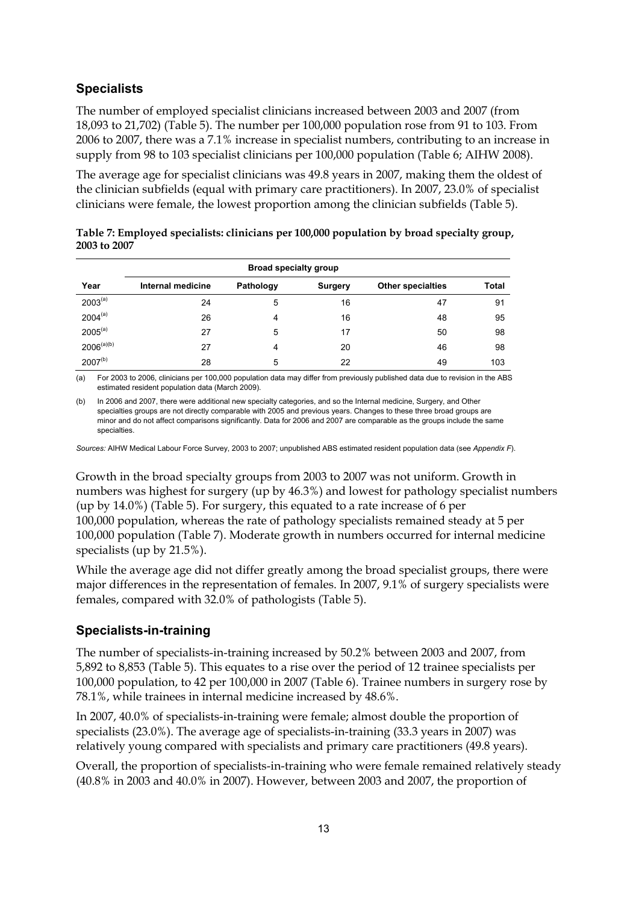## Specialists

The number of employed specialist clinicians increased between 2003 and 2007 (from 18,093 to 21,702) (Table 5). The number per 100,000 population rose from 91 to 103. From 2006 to 2007, there was a 7.1% increase in specialist numbers, contributing to an increase in supply from 98 to 103 specialist clinicians per 100,000 population (Table 6; AIHW 2008).

The average age for specialist clinicians was 49.8 years in 2007, making them the oldest of the clinician subfields (equal with primary care practitioners). In 2007, 23.0% of specialist clinicians were female, the lowest proportion among the clinician subfields (Table 5).

**Table 7: Employed specialists: clinicians per 100,000 population by broad specialty group, 2003 to 2007**

| | Broad specialty group | | | | |
|---|---|---|---|---|---|
| Year | Internal medicine | Pathology | Surgery | Other specialties | Total |
| 2003[(a)] | 24 | 5 | 16 | 47 | 91 |
| 2004[(a)] | 26 | 4 | 16 | 48 | 95 |
| 2005[(a)] | 27 | 5 | 17 | 50 | 98 |
| 2006[(a)(b)] | 27 | 4 | 20 | 46 | 98 |
| 2007[(b)] | 28 | 5 | 22 | 49 | 103 |

(a) For 2003 to 2006, clinicians per 100,000 population data may differ from previously published data due to revision in the ABS estimated resident population data (March 2009).

(b) In 2006 and 2007, there were additional new specialty categories, and so the Internal medicine, Surgery, and Other specialties groups are not directly comparable with 2005 and previous years. Changes to these three broad groups are minor and do not affect comparisons significantly. Data for 2006 and 2007 are comparable as the groups include the same specialties.

*Sources:* AIHW Medical Labour Force Survey, 2003 to 2007; unpublished ABS estimated resident population data (see *Appendix F*).

Growth in the broad specialty groups from 2003 to 2007 was not uniform. Growth in numbers was highest for surgery (up by 46.3%) and lowest for pathology specialist numbers (up by 14.0%) (Table 5). For surgery, this equated to a rate increase of 6 per 100,000 population, whereas the rate of pathology specialists remained steady at 5 per 100,000 population (Table 7). Moderate growth in numbers occurred for internal medicine specialists (up by 21.5%).

While the average age did not differ greatly among the broad specialist groups, there were major differences in the representation of females. In 2007, 9.1% of surgery specialists were females, compared with 32.0% of pathologists (Table 5).

## Specialists-in-training

The number of specialists-in-training increased by 50.2% between 2003 and 2007, from 5,892 to 8,853 (Table 5). This equates to a rise over the period of 12 trainee specialists per 100,000 population, to 42 per 100,000 in 2007 (Table 6). Trainee numbers in surgery rose by 78.1%, while trainees in internal medicine increased by 48.6%.

In 2007, 40.0% of specialists-in-training were female; almost double the proportion of specialists (23.0%). The average age of specialists-in-training (33.3 years in 2007) was relatively young compared with specialists and primary care practitioners (49.8 years).

Overall, the proportion of specialists-in-training who were female remained relatively steady (40.8% in 2003 and 40.0% in 2007). However, between 2003 and 2007, the proportion of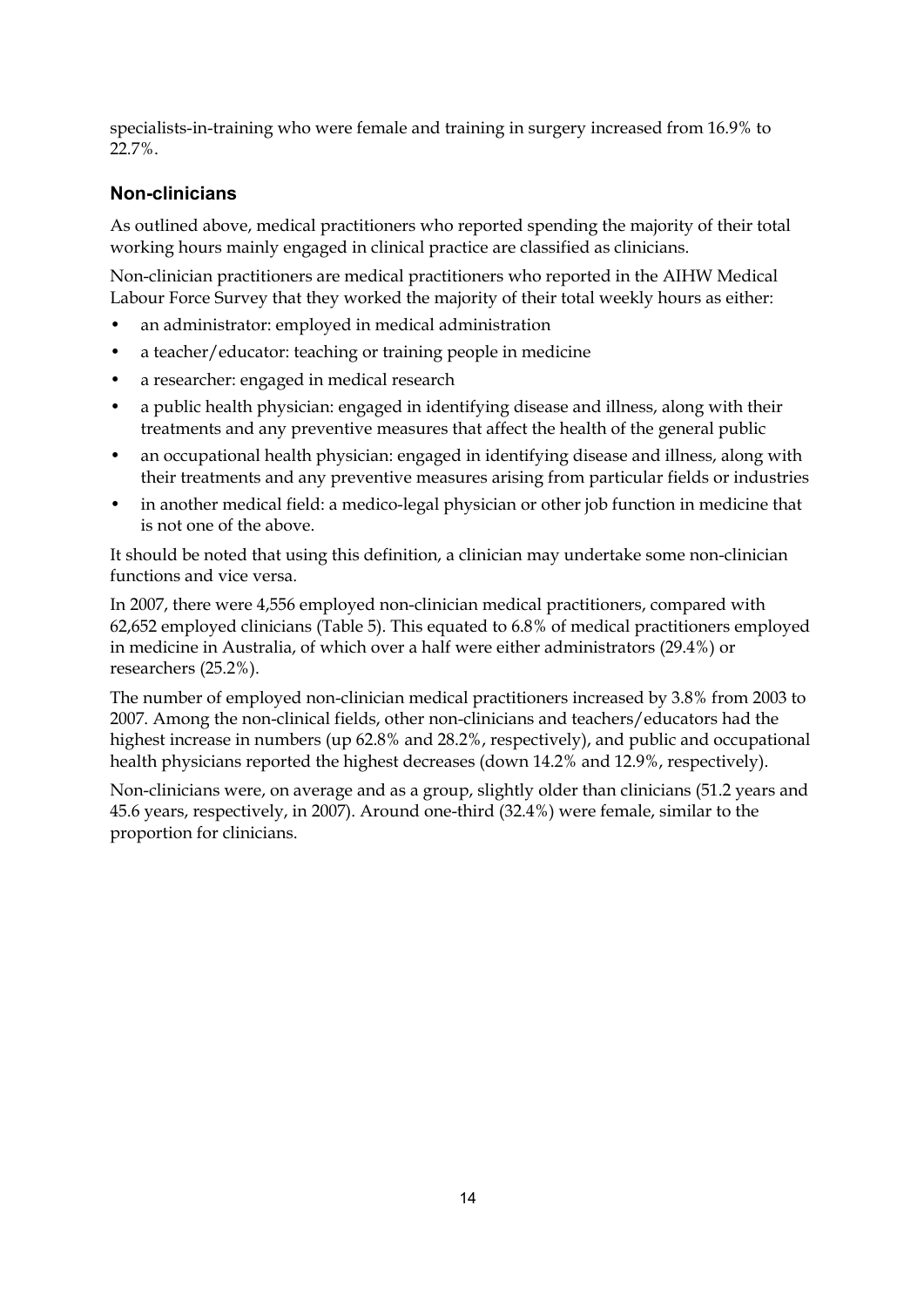specialists-in-training who were female and training in surgery increased from 16.9% to 22.7%.

### Non-clinicians

As outlined above, medical practitioners who reported spending the majority of their total working hours mainly engaged in clinical practice are classified as clinicians.

Non-clinician practitioners are medical practitioners who reported in the AIHW Medical Labour Force Survey that they worked the majority of their total weekly hours as either:

- an administrator: employed in medical administration
- a teacher/educator: teaching or training people in medicine
- a researcher: engaged in medical research
- a public health physician: engaged in identifying disease and illness, along with their treatments and any preventive measures that affect the health of the general public
- an occupational health physician: engaged in identifying disease and illness, along with their treatments and any preventive measures arising from particular fields or industries
- in another medical field: a medico-legal physician or other job function in medicine that is not one of the above.

It should be noted that using this definition, a clinician may undertake some non-clinician functions and vice versa.

In 2007, there were 4,556 employed non-clinician medical practitioners, compared with 62,652 employed clinicians (Table 5). This equated to 6.8% of medical practitioners employed in medicine in Australia, of which over a half were either administrators (29.4%) or researchers (25.2%).

The number of employed non-clinician medical practitioners increased by 3.8% from 2003 to 2007. Among the non-clinical fields, other non-clinicians and teachers/educators had the highest increase in numbers (up 62.8% and 28.2%, respectively), and public and occupational health physicians reported the highest decreases (down 14.2% and 12.9%, respectively).

Non-clinicians were, on average and as a group, slightly older than clinicians (51.2 years and 45.6 years, respectively, in 2007). Around one-third (32.4%) were female, similar to the proportion for clinicians.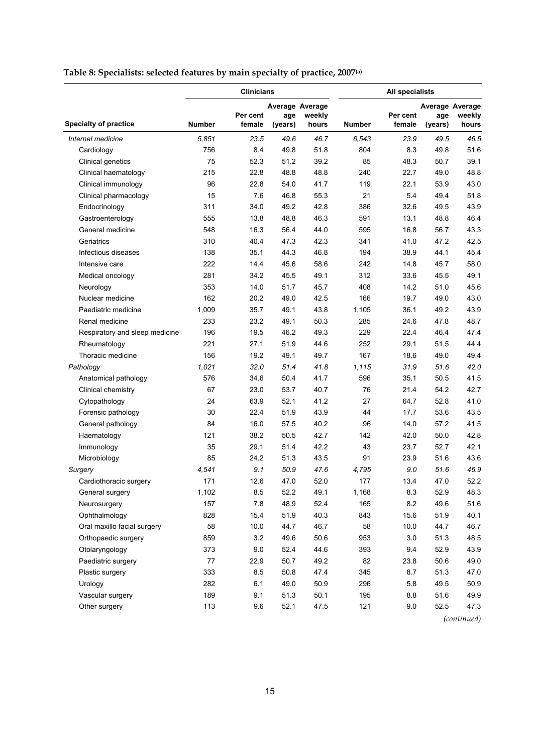**Table 8: Specialists: selected features by main specialty of practice, 2007[(a)]**

| | Clinicians | | | | All specialists | | | |
|---|---|---|---|---|---|---|---|---|
| Specialty of practice | Number | Per cent female | Average age (years) | Average weekly hours | Number | Per cent female | Average age (years) | Average weekly hours |
| *Internal medicine* | *5,851* | *23.5* | *49.6* | *46.7* | *6,543* | *23.9* | *49.5* | *46.5* |
| Cardiology | 756 | 8.4 | 49.8 | 51.8 | 804 | 8.3 | 49.8 | 51.6 |
| Clinical genetics | 75 | 52.3 | 51.2 | 39.2 | 85 | 48.3 | 50.7 | 39.1 |
| Clinical haematology | 215 | 22.8 | 48.8 | 48.8 | 240 | 22.7 | 49.0 | 48.8 |
| Clinical immunology | 96 | 22.8 | 54.0 | 41.7 | 119 | 22.1 | 53.9 | 43.0 |
| Clinical pharmacology | 15 | 7.6 | 46.8 | 55.3 | 21 | 5.4 | 49.4 | 51.8 |
| Endocrinology | 311 | 34.0 | 49.2 | 42.8 | 386 | 32.6 | 49.5 | 43.9 |
| Gastroenterology | 555 | 13.8 | 48.8 | 46.3 | 591 | 13.1 | 48.8 | 46.4 |
| General medicine | 548 | 16.3 | 56.4 | 44.0 | 595 | 16.8 | 56.7 | 43.3 |
| Geriatrics | 310 | 40.4 | 47.3 | 42.3 | 341 | 41.0 | 47.2 | 42.5 |
| Infectious diseases | 138 | 35.1 | 44.3 | 46.8 | 194 | 38.9 | 44.1 | 45.4 |
| Intensive care | 222 | 14.4 | 45.6 | 58.6 | 242 | 14.8 | 45.7 | 58.0 |
| Medical oncology | 281 | 34.2 | 45.5 | 49.1 | 312 | 33.6 | 45.5 | 49.1 |
| Neurology | 353 | 14.0 | 51.7 | 45.7 | 408 | 14.2 | 51.0 | 45.6 |
| Nuclear medicine | 162 | 20.2 | 49.0 | 42.5 | 166 | 19.7 | 49.0 | 43.0 |
| Paediatric medicine | 1,009 | 35.7 | 49.1 | 43.8 | 1,105 | 36.1 | 49.2 | 43.9 |
| Renal medicine | 233 | 23.2 | 49.1 | 50.3 | 285 | 24.6 | 47.8 | 48.7 |
| Respiratory and sleep medicine | 196 | 19.5 | 46.2 | 49.3 | 229 | 22.4 | 46.4 | 47.4 |
| Rheumatology | 221 | 27.1 | 51.9 | 44.6 | 252 | 29.1 | 51.5 | 44.4 |
| Thoracic medicine | 156 | 19.2 | 49.1 | 49.7 | 167 | 18.6 | 49.0 | 49.4 |
| *Pathology* | *1,021* | *32.0* | *51.4* | *41.8* | *1,115* | *31.9* | *51.6* | *42.0* |
| Anatomical pathology | 576 | 34.6 | 50.4 | 41.7 | 596 | 35.1 | 50.5 | 41.5 |
| Clinical chemistry | 67 | 23.0 | 53.7 | 40.7 | 76 | 21.4 | 54.2 | 42.7 |
| Cytopathology | 24 | 63.9 | 52.1 | 41.2 | 27 | 64.7 | 52.8 | 41.0 |
| Forensic pathology | 30 | 22.4 | 51.9 | 43.9 | 44 | 17.7 | 53.6 | 43.5 |
| General pathology | 84 | 16.0 | 57.5 | 40.2 | 96 | 14.0 | 57.2 | 41.5 |
| Haematology | 121 | 38.2 | 50.5 | 42.7 | 142 | 42.0 | 50.0 | 42.8 |
| Immunology | 35 | 29.1 | 51.4 | 42.2 | 43 | 23.7 | 52.7 | 42.1 |
| Microbiology | 85 | 24.2 | 51.3 | 43.5 | 91 | 23.9 | 51.6 | 43.6 |
| *Surgery* | *4,541* | *9.1* | *50.9* | *47.6* | *4,795* | *9.0* | *51.6* | *46.9* |
| Cardiothoracic surgery | 171 | 12.6 | 47.0 | 52.0 | 177 | 13.4 | 47.0 | 52.2 |
| General surgery | 1,102 | 8.5 | 52.2 | 49.1 | 1,168 | 8.3 | 52.9 | 48.3 |
| Neurosurgery | 157 | 7.8 | 48.9 | 52.4 | 165 | 8.2 | 49.6 | 51.6 |
| Ophthalmology | 828 | 15.4 | 51.9 | 40.3 | 843 | 15.6 | 51.9 | 40.1 |
| Oral maxillo facial surgery | 58 | 10.0 | 44.7 | 46.7 | 58 | 10.0 | 44.7 | 46.7 |
| Orthopaedic surgery | 859 | 3.2 | 49.6 | 50.6 | 953 | 3.0 | 51.3 | 48.5 |
| Otolaryngology | 373 | 9.0 | 52.4 | 44.6 | 393 | 9.4 | 52.9 | 43.9 |
| Paediatric surgery | 77 | 22.9 | 50.7 | 49.2 | 82 | 23.8 | 50.6 | 49.0 |
| Plastic surgery | 333 | 8.5 | 50.8 | 47.4 | 345 | 8.7 | 51.3 | 47.0 |
| Urology | 282 | 6.1 | 49.0 | 50.9 | 296 | 5.8 | 49.5 | 50.9 |
| Vascular surgery | 189 | 9.1 | 51.3 | 50.1 | 195 | 8.8 | 51.6 | 49.9 |
| Other surgery | 113 | 9.6 | 52.1 | 47.5 | 121 | 9.0 | 52.5 | 47.3 |

*(continued)*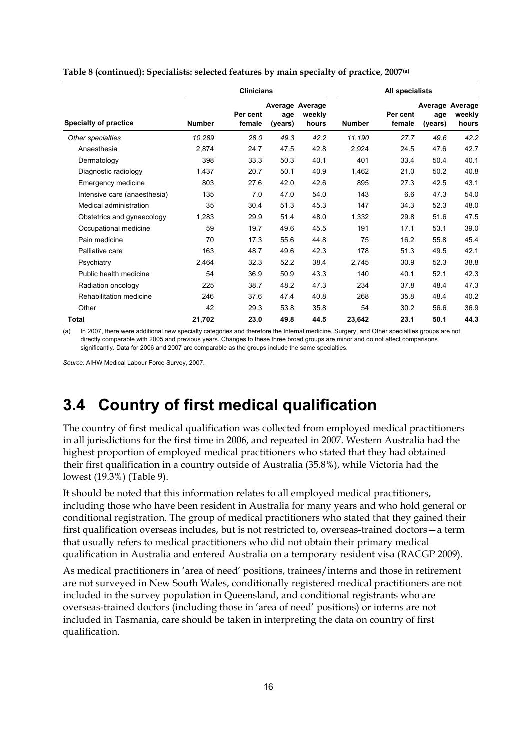**Table 8 (continued): Specialists: selected features by main specialty of practice, 2007[(a)]**

| | Clinicians | | | | All specialists | | | |
|---|---|---|---|---|---|---|---|---|
| **Specialty of practice** | **Number** | **Per cent female** | **Average age (years)** | **Average weekly hours** | **Number** | **Per cent female** | **Average age (years)** | **Average weekly hours** |
| *Other specialties* | *10,289* | *28.0* | *49.3* | *42.2* | *11,190* | *27.7* | *49.6* | *42.2* |
| Anaesthesia | 2,874 | 24.7 | 47.5 | 42.8 | 2,924 | 24.5 | 47.6 | 42.7 |
| Dermatology | 398 | 33.3 | 50.3 | 40.1 | 401 | 33.4 | 50.4 | 40.1 |
| Diagnostic radiology | 1,437 | 20.7 | 50.1 | 40.9 | 1,462 | 21.0 | 50.2 | 40.8 |
| Emergency medicine | 803 | 27.6 | 42.0 | 42.6 | 895 | 27.3 | 42.5 | 43.1 |
| Intensive care (anaesthesia) | 135 | 7.0 | 47.0 | 54.0 | 143 | 6.6 | 47.3 | 54.0 |
| Medical administration | 35 | 30.4 | 51.3 | 45.3 | 147 | 34.3 | 52.3 | 48.0 |
| Obstetrics and gynaecology | 1,283 | 29.9 | 51.4 | 48.0 | 1,332 | 29.8 | 51.6 | 47.5 |
| Occupational medicine | 59 | 19.7 | 49.6 | 45.5 | 191 | 17.1 | 53.1 | 39.0 |
| Pain medicine | 70 | 17.3 | 55.6 | 44.8 | 75 | 16.2 | 55.8 | 45.4 |
| Palliative care | 163 | 48.7 | 49.6 | 42.3 | 178 | 51.3 | 49.5 | 42.1 |
| Psychiatry | 2,464 | 32.3 | 52.2 | 38.4 | 2,745 | 30.9 | 52.3 | 38.8 |
| Public health medicine | 54 | 36.9 | 50.9 | 43.3 | 140 | 40.1 | 52.1 | 42.3 |
| Radiation oncology | 225 | 38.7 | 48.2 | 47.3 | 234 | 37.8 | 48.4 | 47.3 |
| Rehabilitation medicine | 246 | 37.6 | 47.4 | 40.8 | 268 | 35.8 | 48.4 | 40.2 |
| Other | 42 | 29.3 | 53.8 | 35.8 | 54 | 30.2 | 56.6 | 36.9 |
| **Total** | **21,702** | **23.0** | **49.8** | **44.5** | **23,642** | **23.1** | **50.1** | **44.3** |

(a) In 2007, there were additional new specialty categories and therefore the Internal medicine, Surgery, and Other specialties groups are not directly comparable with 2005 and previous years. Changes to these three broad groups are minor and do not affect comparisons significantly. Data for 2006 and 2007 are comparable as the groups include the same specialties.

*Source:* AIHW Medical Labour Force Survey, 2007.

## 3.4 Country of first medical qualification

The country of first medical qualification was collected from employed medical practitioners in all jurisdictions for the first time in 2006, and repeated in 2007. Western Australia had the highest proportion of employed medical practitioners who stated that they had obtained their first qualification in a country outside of Australia (35.8%), while Victoria had the lowest (19.3%) (Table 9).

It should be noted that this information relates to all employed medical practitioners, including those who have been resident in Australia for many years and who hold general or conditional registration. The group of medical practitioners who stated that they gained their first qualification overseas includes, but is not restricted to, overseas-trained doctors—a term that usually refers to medical practitioners who did not obtain their primary medical qualification in Australia and entered Australia on a temporary resident visa (RACGP 2009).

As medical practitioners in 'area of need' positions, trainees/interns and those in retirement are not surveyed in New South Wales, conditionally registered medical practitioners are not included in the survey population in Queensland, and conditional registrants who are overseas-trained doctors (including those in 'area of need' positions) or interns are not included in Tasmania, care should be taken in interpreting the data on country of first qualification.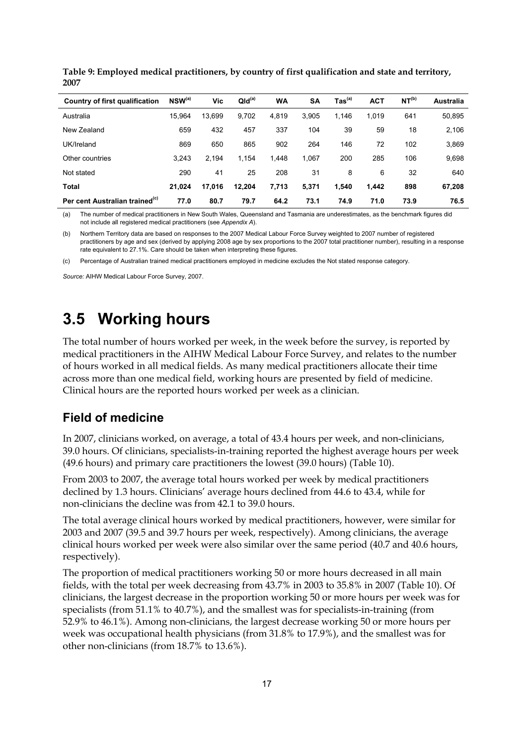**Table 9: Employed medical practitioners, by country of first qualification and state and territory, 2007**

| Country of first qualification | NSW[(a)] | Vic | Qld[(a)] | WA | SA | Tas[(a)] | ACT | NT[(b)] | Australia |
|---|---|---|---|---|---|---|---|---|---|
| Australia | 15,964 | 13,699 | 9,702 | 4,819 | 3,905 | 1,146 | 1,019 | 641 | 50,895 |
| New Zealand | 659 | 432 | 457 | 337 | 104 | 39 | 59 | 18 | 2,106 |
| UK/Ireland | 869 | 650 | 865 | 902 | 264 | 146 | 72 | 102 | 3,869 |
| Other countries | 3,243 | 2,194 | 1,154 | 1,448 | 1,067 | 200 | 285 | 106 | 9,698 |
| Not stated | 290 | 41 | 25 | 208 | 31 | 8 | 6 | 32 | 640 |
| **Total** | **21,024** | **17,016** | **12,204** | **7,713** | **5,371** | **1,540** | **1,442** | **898** | **67,208** |
| **Per cent Australian trained[(c)]** | **77.0** | **80.7** | **79.7** | **64.2** | **73.1** | **74.9** | **71.0** | **73.9** | **76.5** |

(a) The number of medical practitioners in New South Wales, Queensland and Tasmania are underestimates, as the benchmark figures did not include all registered medical practitioners (see *Appendix A*).

(b) Northern Territory data are based on responses to the 2007 Medical Labour Force Survey weighted to 2007 number of registered practitioners by age and sex (derived by applying 2008 age by sex proportions to the 2007 total practitioner number), resulting in a response rate equivalent to 27.1%. Care should be taken when interpreting these figures.

(c) Percentage of Australian trained medical practitioners employed in medicine excludes the Not stated response category.

*Source:* AIHW Medical Labour Force Survey, 2007.

# 3.5 Working hours

The total number of hours worked per week, in the week before the survey, is reported by medical practitioners in the AIHW Medical Labour Force Survey, and relates to the number of hours worked in all medical fields. As many medical practitioners allocate their time across more than one medical field, working hours are presented by field of medicine. Clinical hours are the reported hours worked per week as a clinician.

## Field of medicine

In 2007, clinicians worked, on average, a total of 43.4 hours per week, and non-clinicians, 39.0 hours. Of clinicians, specialists-in-training reported the highest average hours per week (49.6 hours) and primary care practitioners the lowest (39.0 hours) (Table 10).

From 2003 to 2007, the average total hours worked per week by medical practitioners declined by 1.3 hours. Clinicians' average hours declined from 44.6 to 43.4, while for non-clinicians the decline was from 42.1 to 39.0 hours.

The total average clinical hours worked by medical practitioners, however, were similar for 2003 and 2007 (39.5 and 39.7 hours per week, respectively). Among clinicians, the average clinical hours worked per week were also similar over the same period (40.7 and 40.6 hours, respectively).

The proportion of medical practitioners working 50 or more hours decreased in all main fields, with the total per week decreasing from 43.7% in 2003 to 35.8% in 2007 (Table 10). Of clinicians, the largest decrease in the proportion working 50 or more hours per week was for specialists (from 51.1% to 40.7%), and the smallest was for specialists-in-training (from 52.9% to 46.1%). Among non-clinicians, the largest decrease working 50 or more hours per week was occupational health physicians (from 31.8% to 17.9%), and the smallest was for other non-clinicians (from 18.7% to 13.6%).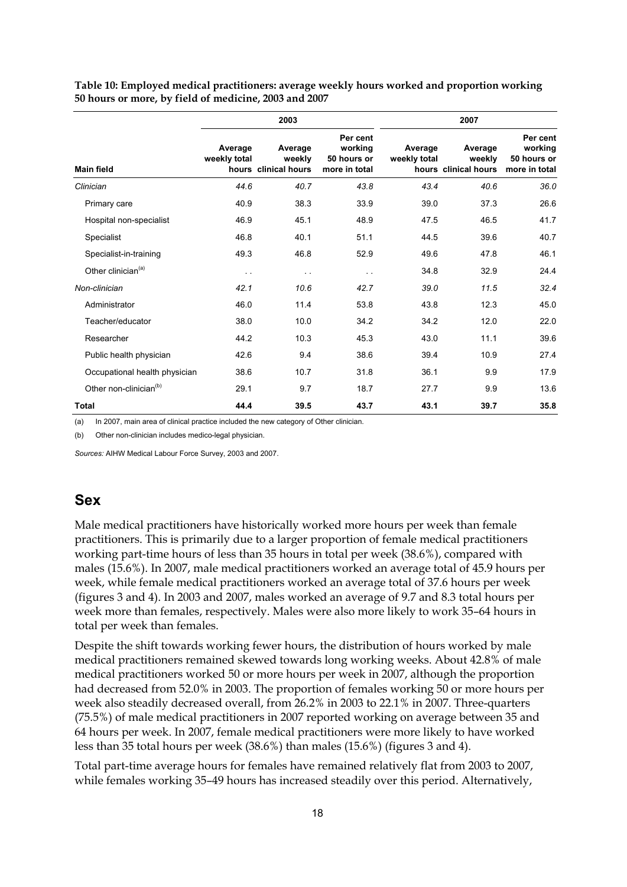**Table 10: Employed medical practitioners: average weekly hours worked and proportion working 50 hours or more, by field of medicine, 2003 and 2007**

| | 2003 | | | 2007 | | |
|---|---|---|---|---|---|---|
| Main field | Average weekly total hours | Average weekly clinical hours | Per cent working 50 hours or more in total | Average weekly total hours | Average weekly clinical hours | Per cent working 50 hours or more in total |
| *Clinician* | *44.6* | *40.7* | *43.8* | *43.4* | *40.6* | *36.0* |
| Primary care | 40.9 | 38.3 | 33.9 | 39.0 | 37.3 | 26.6 |
| Hospital non-specialist | 46.9 | 45.1 | 48.9 | 47.5 | 46.5 | 41.7 |
| Specialist | 46.8 | 40.1 | 51.1 | 44.5 | 39.6 | 40.7 |
| Specialist-in-training | 49.3 | 46.8 | 52.9 | 49.6 | 47.8 | 46.1 |
| Other clinician[(a)] | . . | . . | . . | 34.8 | 32.9 | 24.4 |
| *Non-clinician* | *42.1* | *10.6* | *42.7* | *39.0* | *11.5* | *32.4* |
| Administrator | 46.0 | 11.4 | 53.8 | 43.8 | 12.3 | 45.0 |
| Teacher/educator | 38.0 | 10.0 | 34.2 | 34.2 | 12.0 | 22.0 |
| Researcher | 44.2 | 10.3 | 45.3 | 43.0 | 11.1 | 39.6 |
| Public health physician | 42.6 | 9.4 | 38.6 | 39.4 | 10.9 | 27.4 |
| Occupational health physician | 38.6 | 10.7 | 31.8 | 36.1 | 9.9 | 17.9 |
| Other non-clinician[(b)] | 29.1 | 9.7 | 18.7 | 27.7 | 9.9 | 13.6 |
| **Total** | **44.4** | **39.5** | **43.7** | **43.1** | **39.7** | **35.8** |

(a) In 2007, main area of clinical practice included the new category of Other clinician.

(b) Other non-clinician includes medico-legal physician.

*Sources:* AIHW Medical Labour Force Survey, 2003 and 2007.

## Sex

Male medical practitioners have historically worked more hours per week than female practitioners. This is primarily due to a larger proportion of female medical practitioners working part-time hours of less than 35 hours in total per week (38.6%), compared with males (15.6%). In 2007, male medical practitioners worked an average total of 45.9 hours per week, while female medical practitioners worked an average total of 37.6 hours per week (figures 3 and 4). In 2003 and 2007, males worked an average of 9.7 and 8.3 total hours per week more than females, respectively. Males were also more likely to work 35–64 hours in total per week than females.

Despite the shift towards working fewer hours, the distribution of hours worked by male medical practitioners remained skewed towards long working weeks. About 42.8% of male medical practitioners worked 50 or more hours per week in 2007, although the proportion had decreased from 52.0% in 2003. The proportion of females working 50 or more hours per week also steadily decreased overall, from 26.2% in 2003 to 22.1% in 2007. Three-quarters (75.5%) of male medical practitioners in 2007 reported working on average between 35 and 64 hours per week. In 2007, female medical practitioners were more likely to have worked less than 35 total hours per week (38.6%) than males (15.6%) (figures 3 and 4).

Total part-time average hours for females have remained relatively flat from 2003 to 2007, while females working 35–49 hours has increased steadily over this period. Alternatively,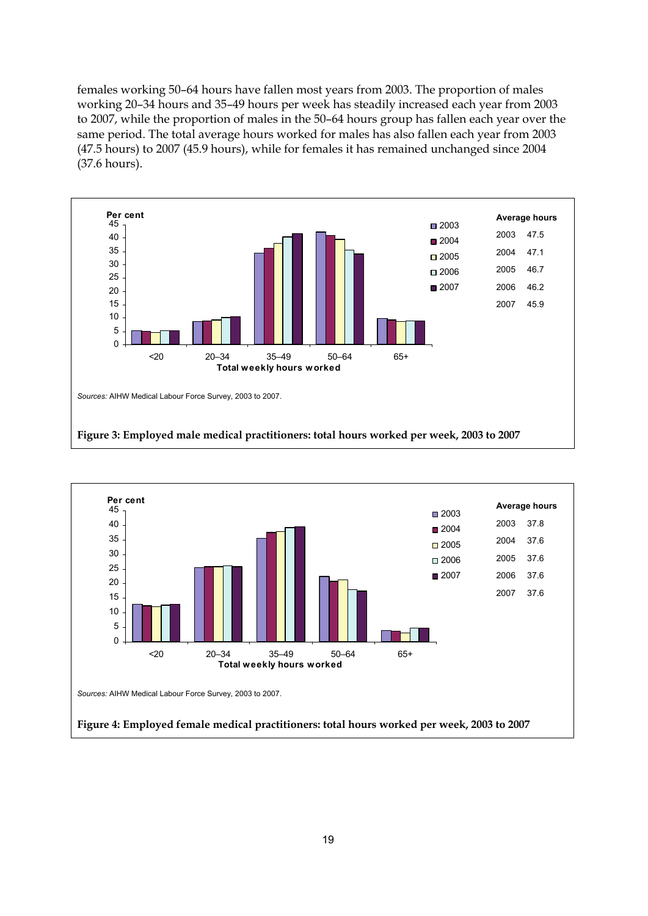females working 50–64 hours have fallen most years from 2003. The proportion of males working 20–34 hours and 35–49 hours per week has steadily increased each year from 2003 to 2007, while the proportion of males in the 50–64 hours group has fallen each year over the same period. The total average hours worked for males has also fallen each year from 2003 (47.5 hours) to 2007 (45.9 hours), while for females it has remained unchanged since 2004 (37.6 hours).

| Average hours | |
|---|---|
| 2003 | 47.5 |
| 2004 | 47.1 |
| 2005 | 46.7 |
| 2006 | 46.2 |
| 2007 | 45.9 |

*Sources:* AIHW Medical Labour Force Survey, 2003 to 2007.

**Figure 3: Employed male medical practitioners: total hours worked per week, 2003 to 2007**

| Average hours | |
|---|---|
| 2003 | 37.8 |
| 2004 | 37.6 |
| 2005 | 37.6 |
| 2006 | 37.6 |
| 2007 | 37.6 |

*Sources:* AIHW Medical Labour Force Survey, 2003 to 2007.

**Figure 4: Employed female medical practitioners: total hours worked per week, 2003 to 2007**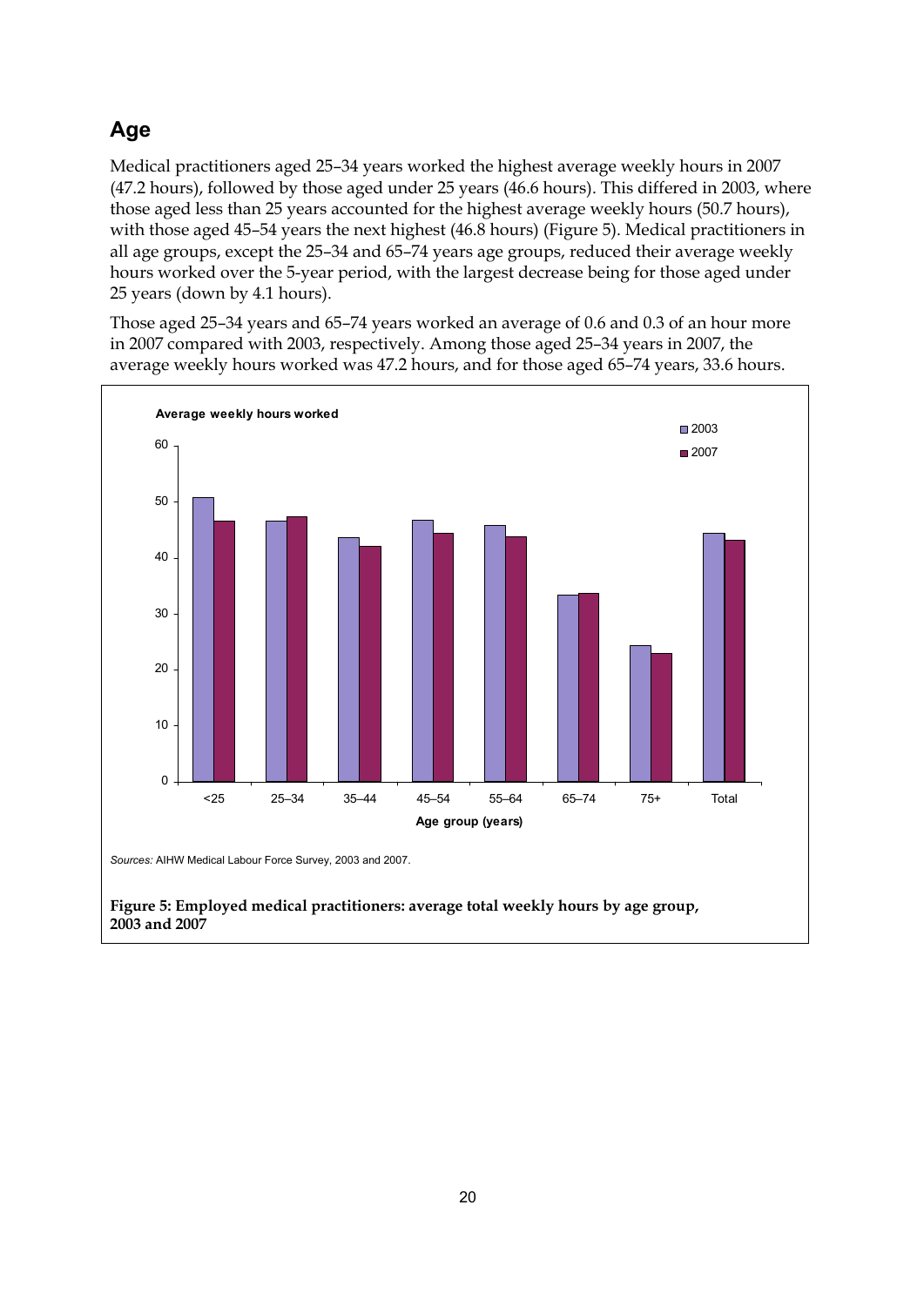## Age

Medical practitioners aged 25–34 years worked the highest average weekly hours in 2007 (47.2 hours), followed by those aged under 25 years (46.6 hours). This differed in 2003, where those aged less than 25 years accounted for the highest average weekly hours (50.7 hours), with those aged 45–54 years the next highest (46.8 hours) (Figure 5). Medical practitioners in all age groups, except the 25–34 and 65–74 years age groups, reduced their average weekly hours worked over the 5-year period, with the largest decrease being for those aged under 25 years (down by 4.1 hours).

Those aged 25–34 years and 65–74 years worked an average of 0.6 and 0.3 of an hour more in 2007 compared with 2003, respectively. Among those aged 25–34 years in 2007, the average weekly hours worked was 47.2 hours, and for those aged 65–74 years, 33.6 hours.

*Sources:* AIHW Medical Labour Force Survey, 2003 and 2007.

**Figure 5: Employed medical practitioners: average total weekly hours by age group, 2003 and 2007**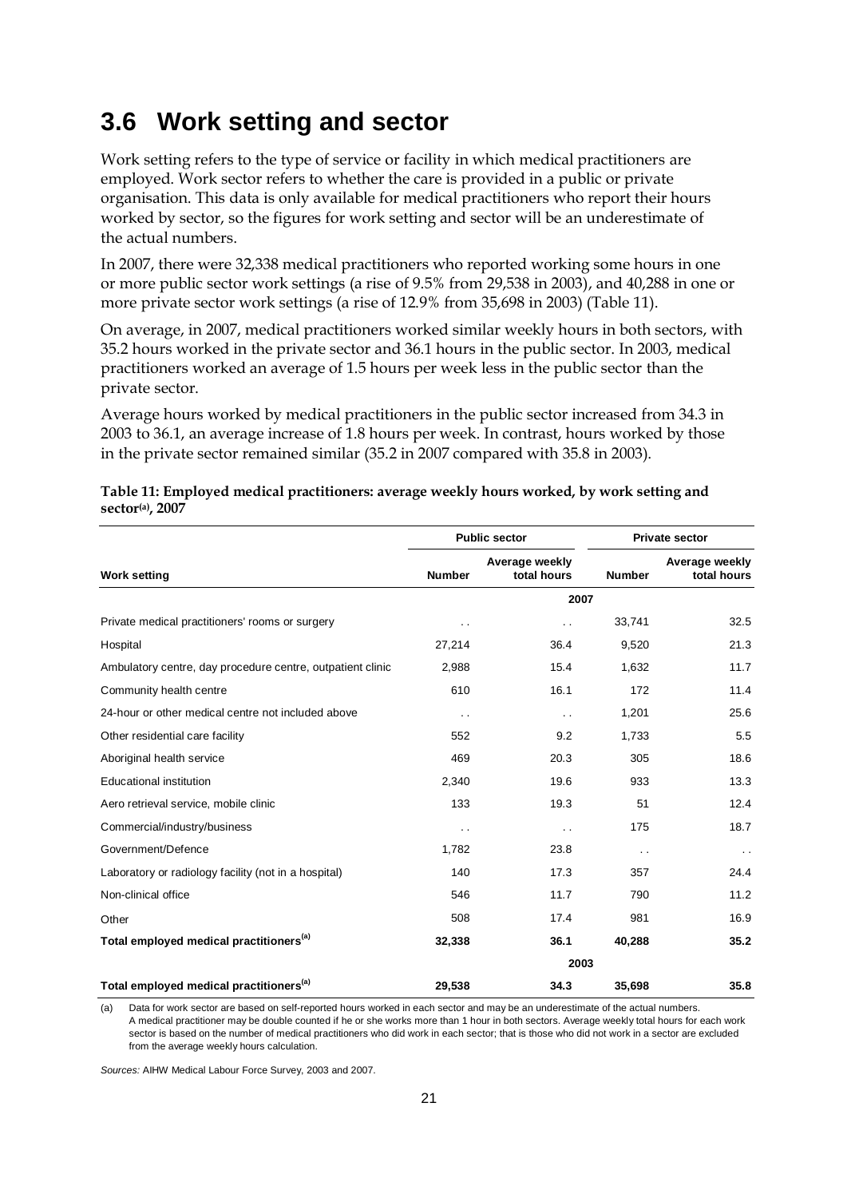## 3.6 Work setting and sector

Work setting refers to the type of service or facility in which medical practitioners are employed. Work sector refers to whether the care is provided in a public or private organisation. This data is only available for medical practitioners who report their hours worked by sector, so the figures for work setting and sector will be an underestimate of the actual numbers.

In 2007, there were 32,338 medical practitioners who reported working some hours in one or more public sector work settings (a rise of 9.5% from 29,538 in 2003), and 40,288 in one or more private sector work settings (a rise of 12.9% from 35,698 in 2003) (Table 11).

On average, in 2007, medical practitioners worked similar weekly hours in both sectors, with 35.2 hours worked in the private sector and 36.1 hours in the public sector. In 2003, medical practitioners worked an average of 1.5 hours per week less in the public sector than the private sector.

Average hours worked by medical practitioners in the public sector increased from 34.3 in 2003 to 36.1, an average increase of 1.8 hours per week. In contrast, hours worked by those in the private sector remained similar (35.2 in 2007 compared with 35.8 in 2003).

**Table 11: Employed medical practitioners: average weekly hours worked, by work setting and sector[(a)], 2007**

| | Public sector | | Private sector | |
|---|---|---|---|---|
| **Work setting** | **Number** | **Average weekly total hours** | **Number** | **Average weekly total hours** |
| | | **2007** | | |
| Private medical practitioners' rooms or surgery | . . | . . | 33,741 | 32.5 |
| Hospital | 27,214 | 36.4 | 9,520 | 21.3 |
| Ambulatory centre, day procedure centre, outpatient clinic | 2,988 | 15.4 | 1,632 | 11.7 |
| Community health centre | 610 | 16.1 | 172 | 11.4 |
| 24-hour or other medical centre not included above | . . | . . | 1,201 | 25.6 |
| Other residential care facility | 552 | 9.2 | 1,733 | 5.5 |
| Aboriginal health service | 469 | 20.3 | 305 | 18.6 |
| Educational institution | 2,340 | 19.6 | 933 | 13.3 |
| Aero retrieval service, mobile clinic | 133 | 19.3 | 51 | 12.4 |
| Commercial/industry/business | . . | . . | 175 | 18.7 |
| Government/Defence | 1,782 | 23.8 | . . | . . |
| Laboratory or radiology facility (not in a hospital) | 140 | 17.3 | 357 | 24.4 |
| Non-clinical office | 546 | 11.7 | 790 | 11.2 |
| Other | 508 | 17.4 | 981 | 16.9 |
| **Total employed medical practitioners[(a)]** | **32,338** | **36.1** | **40,288** | **35.2** |
| | | **2003** | | |
| **Total employed medical practitioners[(a)]** | **29,538** | **34.3** | **35,698** | **35.8** |

(a) Data for work sector are based on self-reported hours worked in each sector and may be an underestimate of the actual numbers. A medical practitioner may be double counted if he or she works more than 1 hour in both sectors. Average weekly total hours for each work sector is based on the number of medical practitioners who did work in each sector; that is those who did not work in a sector are excluded from the average weekly hours calculation.

*Sources:* AIHW Medical Labour Force Survey, 2003 and 2007.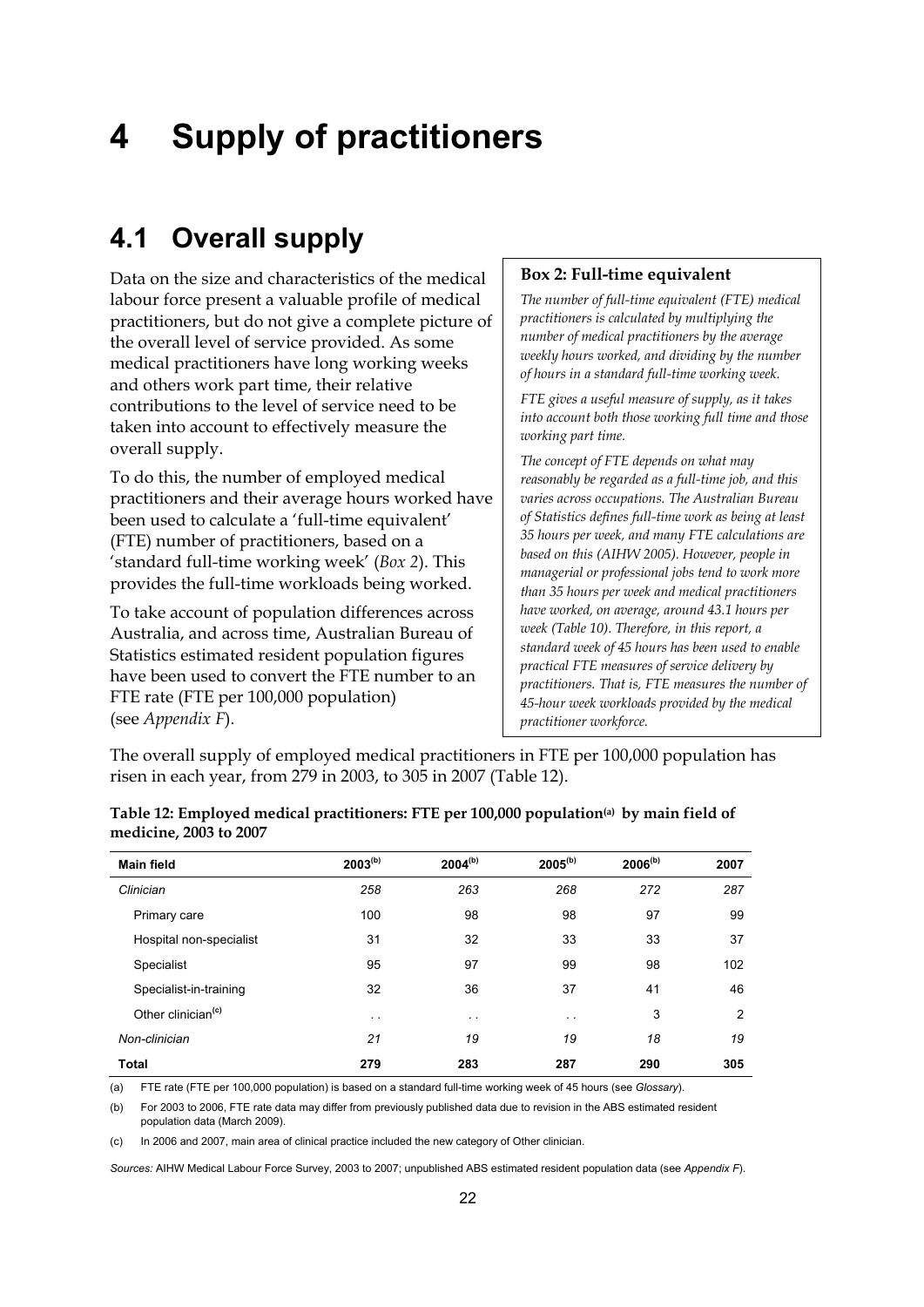# 4 Supply of practitioners

## 4.1 Overall supply

Data on the size and characteristics of the medical labour force present a valuable profile of medical practitioners, but do not give a complete picture of the overall level of service provided. As some medical practitioners have long working weeks and others work part time, their relative contributions to the level of service need to be taken into account to effectively measure the overall supply.

To do this, the number of employed medical practitioners and their average hours worked have been used to calculate a 'full-time equivalent' (FTE) number of practitioners, based on a 'standard full-time working week' (*Box 2*). This provides the full-time workloads being worked.

To take account of population differences across Australia, and across time, Australian Bureau of Statistics estimated resident population figures have been used to convert the FTE number to an FTE rate (FTE per 100,000 population) (see *Appendix F*).

> **Box 2: Full-time equivalent**
>
> *The number of full-time equivalent (FTE) medical practitioners is calculated by multiplying the number of medical practitioners by the average weekly hours worked, and dividing by the number of hours in a standard full-time working week.*
>
> *FTE gives a useful measure of supply, as it takes into account both those working full time and those working part time.*
>
> *The concept of FTE depends on what may reasonably be regarded as a full-time job, and this varies across occupations. The Australian Bureau of Statistics defines full-time work as being at least 35 hours per week, and many FTE calculations are based on this (AIHW 2005). However, people in managerial or professional jobs tend to work more than 35 hours per week and medical practitioners have worked, on average, around 43.1 hours per week (Table 10). Therefore, in this report, a standard week of 45 hours has been used to enable practical FTE measures of service delivery by practitioners. That is, FTE measures the number of 45-hour week workloads provided by the medical practitioner workforce.*

The overall supply of employed medical practitioners in FTE per 100,000 population has risen in each year, from 279 in 2003, to 305 in 2007 (Table 12).

**Table 12: Employed medical practitioners: FTE per 100,000 population[(a)] by main field of medicine, 2003 to 2007**

| Main field | 2003[(b)] | 2004[(b)] | 2005[(b)] | 2006[(b)] | 2007 |
|---|---|---|---|---|---|
| *Clinician* | *258* | *263* | *268* | *272* | *287* |
| Primary care | 100 | 98 | 98 | 97 | 99 |
| Hospital non-specialist | 31 | 32 | 33 | 33 | 37 |
| Specialist | 95 | 97 | 99 | 98 | 102 |
| Specialist-in-training | 32 | 36 | 37 | 41 | 46 |
| Other clinician[(c)] | . . | . . | . . | 3 | 2 |
| *Non-clinician* | *21* | *19* | *19* | *18* | *19* |
| **Total** | **279** | **283** | **287** | **290** | **305** |

(a) FTE rate (FTE per 100,000 population) is based on a standard full-time working week of 45 hours (see *Glossary*).

(b) For 2003 to 2006, FTE rate data may differ from previously published data due to revision in the ABS estimated resident population data (March 2009).

(c) In 2006 and 2007, main area of clinical practice included the new category of Other clinician.

*Sources:* AIHW Medical Labour Force Survey, 2003 to 2007; unpublished ABS estimated resident population data (see *Appendix F*).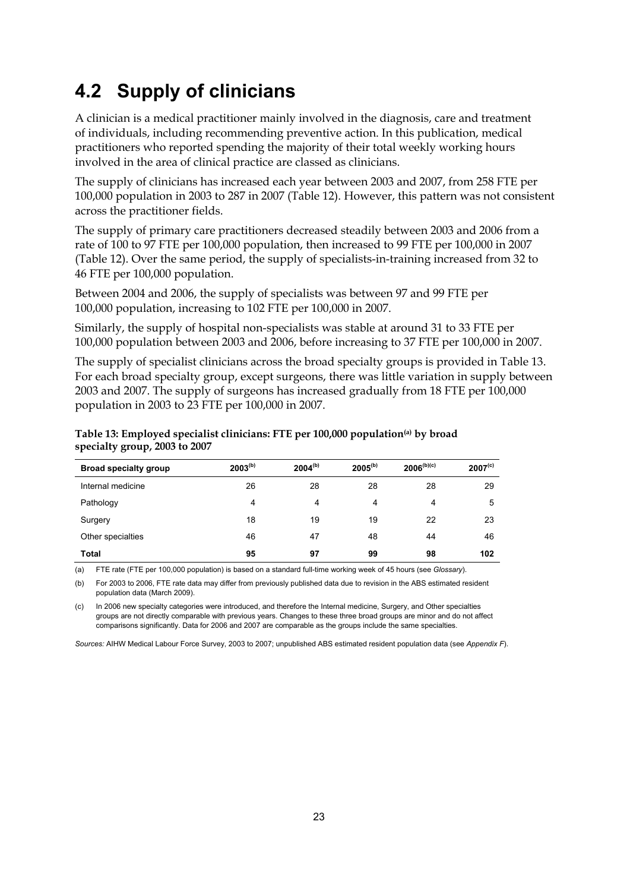## 4.2 Supply of clinicians

A clinician is a medical practitioner mainly involved in the diagnosis, care and treatment of individuals, including recommending preventive action. In this publication, medical practitioners who reported spending the majority of their total weekly working hours involved in the area of clinical practice are classed as clinicians.

The supply of clinicians has increased each year between 2003 and 2007, from 258 FTE per 100,000 population in 2003 to 287 in 2007 (Table 12). However, this pattern was not consistent across the practitioner fields.

The supply of primary care practitioners decreased steadily between 2003 and 2006 from a rate of 100 to 97 FTE per 100,000 population, then increased to 99 FTE per 100,000 in 2007 (Table 12). Over the same period, the supply of specialists-in-training increased from 32 to 46 FTE per 100,000 population.

Between 2004 and 2006, the supply of specialists was between 97 and 99 FTE per 100,000 population, increasing to 102 FTE per 100,000 in 2007.

Similarly, the supply of hospital non-specialists was stable at around 31 to 33 FTE per 100,000 population between 2003 and 2006, before increasing to 37 FTE per 100,000 in 2007.

The supply of specialist clinicians across the broad specialty groups is provided in Table 13. For each broad specialty group, except surgeons, there was little variation in supply between 2003 and 2007. The supply of surgeons has increased gradually from 18 FTE per 100,000 population in 2003 to 23 FTE per 100,000 in 2007.

**Table 13: Employed specialist clinicians: FTE per 100,000 population[(a)] by broad specialty group, 2003 to 2007**

| Broad specialty group | 2003[(b)] | 2004[(b)] | 2005[(b)] | 2006[(b)(c)] | 2007[(c)] |
|---|---|---|---|---|---|
| Internal medicine | 26 | 28 | 28 | 28 | 29 |
| Pathology | 4 | 4 | 4 | 4 | 5 |
| Surgery | 18 | 19 | 19 | 22 | 23 |
| Other specialties | 46 | 47 | 48 | 44 | 46 |
| **Total** | **95** | **97** | **99** | **98** | **102** |

(a) FTE rate (FTE per 100,000 population) is based on a standard full-time working week of 45 hours (see *Glossary*).

(b) For 2003 to 2006, FTE rate data may differ from previously published data due to revision in the ABS estimated resident population data (March 2009).

(c) In 2006 new specialty categories were introduced, and therefore the Internal medicine, Surgery, and Other specialties groups are not directly comparable with previous years. Changes to these three broad groups are minor and do not affect comparisons significantly. Data for 2006 and 2007 are comparable as the groups include the same specialties.

*Sources:* AIHW Medical Labour Force Survey, 2003 to 2007; unpublished ABS estimated resident population data (see *Appendix F*).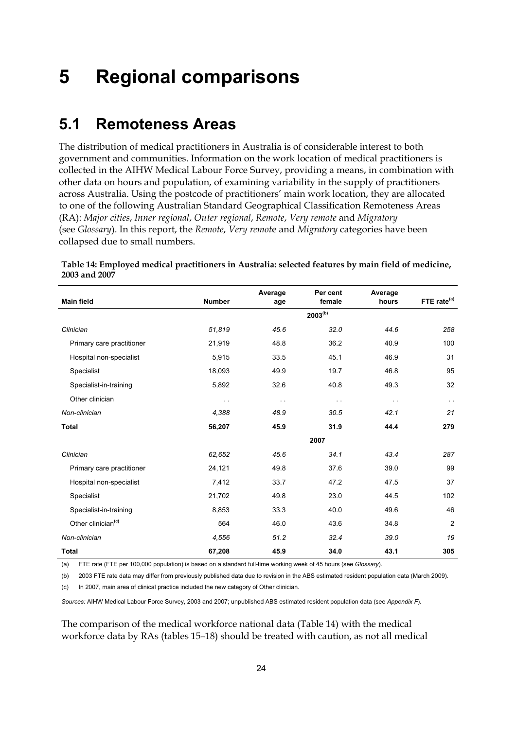# 5 Regional comparisons

## 5.1 Remoteness Areas

The distribution of medical practitioners in Australia is of considerable interest to both government and communities. Information on the work location of medical practitioners is collected in the AIHW Medical Labour Force Survey, providing a means, in combination with other data on hours and population, of examining variability in the supply of practitioners across Australia. Using the postcode of practitioners' main work location, they are allocated to one of the following Australian Standard Geographical Classification Remoteness Areas (RA): *Major cities*, *Inner regional*, *Outer regional*, *Remote*, *Very remote* and *Migratory* (see *Glossary*). In this report, the *Remote*, *Very remote* and *Migratory* categories have been collapsed due to small numbers.

**Table 14: Employed medical practitioners in Australia: selected features by main field of medicine, 2003 and 2007**

| Main field | Number | Average age | Per cent female | Average hours | FTE rate[(a)] |
|---|---|---|---|---|---|
| | | | 2003[(b)] | | |
| *Clinician* | *51,819* | *45.6* | *32.0* | *44.6* | *258* |
| Primary care practitioner | 21,919 | 48.8 | 36.2 | 40.9 | 100 |
| Hospital non-specialist | 5,915 | 33.5 | 45.1 | 46.9 | 31 |
| Specialist | 18,093 | 49.9 | 19.7 | 46.8 | 95 |
| Specialist-in-training | 5,892 | 32.6 | 40.8 | 49.3 | 32 |
| Other clinician | . . | . . | . . | . . | . . |
| *Non-clinician* | *4,388* | *48.9* | *30.5* | *42.1* | *21* |
| **Total** | **56,207** | **45.9** | **31.9** | **44.4** | **279** |
| | | | 2007 | | |
| *Clinician* | *62,652* | *45.6* | *34.1* | *43.4* | *287* |
| Primary care practitioner | 24,121 | 49.8 | 37.6 | 39.0 | 99 |
| Hospital non-specialist | 7,412 | 33.7 | 47.2 | 47.5 | 37 |
| Specialist | 21,702 | 49.8 | 23.0 | 44.5 | 102 |
| Specialist-in-training | 8,853 | 33.3 | 40.0 | 49.6 | 46 |
| Other clinician[(c)] | 564 | 46.0 | 43.6 | 34.8 | 2 |
| *Non-clinician* | *4,556* | *51.2* | *32.4* | *39.0* | *19* |
| **Total** | **67,208** | **45.9** | **34.0** | **43.1** | **305** |

(a) FTE rate (FTE per 100,000 population) is based on a standard full-time working week of 45 hours (see *Glossary*).

(b) 2003 FTE rate data may differ from previously published data due to revision in the ABS estimated resident population data (March 2009).

(c) In 2007, main area of clinical practice included the new category of Other clinician.

*Sources:* AIHW Medical Labour Force Survey, 2003 and 2007; unpublished ABS estimated resident population data (see *Appendix F*).

The comparison of the medical workforce national data (Table 14) with the medical workforce data by RAs (tables 15–18) should be treated with caution, as not all medical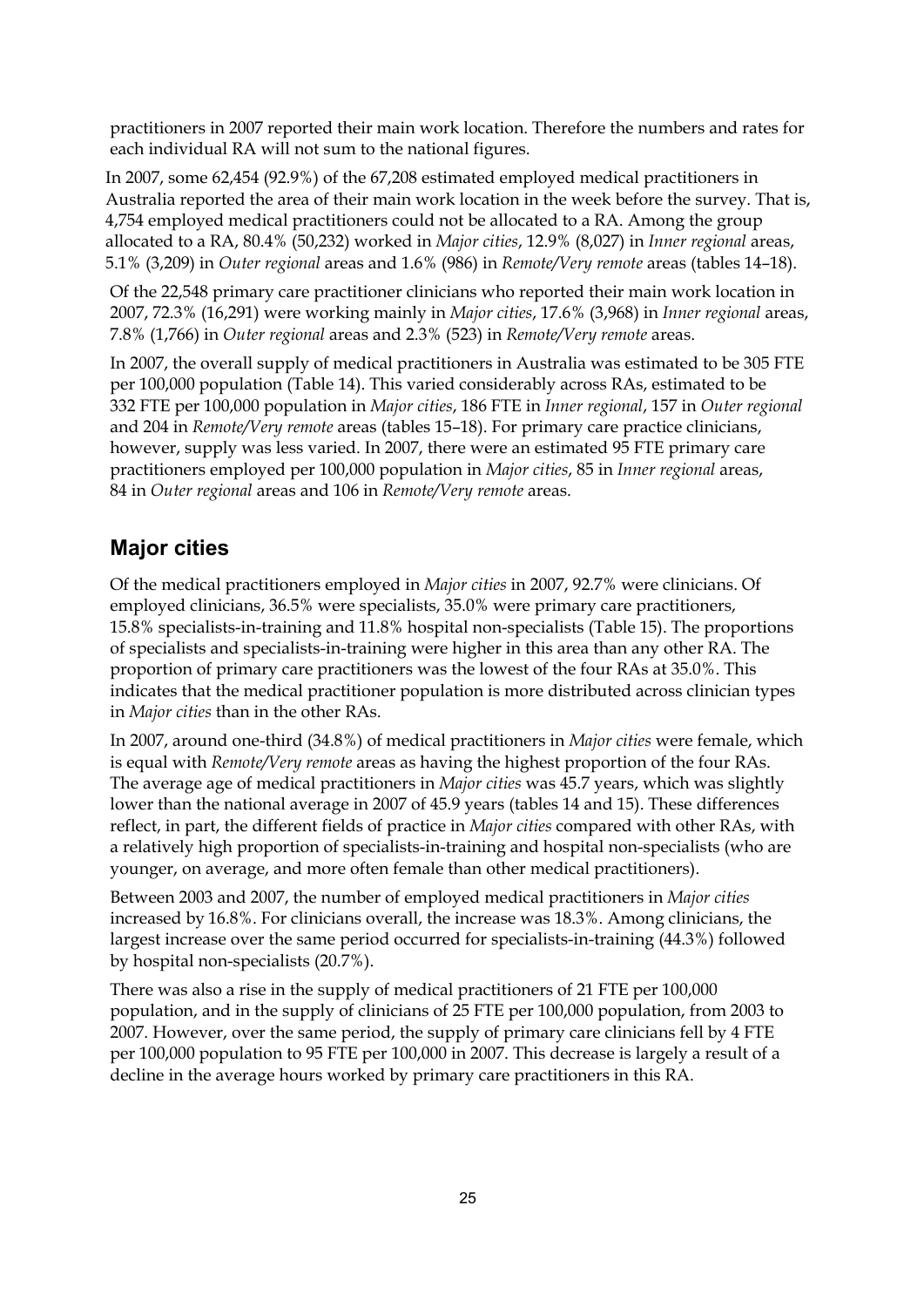practitioners in 2007 reported their main work location. Therefore the numbers and rates for each individual RA will not sum to the national figures.

In 2007, some 62,454 (92.9%) of the 67,208 estimated employed medical practitioners in Australia reported the area of their main work location in the week before the survey. That is, 4,754 employed medical practitioners could not be allocated to a RA. Among the group allocated to a RA, 80.4% (50,232) worked in *Major cities*, 12.9% (8,027) in *Inner regional* areas, 5.1% (3,209) in *Outer regional* areas and 1.6% (986) in *Remote/Very remote* areas (tables 14–18).

Of the 22,548 primary care practitioner clinicians who reported their main work location in 2007, 72.3% (16,291) were working mainly in *Major cities*, 17.6% (3,968) in *Inner regional* areas, 7.8% (1,766) in *Outer regional* areas and 2.3% (523) in *Remote/Very remote* areas.

In 2007, the overall supply of medical practitioners in Australia was estimated to be 305 FTE per 100,000 population (Table 14). This varied considerably across RAs, estimated to be 332 FTE per 100,000 population in *Major cities*, 186 FTE in *Inner regional*, 157 in *Outer regional* and 204 in *Remote/Very remote* areas (tables 15–18). For primary care practice clinicians, however, supply was less varied. In 2007, there were an estimated 95 FTE primary care practitioners employed per 100,000 population in *Major cities*, 85 in *Inner regional* areas, 84 in *Outer regional* areas and 106 in *Remote/Very remote* areas.

## Major cities

Of the medical practitioners employed in *Major cities* in 2007, 92.7% were clinicians. Of employed clinicians, 36.5% were specialists, 35.0% were primary care practitioners, 15.8% specialists-in-training and 11.8% hospital non-specialists (Table 15). The proportions of specialists and specialists-in-training were higher in this area than any other RA. The proportion of primary care practitioners was the lowest of the four RAs at 35.0%. This indicates that the medical practitioner population is more distributed across clinician types in *Major cities* than in the other RAs.

In 2007, around one-third (34.8%) of medical practitioners in *Major cities* were female, which is equal with *Remote/Very remote* areas as having the highest proportion of the four RAs. The average age of medical practitioners in *Major cities* was 45.7 years, which was slightly lower than the national average in 2007 of 45.9 years (tables 14 and 15). These differences reflect, in part, the different fields of practice in *Major cities* compared with other RAs, with a relatively high proportion of specialists-in-training and hospital non-specialists (who are younger, on average, and more often female than other medical practitioners).

Between 2003 and 2007, the number of employed medical practitioners in *Major cities* increased by 16.8%. For clinicians overall, the increase was 18.3%. Among clinicians, the largest increase over the same period occurred for specialists-in-training (44.3%) followed by hospital non-specialists (20.7%).

There was also a rise in the supply of medical practitioners of 21 FTE per 100,000 population, and in the supply of clinicians of 25 FTE per 100,000 population, from 2003 to 2007. However, over the same period, the supply of primary care clinicians fell by 4 FTE per 100,000 population to 95 FTE per 100,000 in 2007. This decrease is largely a result of a decline in the average hours worked by primary care practitioners in this RA.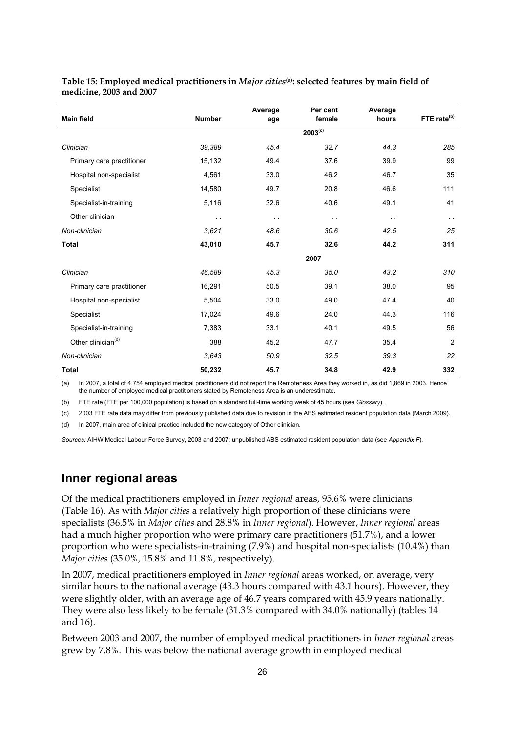**Table 15: Employed medical practitioners in *Major cities*[(a)]: selected features by main field of medicine, 2003 and 2007**

| Main field | Number | Average age | Per cent female | Average hours | FTE rate[(b)] |
|---|---|---|---|---|---|
| | | | 2003[(c)] | | |
| *Clinician* | *39,389* | *45.4* | *32.7* | *44.3* | *285* |
| Primary care practitioner | 15,132 | 49.4 | 37.6 | 39.9 | 99 |
| Hospital non-specialist | 4,561 | 33.0 | 46.2 | 46.7 | 35 |
| Specialist | 14,580 | 49.7 | 20.8 | 46.6 | 111 |
| Specialist-in-training | 5,116 | 32.6 | 40.6 | 49.1 | 41 |
| Other clinician | . . | . . | . . | . . | . . |
| *Non-clinician* | *3,621* | *48.6* | *30.6* | *42.5* | *25* |
| **Total** | **43,010** | **45.7** | **32.6** | **44.2** | **311** |
| | | | 2007 | | |
| *Clinician* | *46,589* | *45.3* | *35.0* | *43.2* | *310* |
| Primary care practitioner | 16,291 | 50.5 | 39.1 | 38.0 | 95 |
| Hospital non-specialist | 5,504 | 33.0 | 49.0 | 47.4 | 40 |
| Specialist | 17,024 | 49.6 | 24.0 | 44.3 | 116 |
| Specialist-in-training | 7,383 | 33.1 | 40.1 | 49.5 | 56 |
| Other clinician[(d)] | 388 | 45.2 | 47.7 | 35.4 | 2 |
| *Non-clinician* | *3,643* | *50.9* | *32.5* | *39.3* | *22* |
| **Total** | **50,232** | **45.7** | **34.8** | **42.9** | **332** |

(a) In 2007, a total of 4,754 employed medical practitioners did not report the Remoteness Area they worked in, as did 1,869 in 2003. Hence the number of employed medical practitioners stated by Remoteness Area is an underestimate.

(b) FTE rate (FTE per 100,000 population) is based on a standard full-time working week of 45 hours (see *Glossary*).

(c) 2003 FTE rate data may differ from previously published data due to revision in the ABS estimated resident population data (March 2009).

(d) In 2007, main area of clinical practice included the new category of Other clinician.

*Sources:* AIHW Medical Labour Force Survey, 2003 and 2007; unpublished ABS estimated resident population data (see *Appendix F*).

## Inner regional areas

Of the medical practitioners employed in *Inner regional* areas, 95.6% were clinicians (Table 16). As with *Major cities* a relatively high proportion of these clinicians were specialists (36.5% in *Major cities* and 28.8% in *Inner regional*). However, *Inner regional* areas had a much higher proportion who were primary care practitioners (51.7%), and a lower proportion who were specialists-in-training (7.9%) and hospital non-specialists (10.4%) than *Major cities* (35.0%, 15.8% and 11.8%, respectively).

In 2007, medical practitioners employed in *Inner regional* areas worked, on average, very similar hours to the national average (43.3 hours compared with 43.1 hours). However, they were slightly older, with an average age of 46.7 years compared with 45.9 years nationally. They were also less likely to be female (31.3% compared with 34.0% nationally) (tables 14 and 16).

Between 2003 and 2007, the number of employed medical practitioners in *Inner regional* areas grew by 7.8%. This was below the national average growth in employed medical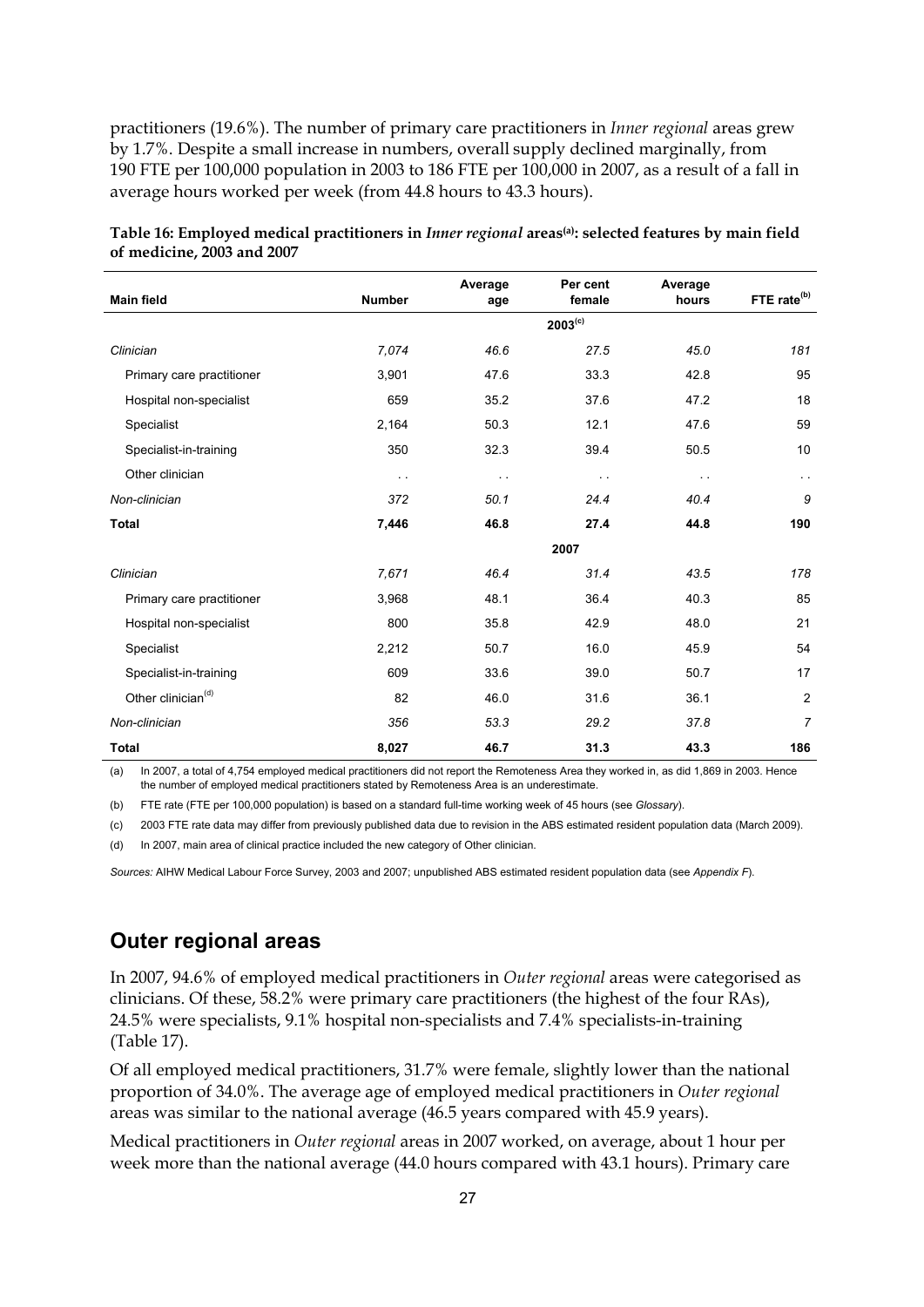practitioners (19.6%). The number of primary care practitioners in *Inner regional* areas grew by 1.7%. Despite a small increase in numbers, overall supply declined marginally, from 190 FTE per 100,000 population in 2003 to 186 FTE per 100,000 in 2007, as a result of a fall in average hours worked per week (from 44.8 hours to 43.3 hours).

**Table 16: Employed medical practitioners in *Inner regional* areas[(a)]: selected features by main field of medicine, 2003 and 2007**

| Main field | Number | Average age | Per cent female | Average hours | FTE rate[(b)] |
|---|---|---|---|---|---|
| | | | 2003[(c)] | | |
| *Clinician* | *7,074* | *46.6* | *27.5* | *45.0* | *181* |
| Primary care practitioner | 3,901 | 47.6 | 33.3 | 42.8 | 95 |
| Hospital non-specialist | 659 | 35.2 | 37.6 | 47.2 | 18 |
| Specialist | 2,164 | 50.3 | 12.1 | 47.6 | 59 |
| Specialist-in-training | 350 | 32.3 | 39.4 | 50.5 | 10 |
| Other clinician | . . | . . | . . | . . | . . |
| *Non-clinician* | *372* | *50.1* | *24.4* | *40.4* | *9* |
| **Total** | **7,446** | **46.8** | **27.4** | **44.8** | **190** |
| | | | 2007 | | |
| *Clinician* | *7,671* | *46.4* | *31.4* | *43.5* | *178* |
| Primary care practitioner | 3,968 | 48.1 | 36.4 | 40.3 | 85 |
| Hospital non-specialist | 800 | 35.8 | 42.9 | 48.0 | 21 |
| Specialist | 2,212 | 50.7 | 16.0 | 45.9 | 54 |
| Specialist-in-training | 609 | 33.6 | 39.0 | 50.7 | 17 |
| Other clinician[(d)] | 82 | 46.0 | 31.6 | 36.1 | 2 |
| *Non-clinician* | *356* | *53.3* | *29.2* | *37.8* | *7* |
| **Total** | **8,027** | **46.7** | **31.3** | **43.3** | **186** |

(a) In 2007, a total of 4,754 employed medical practitioners did not report the Remoteness Area they worked in, as did 1,869 in 2003. Hence the number of employed medical practitioners stated by Remoteness Area is an underestimate.

(b) FTE rate (FTE per 100,000 population) is based on a standard full-time working week of 45 hours (see *Glossary*).

(c) 2003 FTE rate data may differ from previously published data due to revision in the ABS estimated resident population data (March 2009).

(d) In 2007, main area of clinical practice included the new category of Other clinician.

*Sources:* AIHW Medical Labour Force Survey, 2003 and 2007; unpublished ABS estimated resident population data (see *Appendix F*).

## Outer regional areas

In 2007, 94.6% of employed medical practitioners in *Outer regional* areas were categorised as clinicians. Of these, 58.2% were primary care practitioners (the highest of the four RAs), 24.5% were specialists, 9.1% hospital non-specialists and 7.4% specialists-in-training (Table 17).

Of all employed medical practitioners, 31.7% were female, slightly lower than the national proportion of 34.0%. The average age of employed medical practitioners in *Outer regional* areas was similar to the national average (46.5 years compared with 45.9 years).

Medical practitioners in *Outer regional* areas in 2007 worked, on average, about 1 hour per week more than the national average (44.0 hours compared with 43.1 hours). Primary care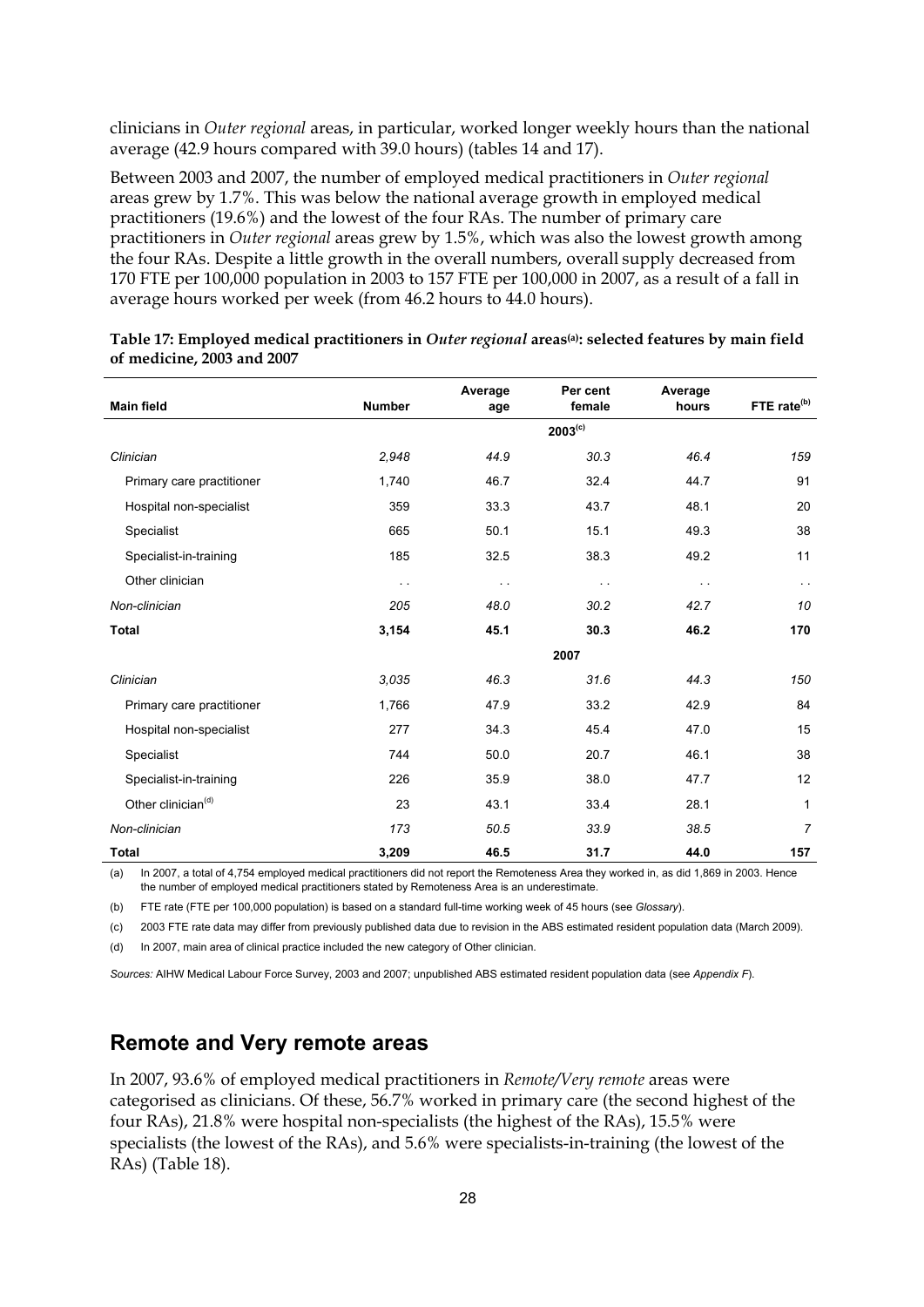clinicians in *Outer regional* areas, in particular, worked longer weekly hours than the national average (42.9 hours compared with 39.0 hours) (tables 14 and 17).

Between 2003 and 2007, the number of employed medical practitioners in *Outer regional* areas grew by 1.7%. This was below the national average growth in employed medical practitioners (19.6%) and the lowest of the four RAs. The number of primary care practitioners in *Outer regional* areas grew by 1.5%, which was also the lowest growth among the four RAs. Despite a little growth in the overall numbers, overall supply decreased from 170 FTE per 100,000 population in 2003 to 157 FTE per 100,000 in 2007, as a result of a fall in average hours worked per week (from 46.2 hours to 44.0 hours).

**Table 17: Employed medical practitioners in *Outer regional* areas(a): selected features by main field of medicine, 2003 and 2007**

| Main field | Number | Average age | Per cent female | Average hours | FTE rate(b) |
|---|---|---|---|---|---|
| | | | 2003(c) | | |
| *Clinician* | *2,948* | *44.9* | *30.3* | *46.4* | *159* |
| Primary care practitioner | 1,740 | 46.7 | 32.4 | 44.7 | 91 |
| Hospital non-specialist | 359 | 33.3 | 43.7 | 48.1 | 20 |
| Specialist | 665 | 50.1 | 15.1 | 49.3 | 38 |
| Specialist-in-training | 185 | 32.5 | 38.3 | 49.2 | 11 |
| Other clinician | . . | . . | . . | . . | . . |
| *Non-clinician* | *205* | *48.0* | *30.2* | *42.7* | *10* |
| **Total** | **3,154** | **45.1** | **30.3** | **46.2** | **170** |
| | | | 2007 | | |
| *Clinician* | *3,035* | *46.3* | *31.6* | *44.3* | *150* |
| Primary care practitioner | 1,766 | 47.9 | 33.2 | 42.9 | 84 |
| Hospital non-specialist | 277 | 34.3 | 45.4 | 47.0 | 15 |
| Specialist | 744 | 50.0 | 20.7 | 46.1 | 38 |
| Specialist-in-training | 226 | 35.9 | 38.0 | 47.7 | 12 |
| Other clinician(d) | 23 | 43.1 | 33.4 | 28.1 | 1 |
| *Non-clinician* | *173* | *50.5* | *33.9* | *38.5* | *7* |
| **Total** | **3,209** | **46.5** | **31.7** | **44.0** | **157** |

(a) In 2007, a total of 4,754 employed medical practitioners did not report the Remoteness Area they worked in, as did 1,869 in 2003. Hence the number of employed medical practitioners stated by Remoteness Area is an underestimate.

(b) FTE rate (FTE per 100,000 population) is based on a standard full-time working week of 45 hours (see *Glossary*).

(c) 2003 FTE rate data may differ from previously published data due to revision in the ABS estimated resident population data (March 2009).

(d) In 2007, main area of clinical practice included the new category of Other clinician.

*Sources:* AIHW Medical Labour Force Survey, 2003 and 2007; unpublished ABS estimated resident population data (see *Appendix F*).

## Remote and Very remote areas

In 2007, 93.6% of employed medical practitioners in *Remote/Very remote* areas were categorised as clinicians. Of these, 56.7% worked in primary care (the second highest of the four RAs), 21.8% were hospital non-specialists (the highest of the RAs), 15.5% were specialists (the lowest of the RAs), and 5.6% were specialists-in-training (the lowest of the RAs) (Table 18).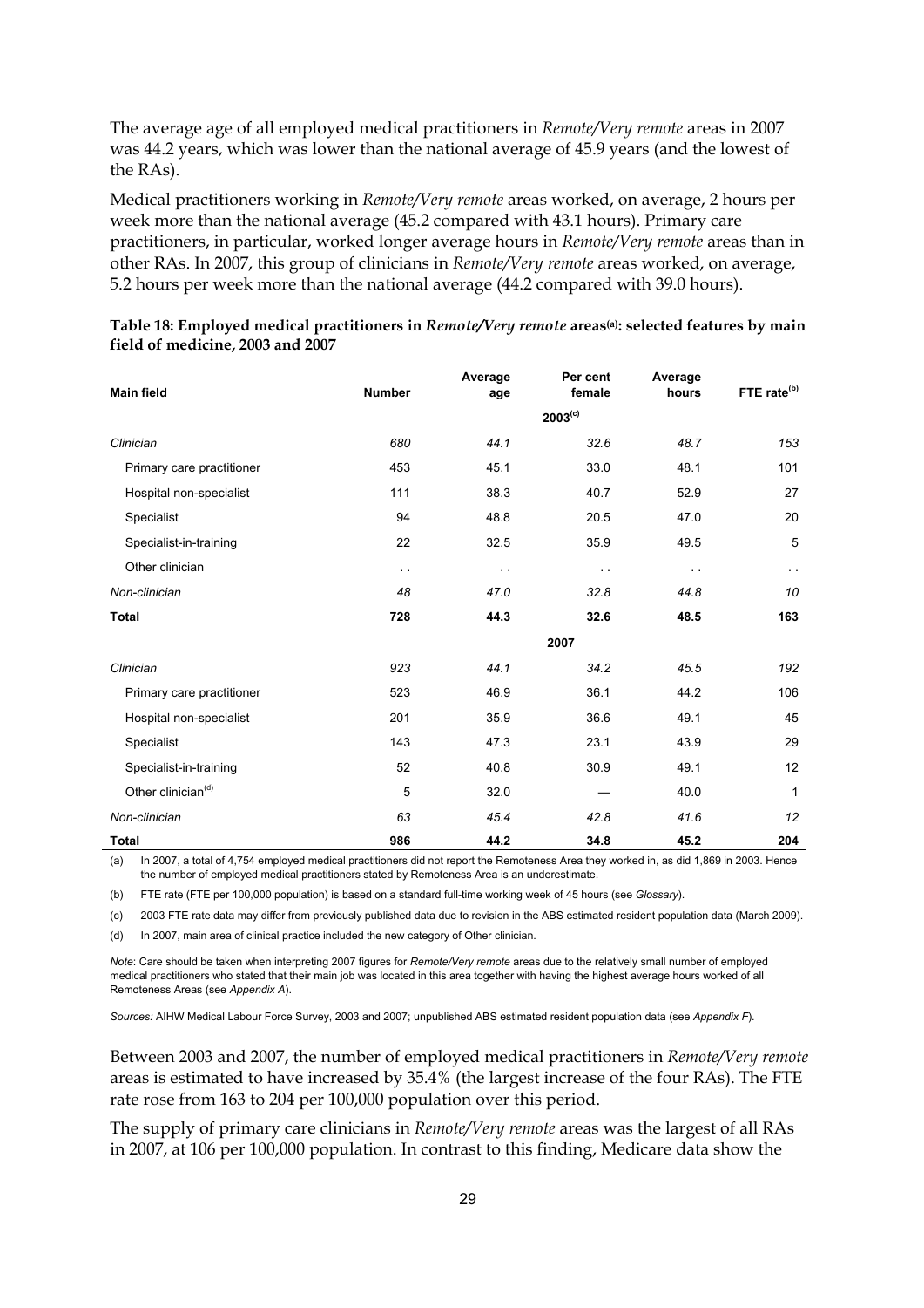The average age of all employed medical practitioners in *Remote/Very remote* areas in 2007 was 44.2 years, which was lower than the national average of 45.9 years (and the lowest of the RAs).

Medical practitioners working in *Remote/Very remote* areas worked, on average, 2 hours per week more than the national average (45.2 compared with 43.1 hours). Primary care practitioners, in particular, worked longer average hours in *Remote/Very remote* areas than in other RAs. In 2007, this group of clinicians in *Remote/Very remote* areas worked, on average, 5.2 hours per week more than the national average (44.2 compared with 39.0 hours).

**Table 18: Employed medical practitioners in *Remote/Very remote* areas[(a)]: selected features by main field of medicine, 2003 and 2007**

| Main field | Number | Average age | Per cent female | Average hours | FTE rate[(b)] |
|---|---|---|---|---|---|
| | | | 2003[(c)] | | |
| *Clinician* | *680* | *44.1* | *32.6* | *48.7* | *153* |
| Primary care practitioner | 453 | 45.1 | 33.0 | 48.1 | 101 |
| Hospital non-specialist | 111 | 38.3 | 40.7 | 52.9 | 27 |
| Specialist | 94 | 48.8 | 20.5 | 47.0 | 20 |
| Specialist-in-training | 22 | 32.5 | 35.9 | 49.5 | 5 |
| Other clinician | . . | . . | . . | . . | . . |
| *Non-clinician* | *48* | *47.0* | *32.8* | *44.8* | *10* |
| **Total** | **728** | **44.3** | **32.6** | **48.5** | **163** |
| | | | 2007 | | |
| *Clinician* | *923* | *44.1* | *34.2* | *45.5* | *192* |
| Primary care practitioner | 523 | 46.9 | 36.1 | 44.2 | 106 |
| Hospital non-specialist | 201 | 35.9 | 36.6 | 49.1 | 45 |
| Specialist | 143 | 47.3 | 23.1 | 43.9 | 29 |
| Specialist-in-training | 52 | 40.8 | 30.9 | 49.1 | 12 |
| Other clinician[(d)] | 5 | 32.0 | — | 40.0 | 1 |
| *Non-clinician* | *63* | *45.4* | *42.8* | *41.6* | *12* |
| **Total** | **986** | **44.2** | **34.8** | **45.2** | **204** |

(a) In 2007, a total of 4,754 employed medical practitioners did not report the Remoteness Area they worked in, as did 1,869 in 2003. Hence the number of employed medical practitioners stated by Remoteness Area is an underestimate.

(b) FTE rate (FTE per 100,000 population) is based on a standard full-time working week of 45 hours (see *Glossary*).

(c) 2003 FTE rate data may differ from previously published data due to revision in the ABS estimated resident population data (March 2009).

(d) In 2007, main area of clinical practice included the new category of Other clinician.

*Note*: Care should be taken when interpreting 2007 figures for *Remote/Very remote* areas due to the relatively small number of employed medical practitioners who stated that their main job was located in this area together with having the highest average hours worked of all Remoteness Areas (see *Appendix A*).

*Sources:* AIHW Medical Labour Force Survey, 2003 and 2007; unpublished ABS estimated resident population data (see *Appendix F*).

Between 2003 and 2007, the number of employed medical practitioners in *Remote/Very remote* areas is estimated to have increased by 35.4% (the largest increase of the four RAs). The FTE rate rose from 163 to 204 per 100,000 population over this period.

The supply of primary care clinicians in *Remote/Very remote* areas was the largest of all RAs in 2007, at 106 per 100,000 population. In contrast to this finding, Medicare data show the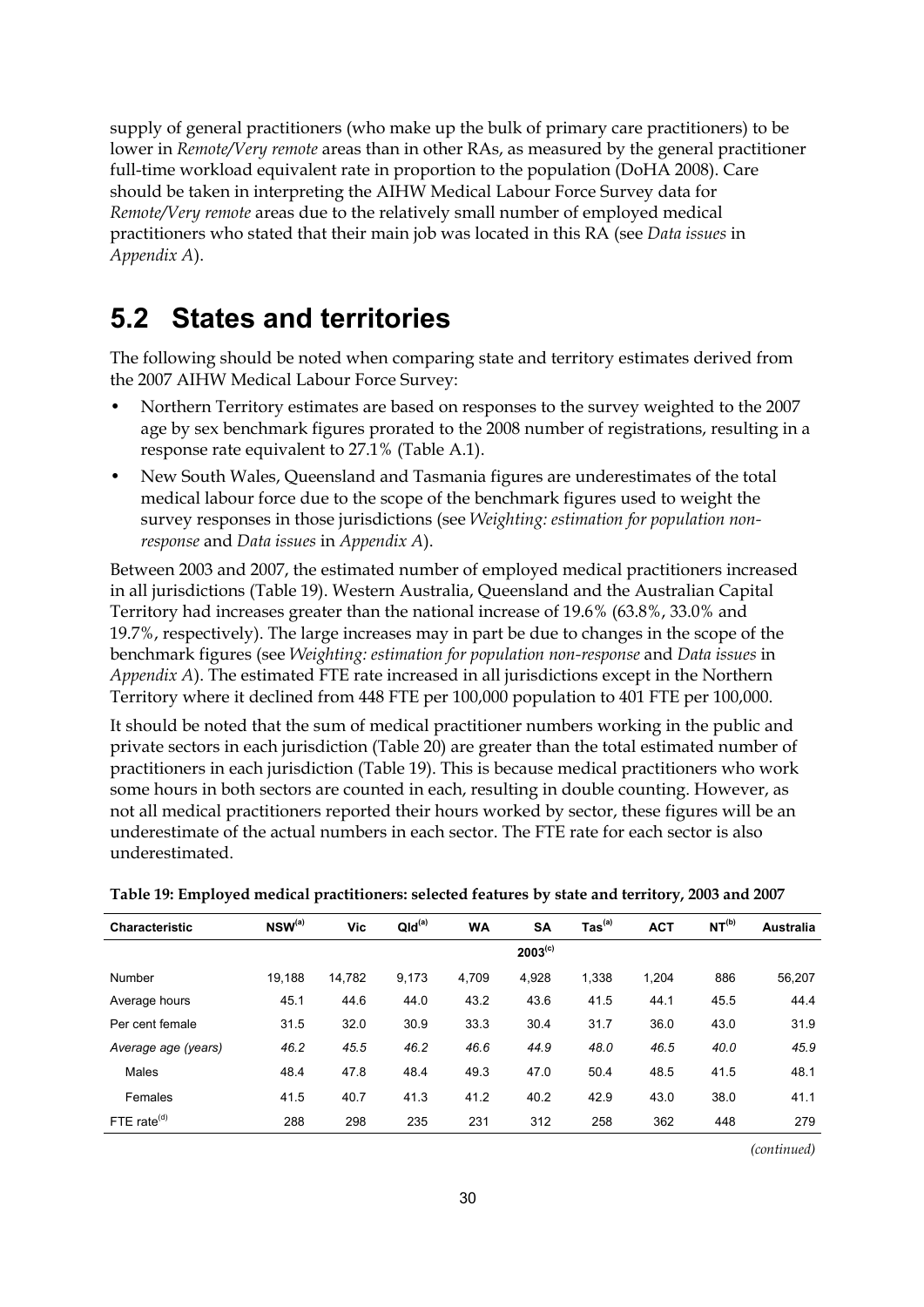supply of general practitioners (who make up the bulk of primary care practitioners) to be lower in *Remote/Very remote* areas than in other RAs, as measured by the general practitioner full-time workload equivalent rate in proportion to the population (DoHA 2008). Care should be taken in interpreting the AIHW Medical Labour Force Survey data for *Remote/Very remote* areas due to the relatively small number of employed medical practitioners who stated that their main job was located in this RA (see *Data issues* in *Appendix A*).

## 5.2 States and territories

The following should be noted when comparing state and territory estimates derived from the 2007 AIHW Medical Labour Force Survey:

- Northern Territory estimates are based on responses to the survey weighted to the 2007 age by sex benchmark figures prorated to the 2008 number of registrations, resulting in a response rate equivalent to 27.1% (Table A.1).
- New South Wales, Queensland and Tasmania figures are underestimates of the total medical labour force due to the scope of the benchmark figures used to weight the survey responses in those jurisdictions (see *Weighting: estimation for population non-response* and *Data issues* in *Appendix A*).

Between 2003 and 2007, the estimated number of employed medical practitioners increased in all jurisdictions (Table 19). Western Australia, Queensland and the Australian Capital Territory had increases greater than the national increase of 19.6% (63.8%, 33.0% and 19.7%, respectively). The large increases may in part be due to changes in the scope of the benchmark figures (see *Weighting: estimation for population non-response* and *Data issues* in *Appendix A*). The estimated FTE rate increased in all jurisdictions except in the Northern Territory where it declined from 448 FTE per 100,000 population to 401 FTE per 100,000.

It should be noted that the sum of medical practitioner numbers working in the public and private sectors in each jurisdiction (Table 20) are greater than the total estimated number of practitioners in each jurisdiction (Table 19). This is because medical practitioners who work some hours in both sectors are counted in each, resulting in double counting. However, as not all medical practitioners reported their hours worked by sector, these figures will be an underestimate of the actual numbers in each sector. The FTE rate for each sector is also underestimated.

**Table 19: Employed medical practitioners: selected features by state and territory, 2003 and 2007**

| Characteristic | NSW[(a)] | Vic | Qld[(a)] | WA | SA | Tas[(a)] | ACT | NT[(b)] | Australia |
|---|---|---|---|---|---|---|---|---|---|
| | | | | | 2003[(c)] | | | | |
| Number | 19,188 | 14,782 | 9,173 | 4,709 | 4,928 | 1,338 | 1,204 | 886 | 56,207 |
| Average hours | 45.1 | 44.6 | 44.0 | 43.2 | 43.6 | 41.5 | 44.1 | 45.5 | 44.4 |
| Per cent female | 31.5 | 32.0 | 30.9 | 33.3 | 30.4 | 31.7 | 36.0 | 43.0 | 31.9 |
| *Average age (years)* | *46.2* | *45.5* | *46.2* | *46.6* | *44.9* | *48.0* | *46.5* | *40.0* | *45.9* |
| Males | 48.4 | 47.8 | 48.4 | 49.3 | 47.0 | 50.4 | 48.5 | 41.5 | 48.1 |
| Females | 41.5 | 40.7 | 41.3 | 41.2 | 40.2 | 42.9 | 43.0 | 38.0 | 41.1 |
| FTE rate[(d)] | 288 | 298 | 235 | 231 | 312 | 258 | 362 | 448 | 279 |

*(continued)*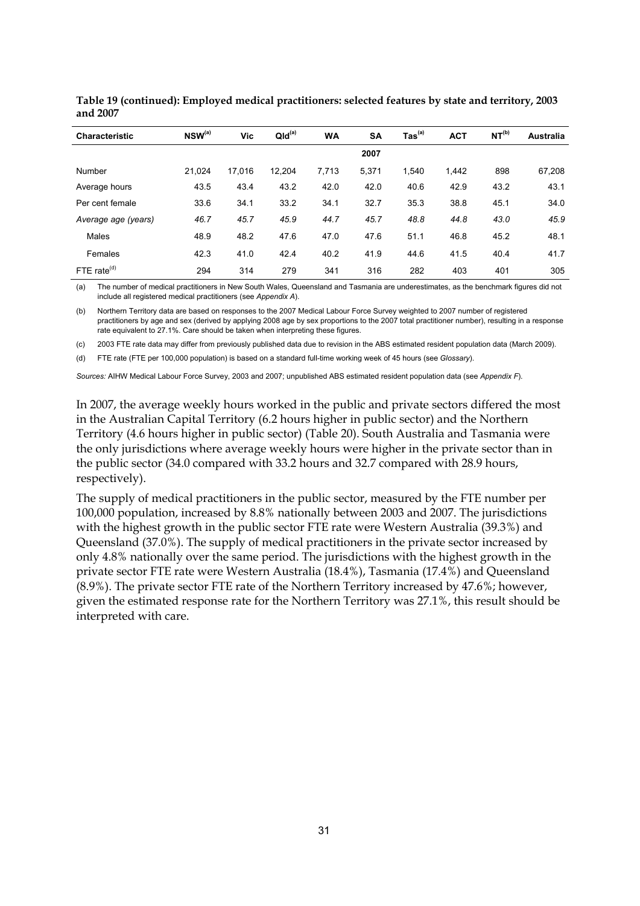**Table 19 (continued): Employed medical practitioners: selected features by state and territory, 2003 and 2007**

| Characteristic | NSW[(a)] | Vic | Qld[(a)] | WA | SA | Tas[(a)] | ACT | NT[(b)] | Australia |
|---|---|---|---|---|---|---|---|---|---|
| | | | | | **2007** | | | | |
| Number | 21,024 | 17,016 | 12,204 | 7,713 | 5,371 | 1,540 | 1,442 | 898 | 67,208 |
| Average hours | 43.5 | 43.4 | 43.2 | 42.0 | 42.0 | 40.6 | 42.9 | 43.2 | 43.1 |
| Per cent female | 33.6 | 34.1 | 33.2 | 34.1 | 32.7 | 35.3 | 38.8 | 45.1 | 34.0 |
| *Average age (years)* | *46.7* | *45.7* | *45.9* | *44.7* | *45.7* | *48.8* | *44.8* | *43.0* | *45.9* |
| Males | 48.9 | 48.2 | 47.6 | 47.0 | 47.6 | 51.1 | 46.8 | 45.2 | 48.1 |
| Females | 42.3 | 41.0 | 42.4 | 40.2 | 41.9 | 44.6 | 41.5 | 40.4 | 41.7 |
| FTE rate[(d)] | 294 | 314 | 279 | 341 | 316 | 282 | 403 | 401 | 305 |

(a) The number of medical practitioners in New South Wales, Queensland and Tasmania are underestimates, as the benchmark figures did not include all registered medical practitioners (see *Appendix A*).

(b) Northern Territory data are based on responses to the 2007 Medical Labour Force Survey weighted to 2007 number of registered practitioners by age and sex (derived by applying 2008 age by sex proportions to the 2007 total practitioner number), resulting in a response rate equivalent to 27.1%. Care should be taken when interpreting these figures.

(c) 2003 FTE rate data may differ from previously published data due to revision in the ABS estimated resident population data (March 2009).

(d) FTE rate (FTE per 100,000 population) is based on a standard full-time working week of 45 hours (see *Glossary*).

*Sources:* AIHW Medical Labour Force Survey, 2003 and 2007; unpublished ABS estimated resident population data (see *Appendix F*).

In 2007, the average weekly hours worked in the public and private sectors differed the most in the Australian Capital Territory (6.2 hours higher in public sector) and the Northern Territory (4.6 hours higher in public sector) (Table 20). South Australia and Tasmania were the only jurisdictions where average weekly hours were higher in the private sector than in the public sector (34.0 compared with 33.2 hours and 32.7 compared with 28.9 hours, respectively).

The supply of medical practitioners in the public sector, measured by the FTE number per 100,000 population, increased by 8.8% nationally between 2003 and 2007. The jurisdictions with the highest growth in the public sector FTE rate were Western Australia (39.3%) and Queensland (37.0%). The supply of medical practitioners in the private sector increased by only 4.8% nationally over the same period. The jurisdictions with the highest growth in the private sector FTE rate were Western Australia (18.4%), Tasmania (17.4%) and Queensland (8.9%). The private sector FTE rate of the Northern Territory increased by 47.6%; however, given the estimated response rate for the Northern Territory was 27.1%, this result should be interpreted with care.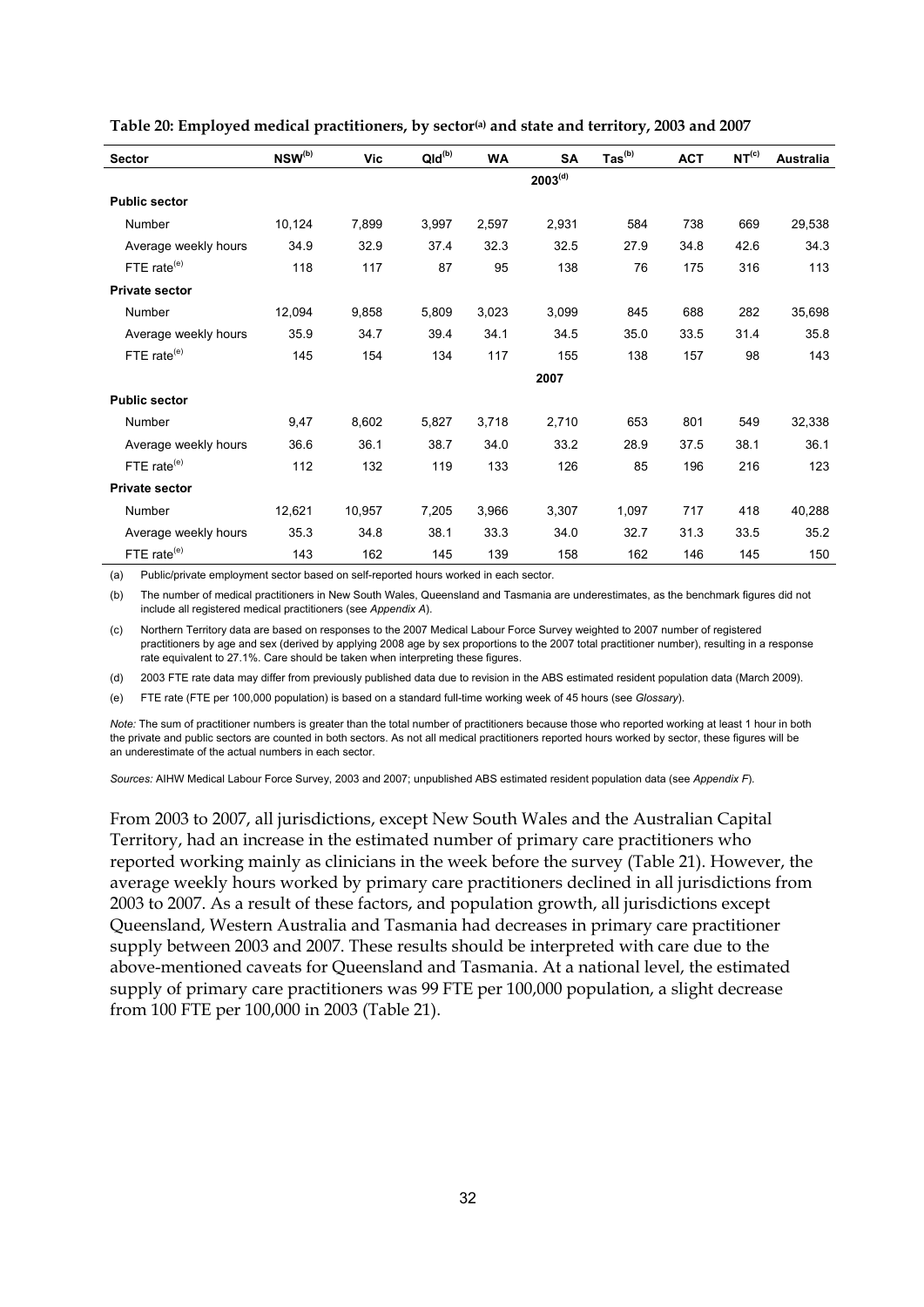**Table 20: Employed medical practitioners, by sector[(a)] and state and territory, 2003 and 2007**

| Sector | NSW[(b)] | Vic | Qld[(b)] | WA | SA | Tas[(b)] | ACT | NT[(c)] | Australia |
|---|---|---|---|---|---|---|---|---|---|
| | | | | | **2003[(d)]** | | | | |
| **Public sector** | | | | | | | | | |
| Number | 10,124 | 7,899 | 3,997 | 2,597 | 2,931 | 584 | 738 | 669 | 29,538 |
| Average weekly hours | 34.9 | 32.9 | 37.4 | 32.3 | 32.5 | 27.9 | 34.8 | 42.6 | 34.3 |
| FTE rate[(e)] | 118 | 117 | 87 | 95 | 138 | 76 | 175 | 316 | 113 |
| **Private sector** | | | | | | | | | |
| Number | 12,094 | 9,858 | 5,809 | 3,023 | 3,099 | 845 | 688 | 282 | 35,698 |
| Average weekly hours | 35.9 | 34.7 | 39.4 | 34.1 | 34.5 | 35.0 | 33.5 | 31.4 | 35.8 |
| FTE rate[(e)] | 145 | 154 | 134 | 117 | 155 | 138 | 157 | 98 | 143 |
| | | | | | **2007** | | | | |
| **Public sector** | | | | | | | | | |
| Number | 9,47 | 8,602 | 5,827 | 3,718 | 2,710 | 653 | 801 | 549 | 32,338 |
| Average weekly hours | 36.6 | 36.1 | 38.7 | 34.0 | 33.2 | 28.9 | 37.5 | 38.1 | 36.1 |
| FTE rate[(e)] | 112 | 132 | 119 | 133 | 126 | 85 | 196 | 216 | 123 |
| **Private sector** | | | | | | | | | |
| Number | 12,621 | 10,957 | 7,205 | 3,966 | 3,307 | 1,097 | 717 | 418 | 40,288 |
| Average weekly hours | 35.3 | 34.8 | 38.1 | 33.3 | 34.0 | 32.7 | 31.3 | 33.5 | 35.2 |
| FTE rate[(e)] | 143 | 162 | 145 | 139 | 158 | 162 | 146 | 145 | 150 |

(a) Public/private employment sector based on self-reported hours worked in each sector.

(b) The number of medical practitioners in New South Wales, Queensland and Tasmania are underestimates, as the benchmark figures did not include all registered medical practitioners (see *Appendix A*).

(c) Northern Territory data are based on responses to the 2007 Medical Labour Force Survey weighted to 2007 number of registered practitioners by age and sex (derived by applying 2008 age by sex proportions to the 2007 total practitioner number), resulting in a response rate equivalent to 27.1%. Care should be taken when interpreting these figures.

(d) 2003 FTE rate data may differ from previously published data due to revision in the ABS estimated resident population data (March 2009).

(e) FTE rate (FTE per 100,000 population) is based on a standard full-time working week of 45 hours (see *Glossary*).

*Note:* The sum of practitioner numbers is greater than the total number of practitioners because those who reported working at least 1 hour in both the private and public sectors are counted in both sectors. As not all medical practitioners reported hours worked by sector, these figures will be an underestimate of the actual numbers in each sector.

*Sources:* AIHW Medical Labour Force Survey, 2003 and 2007; unpublished ABS estimated resident population data (see *Appendix F*).

From 2003 to 2007, all jurisdictions, except New South Wales and the Australian Capital Territory, had an increase in the estimated number of primary care practitioners who reported working mainly as clinicians in the week before the survey (Table 21). However, the average weekly hours worked by primary care practitioners declined in all jurisdictions from 2003 to 2007. As a result of these factors, and population growth, all jurisdictions except Queensland, Western Australia and Tasmania had decreases in primary care practitioner supply between 2003 and 2007. These results should be interpreted with care due to the above-mentioned caveats for Queensland and Tasmania. At a national level, the estimated supply of primary care practitioners was 99 FTE per 100,000 population, a slight decrease from 100 FTE per 100,000 in 2003 (Table 21).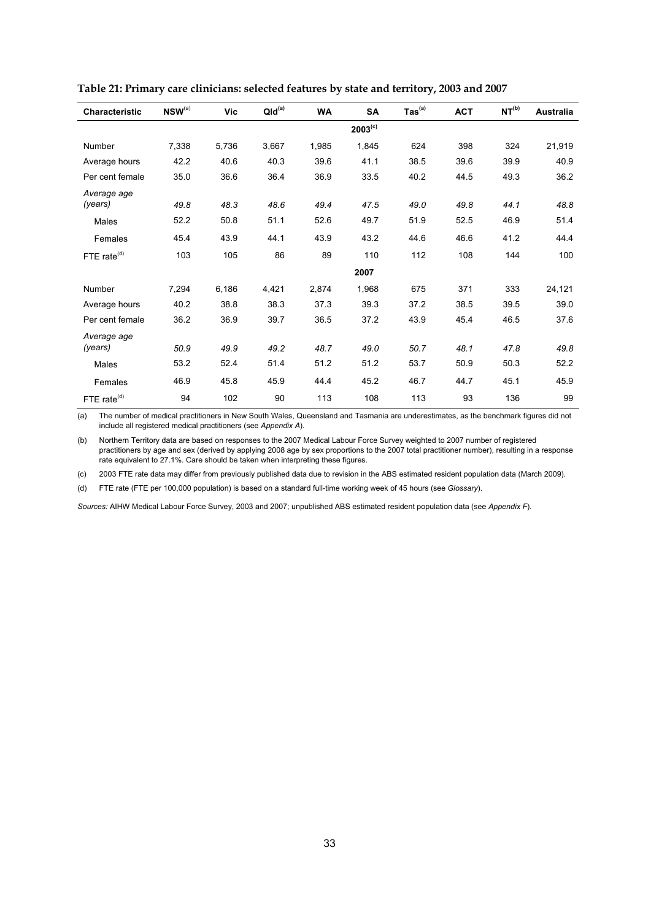**Table 21: Primary care clinicians: selected features by state and territory, 2003 and 2007**

| Characteristic | NSW[(a)] | Vic | Qld[(a)] | WA | SA | Tas[(a)] | ACT | NT[(b)] | Australia |
|---|---|---|---|---|---|---|---|---|---|
| | | | | | **2003[(c)]** | | | | |
| Number | 7,338 | 5,736 | 3,667 | 1,985 | 1,845 | 624 | 398 | 324 | 21,919 |
| Average hours | 42.2 | 40.6 | 40.3 | 39.6 | 41.1 | 38.5 | 39.6 | 39.9 | 40.9 |
| Per cent female | 35.0 | 36.6 | 36.4 | 36.9 | 33.5 | 40.2 | 44.5 | 49.3 | 36.2 |
| *Average age (years)* | *49.8* | *48.3* | *48.6* | *49.4* | *47.5* | *49.0* | *49.8* | *44.1* | *48.8* |
| Males | 52.2 | 50.8 | 51.1 | 52.6 | 49.7 | 51.9 | 52.5 | 46.9 | 51.4 |
| Females | 45.4 | 43.9 | 44.1 | 43.9 | 43.2 | 44.6 | 46.6 | 41.2 | 44.4 |
| FTE rate[(d)] | 103 | 105 | 86 | 89 | 110 | 112 | 108 | 144 | 100 |
| | | | | | **2007** | | | | |
| Number | 7,294 | 6,186 | 4,421 | 2,874 | 1,968 | 675 | 371 | 333 | 24,121 |
| Average hours | 40.2 | 38.8 | 38.3 | 37.3 | 39.3 | 37.2 | 38.5 | 39.5 | 39.0 |
| Per cent female | 36.2 | 36.9 | 39.7 | 36.5 | 37.2 | 43.9 | 45.4 | 46.5 | 37.6 |
| *Average age (years)* | *50.9* | *49.9* | *49.2* | *48.7* | *49.0* | *50.7* | *48.1* | *47.8* | *49.8* |
| Males | 53.2 | 52.4 | 51.4 | 51.2 | 51.2 | 53.7 | 50.9 | 50.3 | 52.2 |
| Females | 46.9 | 45.8 | 45.9 | 44.4 | 45.2 | 46.7 | 44.7 | 45.1 | 45.9 |
| FTE rate[(d)] | 94 | 102 | 90 | 113 | 108 | 113 | 93 | 136 | 99 |

(a) The number of medical practitioners in New South Wales, Queensland and Tasmania are underestimates, as the benchmark figures did not include all registered medical practitioners (see *Appendix A*).

(b) Northern Territory data are based on responses to the 2007 Medical Labour Force Survey weighted to 2007 number of registered practitioners by age and sex (derived by applying 2008 age by sex proportions to the 2007 total practitioner number), resulting in a response rate equivalent to 27.1%. Care should be taken when interpreting these figures.

(c) 2003 FTE rate data may differ from previously published data due to revision in the ABS estimated resident population data (March 2009).

(d) FTE rate (FTE per 100,000 population) is based on a standard full-time working week of 45 hours (see *Glossary*).

*Sources:* AIHW Medical Labour Force Survey, 2003 and 2007; unpublished ABS estimated resident population data (see *Appendix F*).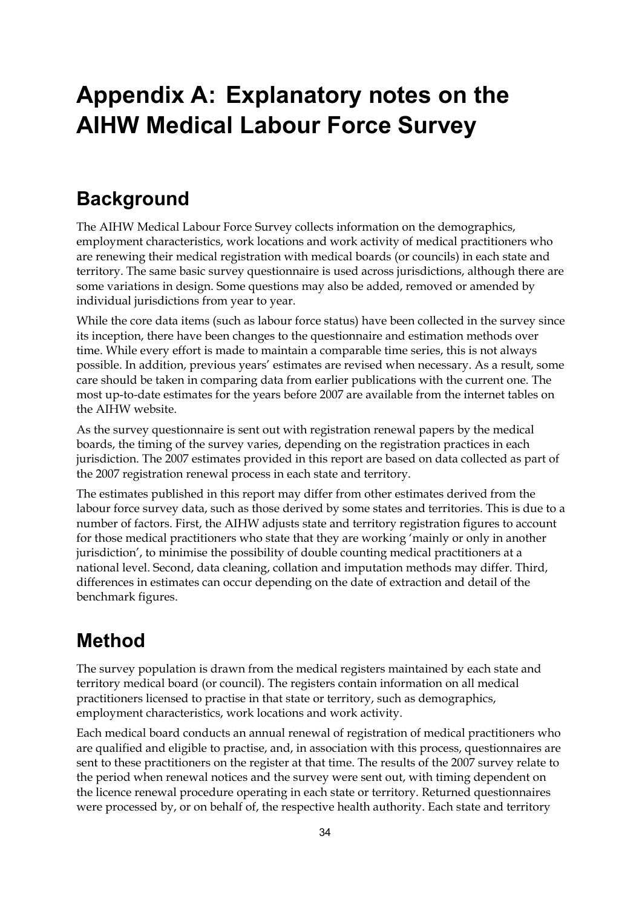# Appendix A: Explanatory notes on the AIHW Medical Labour Force Survey

## Background

The AIHW Medical Labour Force Survey collects information on the demographics, employment characteristics, work locations and work activity of medical practitioners who are renewing their medical registration with medical boards (or councils) in each state and territory. The same basic survey questionnaire is used across jurisdictions, although there are some variations in design. Some questions may also be added, removed or amended by individual jurisdictions from year to year.

While the core data items (such as labour force status) have been collected in the survey since its inception, there have been changes to the questionnaire and estimation methods over time. While every effort is made to maintain a comparable time series, this is not always possible. In addition, previous years' estimates are revised when necessary. As a result, some care should be taken in comparing data from earlier publications with the current one. The most up-to-date estimates for the years before 2007 are available from the internet tables on the AIHW website.

As the survey questionnaire is sent out with registration renewal papers by the medical boards, the timing of the survey varies, depending on the registration practices in each jurisdiction. The 2007 estimates provided in this report are based on data collected as part of the 2007 registration renewal process in each state and territory.

The estimates published in this report may differ from other estimates derived from the labour force survey data, such as those derived by some states and territories. This is due to a number of factors. First, the AIHW adjusts state and territory registration figures to account for those medical practitioners who state that they are working 'mainly or only in another jurisdiction', to minimise the possibility of double counting medical practitioners at a national level. Second, data cleaning, collation and imputation methods may differ. Third, differences in estimates can occur depending on the date of extraction and detail of the benchmark figures.

## Method

The survey population is drawn from the medical registers maintained by each state and territory medical board (or council). The registers contain information on all medical practitioners licensed to practise in that state or territory, such as demographics, employment characteristics, work locations and work activity.

Each medical board conducts an annual renewal of registration of medical practitioners who are qualified and eligible to practise, and, in association with this process, questionnaires are sent to these practitioners on the register at that time. The results of the 2007 survey relate to the period when renewal notices and the survey were sent out, with timing dependent on the licence renewal procedure operating in each state or territory. Returned questionnaires were processed by, or on behalf of, the respective health authority. Each state and territory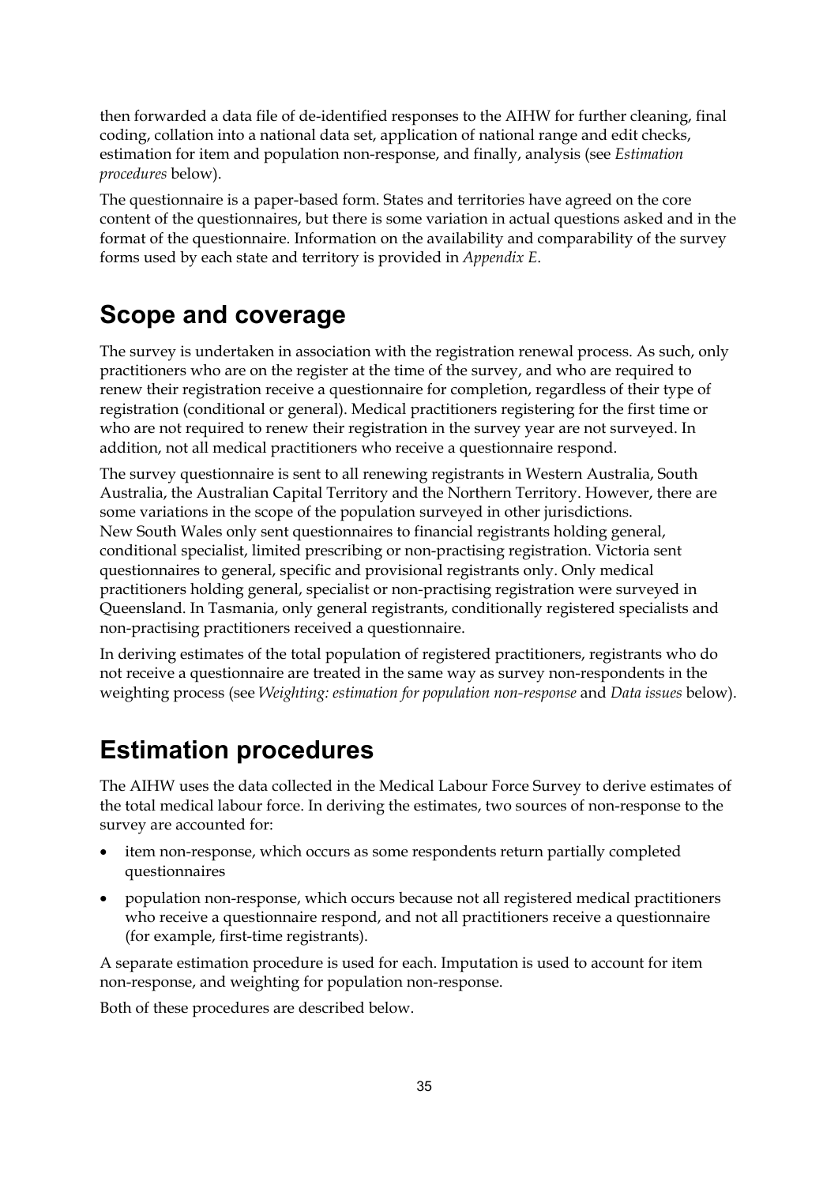then forwarded a data file of de-identified responses to the AIHW for further cleaning, final coding, collation into a national data set, application of national range and edit checks, estimation for item and population non-response, and finally, analysis (see *Estimation procedures* below).

The questionnaire is a paper-based form. States and territories have agreed on the core content of the questionnaires, but there is some variation in actual questions asked and in the format of the questionnaire. Information on the availability and comparability of the survey forms used by each state and territory is provided in *Appendix E*.

## Scope and coverage

The survey is undertaken in association with the registration renewal process. As such, only practitioners who are on the register at the time of the survey, and who are required to renew their registration receive a questionnaire for completion, regardless of their type of registration (conditional or general). Medical practitioners registering for the first time or who are not required to renew their registration in the survey year are not surveyed. In addition, not all medical practitioners who receive a questionnaire respond.

The survey questionnaire is sent to all renewing registrants in Western Australia, South Australia, the Australian Capital Territory and the Northern Territory. However, there are some variations in the scope of the population surveyed in other jurisdictions. New South Wales only sent questionnaires to financial registrants holding general, conditional specialist, limited prescribing or non-practising registration. Victoria sent questionnaires to general, specific and provisional registrants only. Only medical practitioners holding general, specialist or non-practising registration were surveyed in Queensland. In Tasmania, only general registrants, conditionally registered specialists and non-practising practitioners received a questionnaire.

In deriving estimates of the total population of registered practitioners, registrants who do not receive a questionnaire are treated in the same way as survey non-respondents in the weighting process (see *Weighting: estimation for population non-response* and *Data issues* below).

## Estimation procedures

The AIHW uses the data collected in the Medical Labour Force Survey to derive estimates of the total medical labour force. In deriving the estimates, two sources of non-response to the survey are accounted for:

- item non-response, which occurs as some respondents return partially completed questionnaires
- population non-response, which occurs because not all registered medical practitioners who receive a questionnaire respond, and not all practitioners receive a questionnaire (for example, first-time registrants).

A separate estimation procedure is used for each. Imputation is used to account for item non-response, and weighting for population non-response.

Both of these procedures are described below.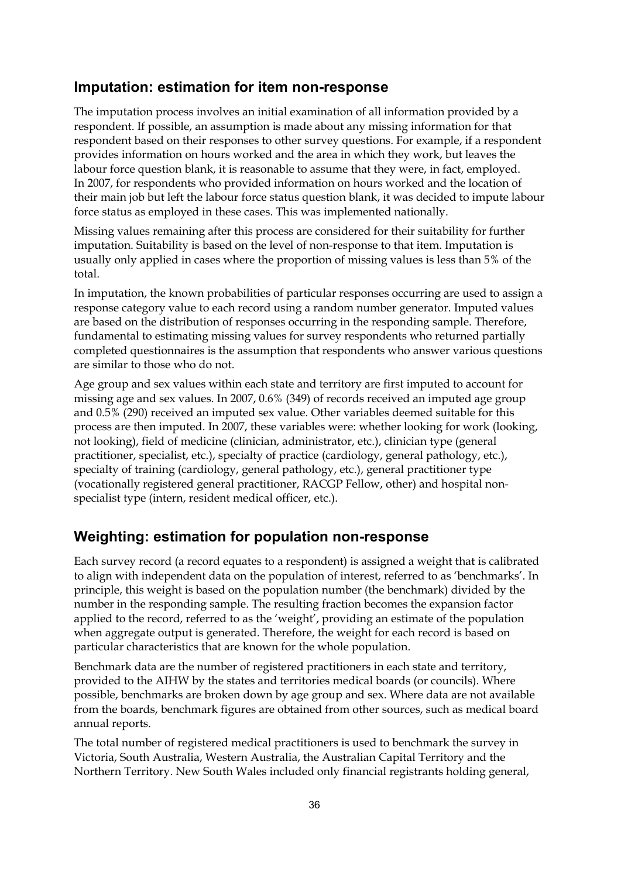## Imputation: estimation for item non-response

The imputation process involves an initial examination of all information provided by a respondent. If possible, an assumption is made about any missing information for that respondent based on their responses to other survey questions. For example, if a respondent provides information on hours worked and the area in which they work, but leaves the labour force question blank, it is reasonable to assume that they were, in fact, employed. In 2007, for respondents who provided information on hours worked and the location of their main job but left the labour force status question blank, it was decided to impute labour force status as employed in these cases. This was implemented nationally.

Missing values remaining after this process are considered for their suitability for further imputation. Suitability is based on the level of non-response to that item. Imputation is usually only applied in cases where the proportion of missing values is less than 5% of the total.

In imputation, the known probabilities of particular responses occurring are used to assign a response category value to each record using a random number generator. Imputed values are based on the distribution of responses occurring in the responding sample. Therefore, fundamental to estimating missing values for survey respondents who returned partially completed questionnaires is the assumption that respondents who answer various questions are similar to those who do not.

Age group and sex values within each state and territory are first imputed to account for missing age and sex values. In 2007, 0.6% (349) of records received an imputed age group and 0.5% (290) received an imputed sex value. Other variables deemed suitable for this process are then imputed. In 2007, these variables were: whether looking for work (looking, not looking), field of medicine (clinician, administrator, etc.), clinician type (general practitioner, specialist, etc.), specialty of practice (cardiology, general pathology, etc.), specialty of training (cardiology, general pathology, etc.), general practitioner type (vocationally registered general practitioner, RACGP Fellow, other) and hospital non-specialist type (intern, resident medical officer, etc.).

## Weighting: estimation for population non-response

Each survey record (a record equates to a respondent) is assigned a weight that is calibrated to align with independent data on the population of interest, referred to as 'benchmarks'. In principle, this weight is based on the population number (the benchmark) divided by the number in the responding sample. The resulting fraction becomes the expansion factor applied to the record, referred to as the 'weight', providing an estimate of the population when aggregate output is generated. Therefore, the weight for each record is based on particular characteristics that are known for the whole population.

Benchmark data are the number of registered practitioners in each state and territory, provided to the AIHW by the states and territories medical boards (or councils). Where possible, benchmarks are broken down by age group and sex. Where data are not available from the boards, benchmark figures are obtained from other sources, such as medical board annual reports.

The total number of registered medical practitioners is used to benchmark the survey in Victoria, South Australia, Western Australia, the Australian Capital Territory and the Northern Territory. New South Wales included only financial registrants holding general,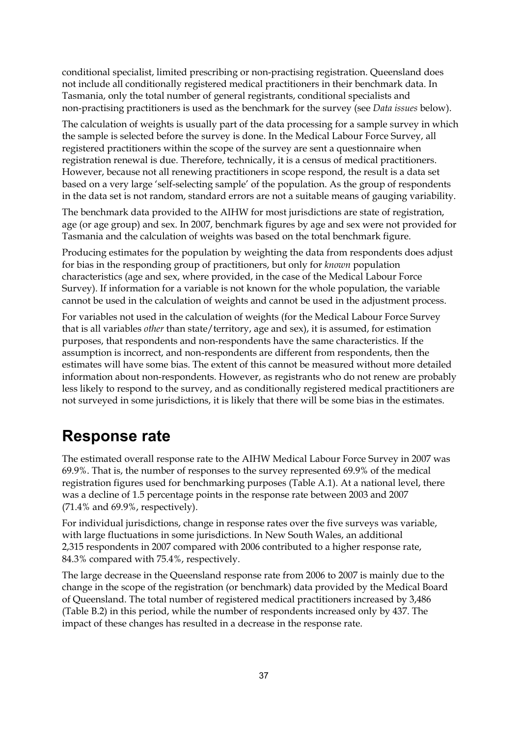conditional specialist, limited prescribing or non-practising registration. Queensland does not include all conditionally registered medical practitioners in their benchmark data. In Tasmania, only the total number of general registrants, conditional specialists and non-practising practitioners is used as the benchmark for the survey (see *Data issues* below).

The calculation of weights is usually part of the data processing for a sample survey in which the sample is selected before the survey is done. In the Medical Labour Force Survey, all registered practitioners within the scope of the survey are sent a questionnaire when registration renewal is due. Therefore, technically, it is a census of medical practitioners. However, because not all renewing practitioners in scope respond, the result is a data set based on a very large 'self-selecting sample' of the population. As the group of respondents in the data set is not random, standard errors are not a suitable means of gauging variability.

The benchmark data provided to the AIHW for most jurisdictions are state of registration, age (or age group) and sex. In 2007, benchmark figures by age and sex were not provided for Tasmania and the calculation of weights was based on the total benchmark figure.

Producing estimates for the population by weighting the data from respondents does adjust for bias in the responding group of practitioners, but only for *known* population characteristics (age and sex, where provided, in the case of the Medical Labour Force Survey). If information for a variable is not known for the whole population, the variable cannot be used in the calculation of weights and cannot be used in the adjustment process.

For variables not used in the calculation of weights (for the Medical Labour Force Survey that is all variables *other* than state/territory, age and sex), it is assumed, for estimation purposes, that respondents and non-respondents have the same characteristics. If the assumption is incorrect, and non-respondents are different from respondents, then the estimates will have some bias. The extent of this cannot be measured without more detailed information about non-respondents. However, as registrants who do not renew are probably less likely to respond to the survey, and as conditionally registered medical practitioners are not surveyed in some jurisdictions, it is likely that there will be some bias in the estimates.

## Response rate

The estimated overall response rate to the AIHW Medical Labour Force Survey in 2007 was 69.9%. That is, the number of responses to the survey represented 69.9% of the medical registration figures used for benchmarking purposes (Table A.1). At a national level, there was a decline of 1.5 percentage points in the response rate between 2003 and 2007 (71.4% and 69.9%, respectively).

For individual jurisdictions, change in response rates over the five surveys was variable, with large fluctuations in some jurisdictions. In New South Wales, an additional 2,315 respondents in 2007 compared with 2006 contributed to a higher response rate, 84.3% compared with 75.4%, respectively.

The large decrease in the Queensland response rate from 2006 to 2007 is mainly due to the change in the scope of the registration (or benchmark) data provided by the Medical Board of Queensland. The total number of registered medical practitioners increased by 3,486 (Table B.2) in this period, while the number of respondents increased only by 437. The impact of these changes has resulted in a decrease in the response rate.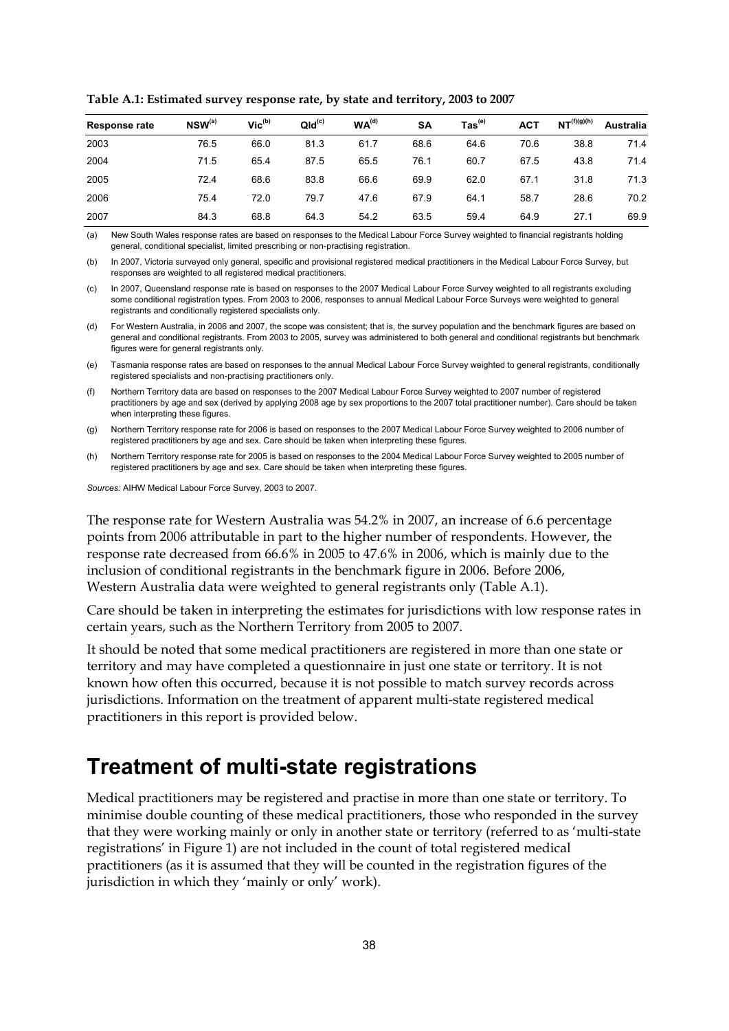**Table A.1: Estimated survey response rate, by state and territory, 2003 to 2007**

| Response rate | NSW[(a)] | Vic[(b)] | Qld[(c)] | WA[(d)] | SA | Tas[(e)] | ACT | NT[(f)(g)(h)] | Australia |
|---|---|---|---|---|---|---|---|---|---|
| 2003 | 76.5 | 66.0 | 81.3 | 61.7 | 68.6 | 64.6 | 70.6 | 38.8 | 71.4 |
| 2004 | 71.5 | 65.4 | 87.5 | 65.5 | 76.1 | 60.7 | 67.5 | 43.8 | 71.4 |
| 2005 | 72.4 | 68.6 | 83.8 | 66.6 | 69.9 | 62.0 | 67.1 | 31.8 | 71.3 |
| 2006 | 75.4 | 72.0 | 79.7 | 47.6 | 67.9 | 64.1 | 58.7 | 28.6 | 70.2 |
| 2007 | 84.3 | 68.8 | 64.3 | 54.2 | 63.5 | 59.4 | 64.9 | 27.1 | 69.9 |

(a) New South Wales response rates are based on responses to the Medical Labour Force Survey weighted to financial registrants holding general, conditional specialist, limited prescribing or non-practising registration.

(b) In 2007, Victoria surveyed only general, specific and provisional registered medical practitioners in the Medical Labour Force Survey, but responses are weighted to all registered medical practitioners.

(c) In 2007, Queensland response rate is based on responses to the 2007 Medical Labour Force Survey weighted to all registrants excluding some conditional registration types. From 2003 to 2006, responses to annual Medical Labour Force Surveys were weighted to general registrants and conditionally registered specialists only.

(d) For Western Australia, in 2006 and 2007, the scope was consistent; that is, the survey population and the benchmark figures are based on general and conditional registrants. From 2003 to 2005, survey was administered to both general and conditional registrants but benchmark figures were for general registrants only.

(e) Tasmania response rates are based on responses to the annual Medical Labour Force Survey weighted to general registrants, conditionally registered specialists and non-practising practitioners only.

(f) Northern Territory data are based on responses to the 2007 Medical Labour Force Survey weighted to 2007 number of registered practitioners by age and sex (derived by applying 2008 age by sex proportions to the 2007 total practitioner number). Care should be taken when interpreting these figures.

(g) Northern Territory response rate for 2006 is based on responses to the 2007 Medical Labour Force Survey weighted to 2006 number of registered practitioners by age and sex. Care should be taken when interpreting these figures.

(h) Northern Territory response rate for 2005 is based on responses to the 2004 Medical Labour Force Survey weighted to 2005 number of registered practitioners by age and sex. Care should be taken when interpreting these figures.

*Sources:* AIHW Medical Labour Force Survey, 2003 to 2007.

The response rate for Western Australia was 54.2% in 2007, an increase of 6.6 percentage points from 2006 attributable in part to the higher number of respondents. However, the response rate decreased from 66.6% in 2005 to 47.6% in 2006, which is mainly due to the inclusion of conditional registrants in the benchmark figure in 2006. Before 2006, Western Australia data were weighted to general registrants only (Table A.1).

Care should be taken in interpreting the estimates for jurisdictions with low response rates in certain years, such as the Northern Territory from 2005 to 2007.

It should be noted that some medical practitioners are registered in more than one state or territory and may have completed a questionnaire in just one state or territory. It is not known how often this occurred, because it is not possible to match survey records across jurisdictions. Information on the treatment of apparent multi-state registered medical practitioners in this report is provided below.

# Treatment of multi-state registrations

Medical practitioners may be registered and practise in more than one state or territory. To minimise double counting of these medical practitioners, those who responded in the survey that they were working mainly or only in another state or territory (referred to as 'multi-state registrations' in Figure 1) are not included in the count of total registered medical practitioners (as it is assumed that they will be counted in the registration figures of the jurisdiction in which they 'mainly or only' work).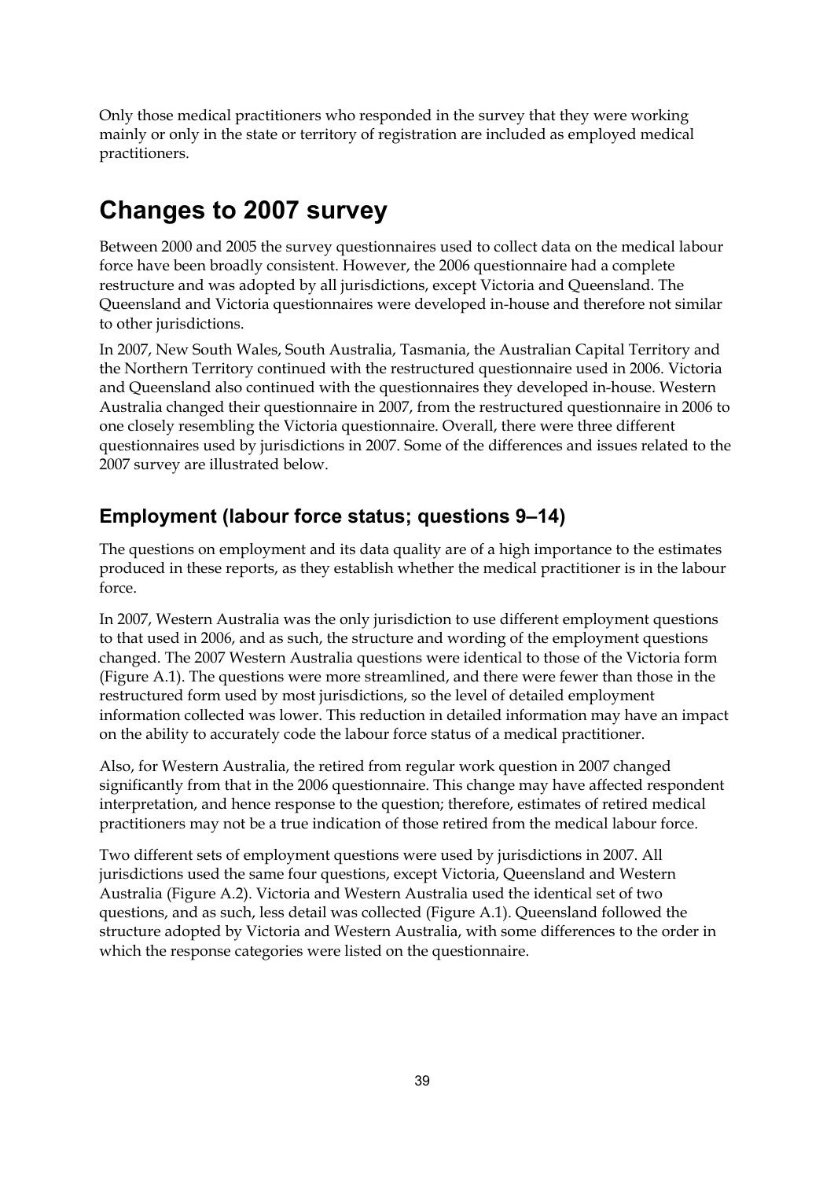Only those medical practitioners who responded in the survey that they were working mainly or only in the state or territory of registration are included as employed medical practitioners.

# Changes to 2007 survey

Between 2000 and 2005 the survey questionnaires used to collect data on the medical labour force have been broadly consistent. However, the 2006 questionnaire had a complete restructure and was adopted by all jurisdictions, except Victoria and Queensland. The Queensland and Victoria questionnaires were developed in-house and therefore not similar to other jurisdictions.

In 2007, New South Wales, South Australia, Tasmania, the Australian Capital Territory and the Northern Territory continued with the restructured questionnaire used in 2006. Victoria and Queensland also continued with the questionnaires they developed in-house. Western Australia changed their questionnaire in 2007, from the restructured questionnaire in 2006 to one closely resembling the Victoria questionnaire. Overall, there were three different questionnaires used by jurisdictions in 2007. Some of the differences and issues related to the 2007 survey are illustrated below.

## Employment (labour force status; questions 9–14)

The questions on employment and its data quality are of a high importance to the estimates produced in these reports, as they establish whether the medical practitioner is in the labour force.

In 2007, Western Australia was the only jurisdiction to use different employment questions to that used in 2006, and as such, the structure and wording of the employment questions changed. The 2007 Western Australia questions were identical to those of the Victoria form (Figure A.1). The questions were more streamlined, and there were fewer than those in the restructured form used by most jurisdictions, so the level of detailed employment information collected was lower. This reduction in detailed information may have an impact on the ability to accurately code the labour force status of a medical practitioner.

Also, for Western Australia, the retired from regular work question in 2007 changed significantly from that in the 2006 questionnaire. This change may have affected respondent interpretation, and hence response to the question; therefore, estimates of retired medical practitioners may not be a true indication of those retired from the medical labour force.

Two different sets of employment questions were used by jurisdictions in 2007. All jurisdictions used the same four questions, except Victoria, Queensland and Western Australia (Figure A.2). Victoria and Western Australia used the identical set of two questions, and as such, less detail was collected (Figure A.1). Queensland followed the structure adopted by Victoria and Western Australia, with some differences to the order in which the response categories were listed on the questionnaire.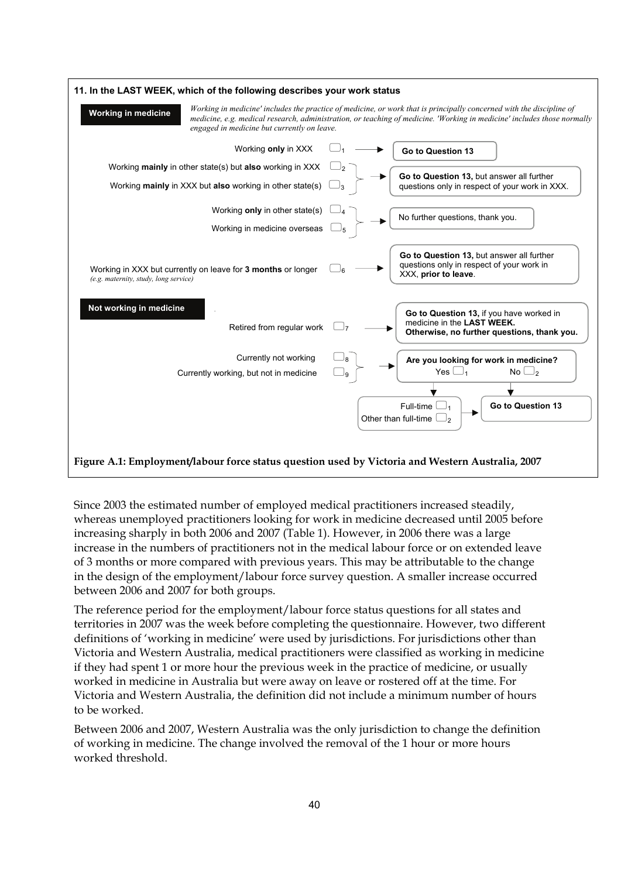**11. In the LAST WEEK, which of the following describes your work status**

**Working in medicine**

*Working in medicine' includes the practice of medicine, or work that is principally concerned with the discipline of medicine, e.g. medical research, administration, or teaching of medicine. 'Working in medicine' includes those normally engaged in medicine but currently on leave.*

- Working **only** in XXX ☐1 → **Go to Question 13**
- Working **mainly** in other state(s) but **also** working in XXX ☐2
- Working **mainly** in XXX but **also** working in other state(s) ☐3
  → **Go to Question 13,** but answer all further questions only in respect of your work in XXX.
- Working **only** in other state(s) ☐4
- Working in medicine overseas ☐5
  → No further questions, thank you.
- Working in XXX but currently on leave for **3 months** or longer ☐6 *(e.g. maternity, study, long service)* → **Go to Question 13,** but answer all further questions only in respect of your work in XXX, **prior to leave**.

**Not working in medicine**

- Retired from regular work ☐7 → **Go to Question 13,** if you have worked in medicine in the **LAST WEEK. Otherwise, no further questions, thank you.**
- Currently not working ☐8
- Currently working, but not in medicine ☐9
  → **Are you looking for work in medicine?** Yes ☐1 No ☐2
  - Yes → Full-time ☐1 / Other than full-time ☐2 → **Go to Question 13**
  - No → **Go to Question 13**

**Figure A.1: Employment/labour force status question used by Victoria and Western Australia, 2007**

Since 2003 the estimated number of employed medical practitioners increased steadily, whereas unemployed practitioners looking for work in medicine decreased until 2005 before increasing sharply in both 2006 and 2007 (Table 1). However, in 2006 there was a large increase in the numbers of practitioners not in the medical labour force or on extended leave of 3 months or more compared with previous years. This may be attributable to the change in the design of the employment/labour force survey question. A smaller increase occurred between 2006 and 2007 for both groups.

The reference period for the employment/labour force status questions for all states and territories in 2007 was the week before completing the questionnaire. However, two different definitions of 'working in medicine' were used by jurisdictions. For jurisdictions other than Victoria and Western Australia, medical practitioners were classified as working in medicine if they had spent 1 or more hour the previous week in the practice of medicine, or usually worked in medicine in Australia but were away on leave or rostered off at the time. For Victoria and Western Australia, the definition did not include a minimum number of hours to be worked.

Between 2006 and 2007, Western Australia was the only jurisdiction to change the definition of working in medicine. The change involved the removal of the 1 hour or more hours worked threshold.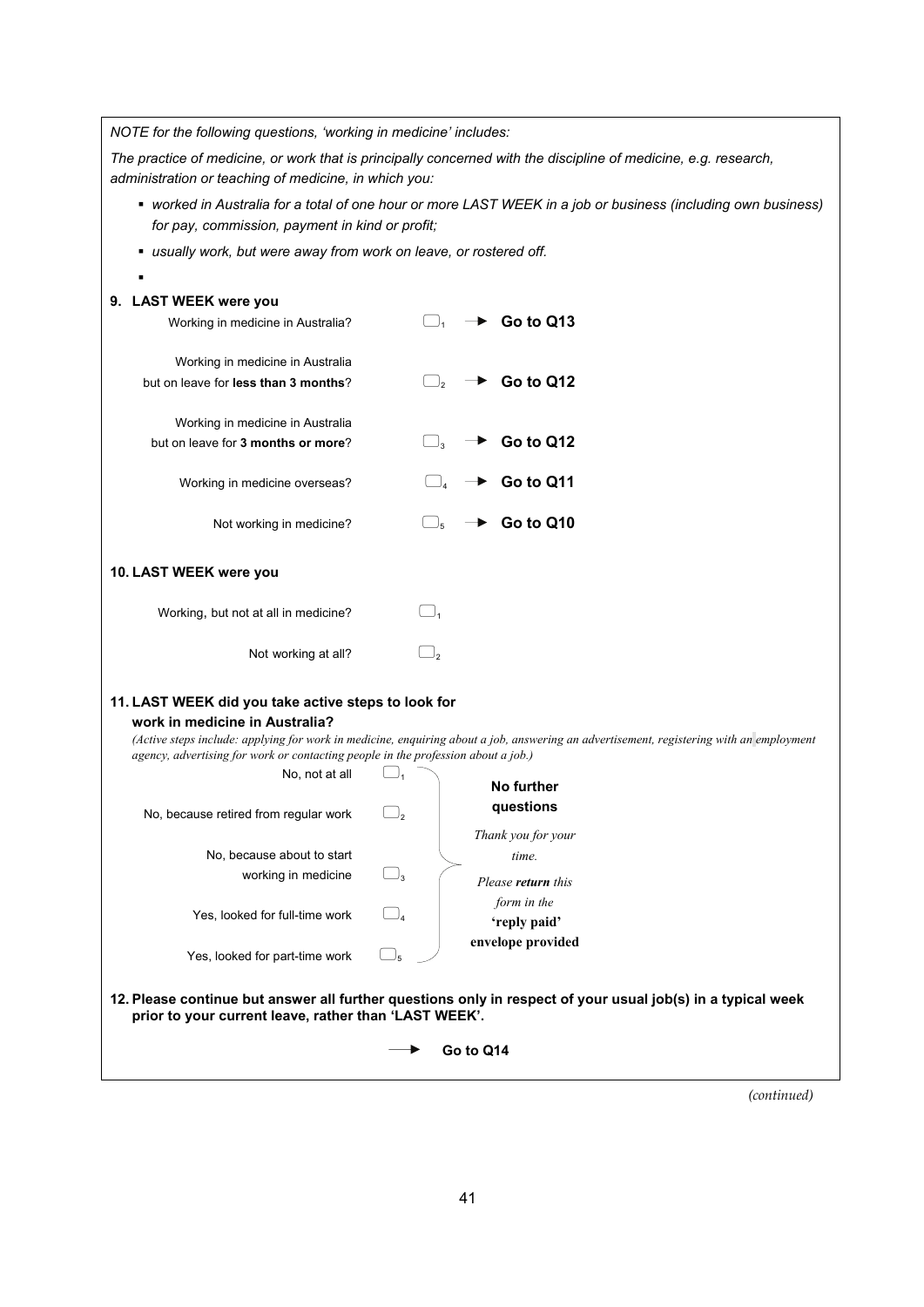*NOTE for the following questions, 'working in medicine' includes:*

*The practice of medicine, or work that is principally concerned with the discipline of medicine, e.g. research, administration or teaching of medicine, in which you:*

- *worked in Australia for a total of one hour or more LAST WEEK in a job or business (including own business) for pay, commission, payment in kind or profit;*
- *usually work, but were away from work on leave, or rostered off.*
- 

**9. LAST WEEK were you**

| | | |
|---|---|---|
| Working in medicine in Australia? | ☐ 1 | → **Go to Q13** |
| Working in medicine in Australia but on leave for **less than 3 months**? | ☐ 2 | → **Go to Q12** |
| Working in medicine in Australia but on leave for **3 months or more**? | ☐ 3 | → **Go to Q12** |
| Working in medicine overseas? | ☐ 4 | → **Go to Q11** |
| Not working in medicine? | ☐ 5 | → **Go to Q10** |

**10. LAST WEEK were you**

| | |
|---|---|
| Working, but not at all in medicine? | ☐ 1 |
| Not working at all? | ☐ 2 |

**11. LAST WEEK did you take active steps to look for work in medicine in Australia?**

*(Active steps include: applying for work in medicine, enquiring about a job, answering an advertisement, registering with an employment agency, advertising for work or contacting people in the profession about a job.)*

| | |
|---|---|
| No, not at all | ☐ 1 |
| No, because retired from regular work | ☐ 2 |
| No, because about to start working in medicine | ☐ 3 |
| Yes, looked for full-time work | ☐ 4 |
| Yes, looked for part-time work | ☐ 5 |

**No further questions**

*Thank you for your time.*

*Please* ***return*** *this form in the* **'reply paid' envelope provided**

**12. Please continue but answer all further questions only in respect of your usual job(s) in a typical week prior to your current leave, rather than 'LAST WEEK'.**

→ **Go to Q14**

*(continued)*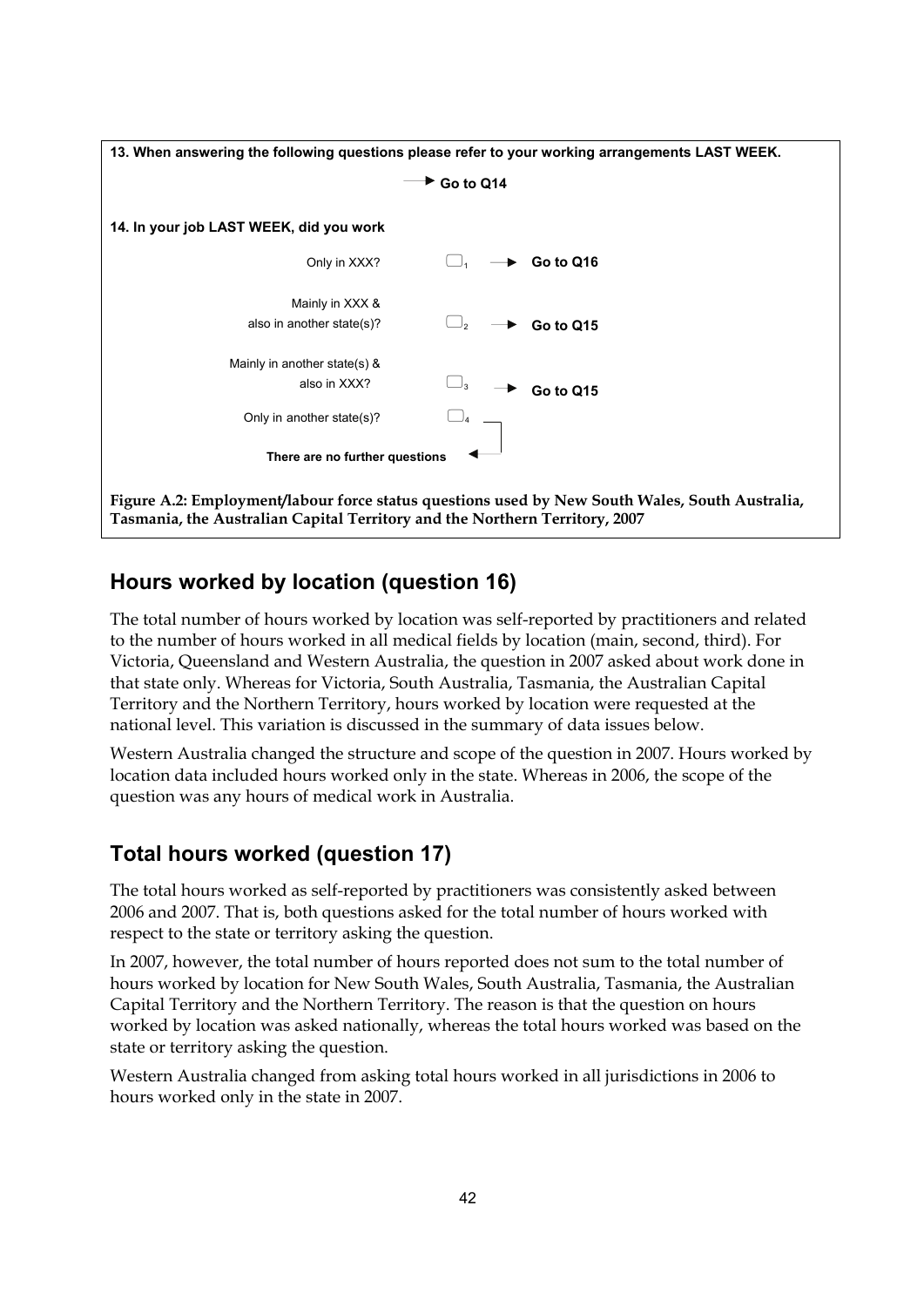**13. When answering the following questions please refer to your working arrangements LAST WEEK.**

→ **Go to Q14**

**14. In your job LAST WEEK, did you work**

| | | |
|---|---|---|
| Only in XXX? | ☐ 1 | → **Go to Q16** |
| Mainly in XXX & also in another state(s)? | ☐ 2 | → **Go to Q15** |
| Mainly in another state(s) & also in XXX? | ☐ 3 | → **Go to Q15** |
| Only in another state(s)? | ☐ 4 | → **There are no further questions** |

**Figure A.2: Employment/labour force status questions used by New South Wales, South Australia, Tasmania, the Australian Capital Territory and the Northern Territory, 2007**

## Hours worked by location (question 16)

The total number of hours worked by location was self-reported by practitioners and related to the number of hours worked in all medical fields by location (main, second, third). For Victoria, Queensland and Western Australia, the question in 2007 asked about work done in that state only. Whereas for Victoria, South Australia, Tasmania, the Australian Capital Territory and the Northern Territory, hours worked by location were requested at the national level. This variation is discussed in the summary of data issues below.

Western Australia changed the structure and scope of the question in 2007. Hours worked by location data included hours worked only in the state. Whereas in 2006, the scope of the question was any hours of medical work in Australia.

## Total hours worked (question 17)

The total hours worked as self-reported by practitioners was consistently asked between 2006 and 2007. That is, both questions asked for the total number of hours worked with respect to the state or territory asking the question.

In 2007, however, the total number of hours reported does not sum to the total number of hours worked by location for New South Wales, South Australia, Tasmania, the Australian Capital Territory and the Northern Territory. The reason is that the question on hours worked by location was asked nationally, whereas the total hours worked was based on the state or territory asking the question.

Western Australia changed from asking total hours worked in all jurisdictions in 2006 to hours worked only in the state in 2007.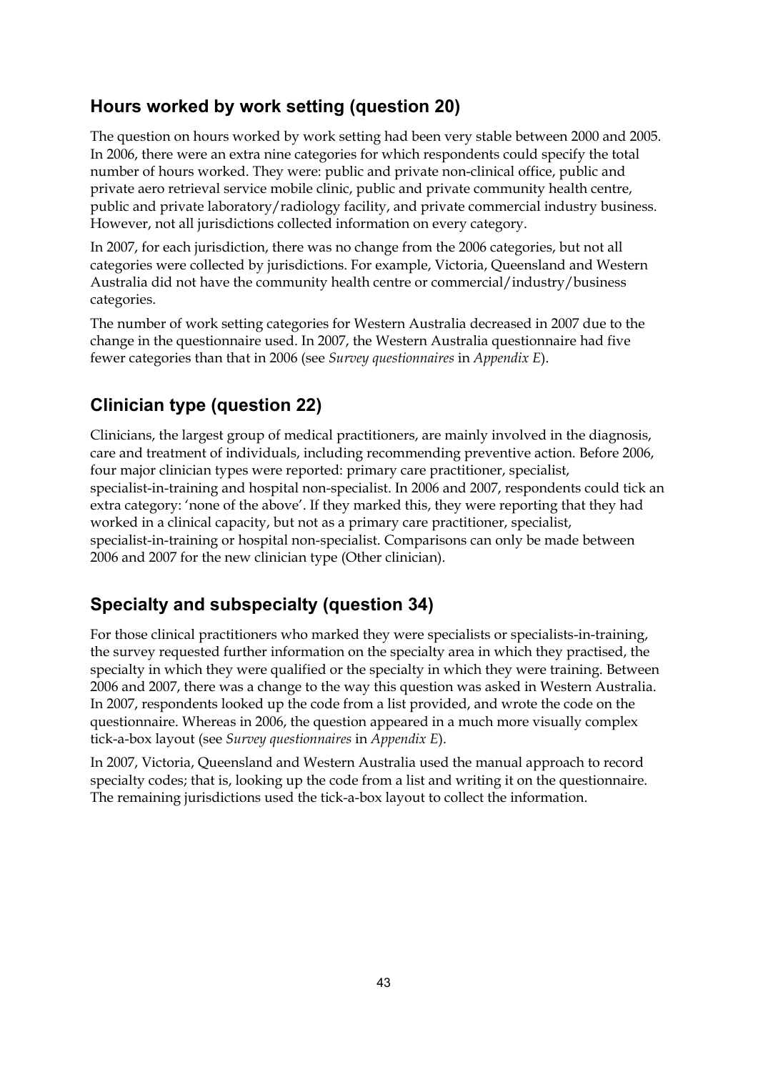## Hours worked by work setting (question 20)

The question on hours worked by work setting had been very stable between 2000 and 2005. In 2006, there were an extra nine categories for which respondents could specify the total number of hours worked. They were: public and private non-clinical office, public and private aero retrieval service mobile clinic, public and private community health centre, public and private laboratory/radiology facility, and private commercial industry business. However, not all jurisdictions collected information on every category.

In 2007, for each jurisdiction, there was no change from the 2006 categories, but not all categories were collected by jurisdictions. For example, Victoria, Queensland and Western Australia did not have the community health centre or commercial/industry/business categories.

The number of work setting categories for Western Australia decreased in 2007 due to the change in the questionnaire used. In 2007, the Western Australia questionnaire had five fewer categories than that in 2006 (see *Survey questionnaires* in *Appendix E*).

## Clinician type (question 22)

Clinicians, the largest group of medical practitioners, are mainly involved in the diagnosis, care and treatment of individuals, including recommending preventive action. Before 2006, four major clinician types were reported: primary care practitioner, specialist, specialist-in-training and hospital non-specialist. In 2006 and 2007, respondents could tick an extra category: 'none of the above'. If they marked this, they were reporting that they had worked in a clinical capacity, but not as a primary care practitioner, specialist, specialist-in-training or hospital non-specialist. Comparisons can only be made between 2006 and 2007 for the new clinician type (Other clinician).

## Specialty and subspecialty (question 34)

For those clinical practitioners who marked they were specialists or specialists-in-training, the survey requested further information on the specialty area in which they practised, the specialty in which they were qualified or the specialty in which they were training. Between 2006 and 2007, there was a change to the way this question was asked in Western Australia. In 2007, respondents looked up the code from a list provided, and wrote the code on the questionnaire. Whereas in 2006, the question appeared in a much more visually complex tick-a-box layout (see *Survey questionnaires* in *Appendix E*).

In 2007, Victoria, Queensland and Western Australia used the manual approach to record specialty codes; that is, looking up the code from a list and writing it on the questionnaire. The remaining jurisdictions used the tick-a-box layout to collect the information.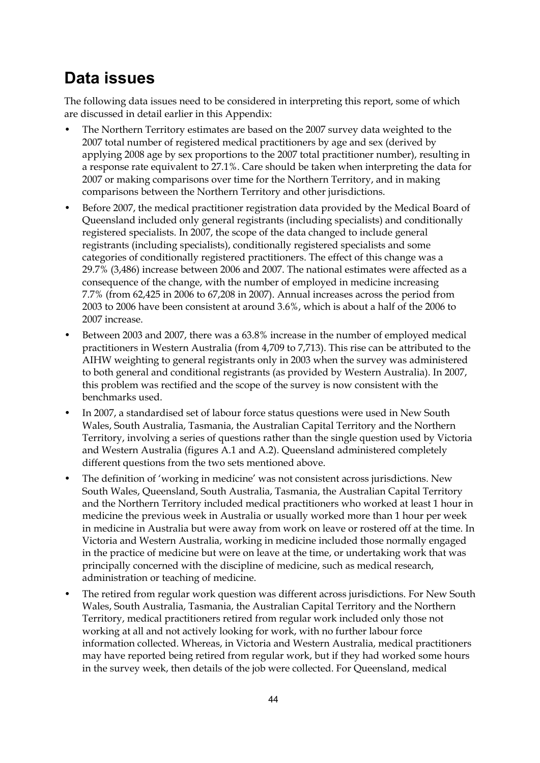# Data issues

The following data issues need to be considered in interpreting this report, some of which are discussed in detail earlier in this Appendix:

- The Northern Territory estimates are based on the 2007 survey data weighted to the 2007 total number of registered medical practitioners by age and sex (derived by applying 2008 age by sex proportions to the 2007 total practitioner number), resulting in a response rate equivalent to 27.1%. Care should be taken when interpreting the data for 2007 or making comparisons over time for the Northern Territory, and in making comparisons between the Northern Territory and other jurisdictions.
- Before 2007, the medical practitioner registration data provided by the Medical Board of Queensland included only general registrants (including specialists) and conditionally registered specialists. In 2007, the scope of the data changed to include general registrants (including specialists), conditionally registered specialists and some categories of conditionally registered practitioners. The effect of this change was a 29.7% (3,486) increase between 2006 and 2007. The national estimates were affected as a consequence of the change, with the number of employed in medicine increasing 7.7% (from 62,425 in 2006 to 67,208 in 2007). Annual increases across the period from 2003 to 2006 have been consistent at around 3.6%, which is about a half of the 2006 to 2007 increase.
- Between 2003 and 2007, there was a 63.8% increase in the number of employed medical practitioners in Western Australia (from 4,709 to 7,713). This rise can be attributed to the AIHW weighting to general registrants only in 2003 when the survey was administered to both general and conditional registrants (as provided by Western Australia). In 2007, this problem was rectified and the scope of the survey is now consistent with the benchmarks used.
- In 2007, a standardised set of labour force status questions were used in New South Wales, South Australia, Tasmania, the Australian Capital Territory and the Northern Territory, involving a series of questions rather than the single question used by Victoria and Western Australia (figures A.1 and A.2). Queensland administered completely different questions from the two sets mentioned above.
- The definition of 'working in medicine' was not consistent across jurisdictions. New South Wales, Queensland, South Australia, Tasmania, the Australian Capital Territory and the Northern Territory included medical practitioners who worked at least 1 hour in medicine the previous week in Australia or usually worked more than 1 hour per week in medicine in Australia but were away from work on leave or rostered off at the time. In Victoria and Western Australia, working in medicine included those normally engaged in the practice of medicine but were on leave at the time, or undertaking work that was principally concerned with the discipline of medicine, such as medical research, administration or teaching of medicine.
- The retired from regular work question was different across jurisdictions. For New South Wales, South Australia, Tasmania, the Australian Capital Territory and the Northern Territory, medical practitioners retired from regular work included only those not working at all and not actively looking for work, with no further labour force information collected. Whereas, in Victoria and Western Australia, medical practitioners may have reported being retired from regular work, but if they had worked some hours in the survey week, then details of the job were collected. For Queensland, medical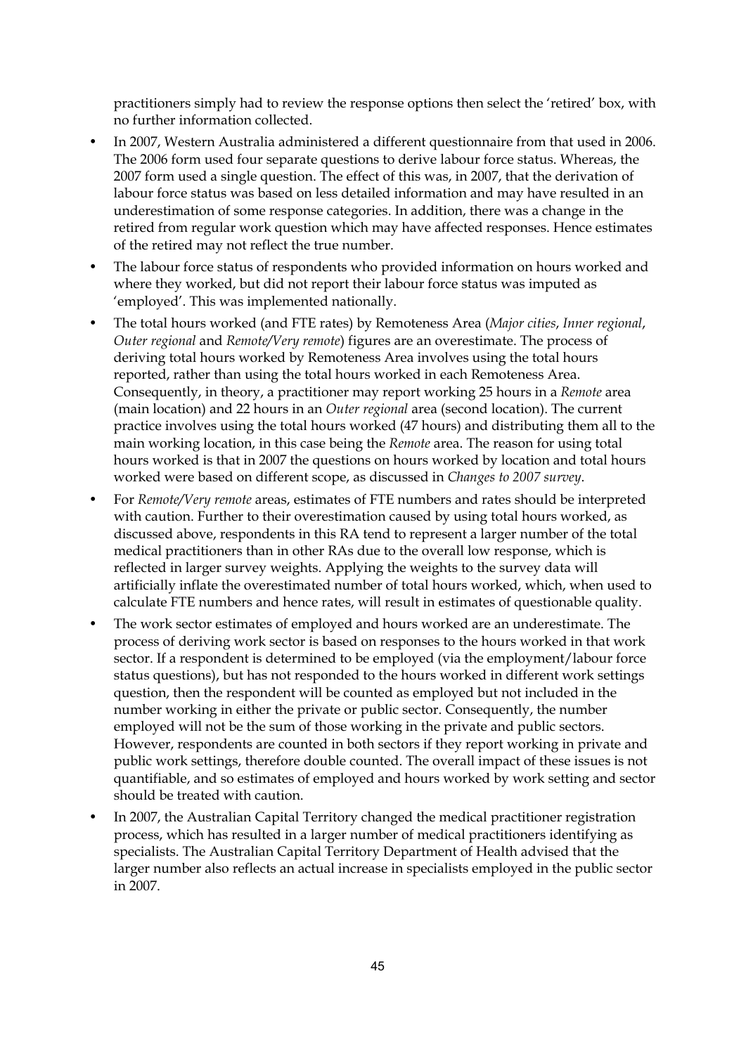practitioners simply had to review the response options then select the 'retired' box, with no further information collected.

- In 2007, Western Australia administered a different questionnaire from that used in 2006. The 2006 form used four separate questions to derive labour force status. Whereas, the 2007 form used a single question. The effect of this was, in 2007, that the derivation of labour force status was based on less detailed information and may have resulted in an underestimation of some response categories. In addition, there was a change in the retired from regular work question which may have affected responses. Hence estimates of the retired may not reflect the true number.
- The labour force status of respondents who provided information on hours worked and where they worked, but did not report their labour force status was imputed as 'employed'. This was implemented nationally.
- The total hours worked (and FTE rates) by Remoteness Area (*Major cities*, *Inner regional*, *Outer regional* and *Remote/Very remote*) figures are an overestimate. The process of deriving total hours worked by Remoteness Area involves using the total hours reported, rather than using the total hours worked in each Remoteness Area. Consequently, in theory, a practitioner may report working 25 hours in a *Remote* area (main location) and 22 hours in an *Outer regional* area (second location). The current practice involves using the total hours worked (47 hours) and distributing them all to the main working location, in this case being the *Remote* area. The reason for using total hours worked is that in 2007 the questions on hours worked by location and total hours worked were based on different scope, as discussed in *Changes to 2007 survey*.
- For *Remote/Very remote* areas, estimates of FTE numbers and rates should be interpreted with caution. Further to their overestimation caused by using total hours worked, as discussed above, respondents in this RA tend to represent a larger number of the total medical practitioners than in other RAs due to the overall low response, which is reflected in larger survey weights. Applying the weights to the survey data will artificially inflate the overestimated number of total hours worked, which, when used to calculate FTE numbers and hence rates, will result in estimates of questionable quality.
- The work sector estimates of employed and hours worked are an underestimate. The process of deriving work sector is based on responses to the hours worked in that work sector. If a respondent is determined to be employed (via the employment/labour force status questions), but has not responded to the hours worked in different work settings question, then the respondent will be counted as employed but not included in the number working in either the private or public sector. Consequently, the number employed will not be the sum of those working in the private and public sectors. However, respondents are counted in both sectors if they report working in private and public work settings, therefore double counted. The overall impact of these issues is not quantifiable, and so estimates of employed and hours worked by work setting and sector should be treated with caution.
- In 2007, the Australian Capital Territory changed the medical practitioner registration process, which has resulted in a larger number of medical practitioners identifying as specialists. The Australian Capital Territory Department of Health advised that the larger number also reflects an actual increase in specialists employed in the public sector in 2007.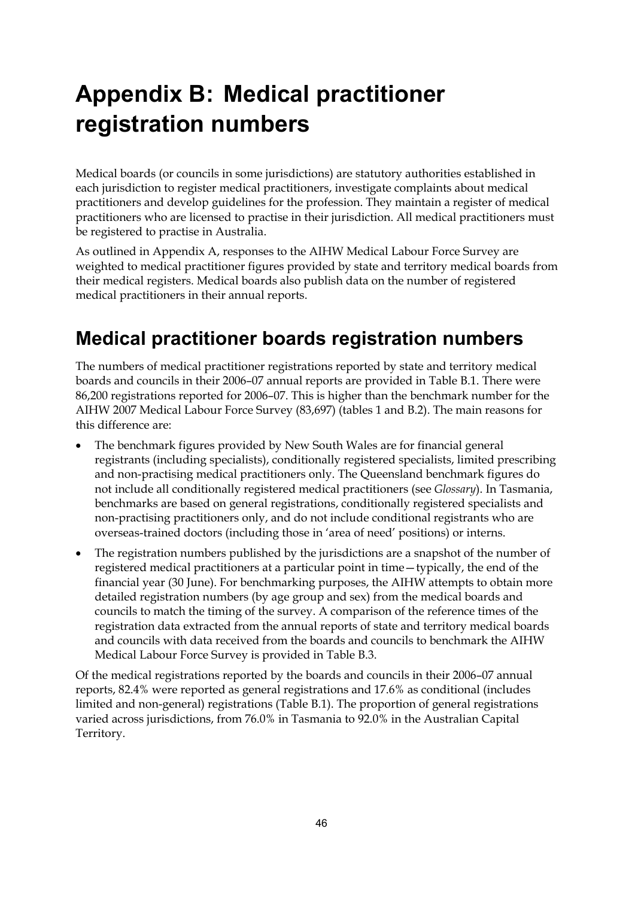# Appendix B: Medical practitioner registration numbers

Medical boards (or councils in some jurisdictions) are statutory authorities established in each jurisdiction to register medical practitioners, investigate complaints about medical practitioners and develop guidelines for the profession. They maintain a register of medical practitioners who are licensed to practise in their jurisdiction. All medical practitioners must be registered to practise in Australia.

As outlined in Appendix A, responses to the AIHW Medical Labour Force Survey are weighted to medical practitioner figures provided by state and territory medical boards from their medical registers. Medical boards also publish data on the number of registered medical practitioners in their annual reports.

## Medical practitioner boards registration numbers

The numbers of medical practitioner registrations reported by state and territory medical boards and councils in their 2006–07 annual reports are provided in Table B.1. There were 86,200 registrations reported for 2006–07. This is higher than the benchmark number for the AIHW 2007 Medical Labour Force Survey (83,697) (tables 1 and B.2). The main reasons for this difference are:

- The benchmark figures provided by New South Wales are for financial general registrants (including specialists), conditionally registered specialists, limited prescribing and non-practising medical practitioners only. The Queensland benchmark figures do not include all conditionally registered medical practitioners (see *Glossary*). In Tasmania, benchmarks are based on general registrations, conditionally registered specialists and non-practising practitioners only, and do not include conditional registrants who are overseas-trained doctors (including those in 'area of need' positions) or interns.
- The registration numbers published by the jurisdictions are a snapshot of the number of registered medical practitioners at a particular point in time—typically, the end of the financial year (30 June). For benchmarking purposes, the AIHW attempts to obtain more detailed registration numbers (by age group and sex) from the medical boards and councils to match the timing of the survey. A comparison of the reference times of the registration data extracted from the annual reports of state and territory medical boards and councils with data received from the boards and councils to benchmark the AIHW Medical Labour Force Survey is provided in Table B.3.

Of the medical registrations reported by the boards and councils in their 2006–07 annual reports, 82.4% were reported as general registrations and 17.6% as conditional (includes limited and non-general) registrations (Table B.1). The proportion of general registrations varied across jurisdictions, from 76.0% in Tasmania to 92.0% in the Australian Capital Territory.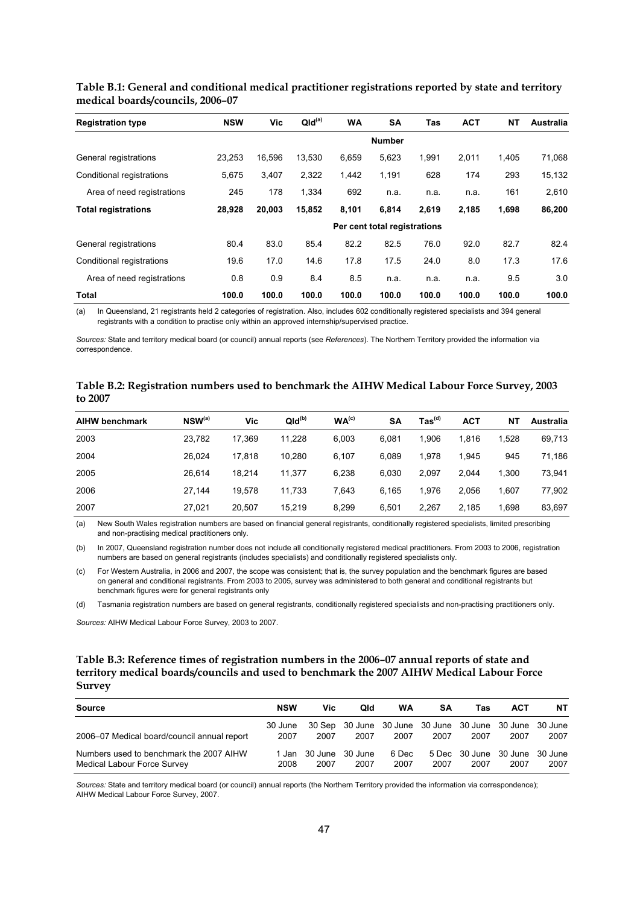**Table B.1: General and conditional medical practitioner registrations reported by state and territory medical boards/councils, 2006–07**

| Registration type | NSW | Vic | Qld[(a)] | WA | SA | Tas | ACT | NT | Australia |
|---|---|---|---|---|---|---|---|---|---|
| | | | | | Number | | | | |
| General registrations | 23,253 | 16,596 | 13,530 | 6,659 | 5,623 | 1,991 | 2,011 | 1,405 | 71,068 |
| Conditional registrations | 5,675 | 3,407 | 2,322 | 1,442 | 1,191 | 628 | 174 | 293 | 15,132 |
| Area of need registrations | 245 | 178 | 1,334 | 692 | n.a. | n.a. | n.a. | 161 | 2,610 |
| **Total registrations** | **28,928** | **20,003** | **15,852** | **8,101** | **6,814** | **2,619** | **2,185** | **1,698** | **86,200** |
| | | | | | Per cent total registrations | | | | |
| General registrations | 80.4 | 83.0 | 85.4 | 82.2 | 82.5 | 76.0 | 92.0 | 82.7 | 82.4 |
| Conditional registrations | 19.6 | 17.0 | 14.6 | 17.8 | 17.5 | 24.0 | 8.0 | 17.3 | 17.6 |
| Area of need registrations | 0.8 | 0.9 | 8.4 | 8.5 | n.a. | n.a. | n.a. | 9.5 | 3.0 |
| **Total** | **100.0** | **100.0** | **100.0** | **100.0** | **100.0** | **100.0** | **100.0** | **100.0** | **100.0** |

(a) In Queensland, 21 registrants held 2 categories of registration. Also, includes 602 conditionally registered specialists and 394 general registrants with a condition to practise only within an approved internship/supervised practice.

*Sources:* State and territory medical board (or council) annual reports (see *References*). The Northern Territory provided the information via correspondence.

**Table B.2: Registration numbers used to benchmark the AIHW Medical Labour Force Survey, 2003 to 2007**

| AIHW benchmark | NSW[(a)] | Vic | Qld[(b)] | WA[(c)] | SA | Tas[(d)] | ACT | NT | Australia |
|---|---|---|---|---|---|---|---|---|---|
| 2003 | 23,782 | 17,369 | 11,228 | 6,003 | 6,081 | 1,906 | 1,816 | 1,528 | 69,713 |
| 2004 | 26,024 | 17,818 | 10,280 | 6,107 | 6,089 | 1,978 | 1,945 | 945 | 71,186 |
| 2005 | 26,614 | 18,214 | 11,377 | 6,238 | 6,030 | 2,097 | 2,044 | 1,300 | 73,941 |
| 2006 | 27,144 | 19,578 | 11,733 | 7,643 | 6,165 | 1,976 | 2,056 | 1,607 | 77,902 |
| 2007 | 27,021 | 20,507 | 15,219 | 8,299 | 6,501 | 2,267 | 2,185 | 1,698 | 83,697 |

(a) New South Wales registration numbers are based on financial general registrants, conditionally registered specialists, limited prescribing and non-practising medical practitioners only.

(b) In 2007, Queensland registration number does not include all conditionally registered medical practitioners. From 2003 to 2006, registration numbers are based on general registrants (includes specialists) and conditionally registered specialists only.

(c) For Western Australia, in 2006 and 2007, the scope was consistent; that is, the survey population and the benchmark figures are based on general and conditional registrants. From 2003 to 2005, survey was administered to both general and conditional registrants but benchmark figures were for general registrants only

(d) Tasmania registration numbers are based on general registrants, conditionally registered specialists and non-practising practitioners only.

*Sources:* AIHW Medical Labour Force Survey, 2003 to 2007.

**Table B.3: Reference times of registration numbers in the 2006–07 annual reports of state and territory medical boards/councils and used to benchmark the 2007 AIHW Medical Labour Force Survey**

| Source | NSW | Vic | Qld | WA | SA | Tas | ACT | NT |
|---|---|---|---|---|---|---|---|---|
| 2006–07 Medical board/council annual report | 30 June 2007 | 30 Sep 2007 | 30 June 2007 | 30 June 2007 | 30 June 2007 | 30 June 2007 | 30 June 2007 | 30 June 2007 |
| Numbers used to benchmark the 2007 AIHW Medical Labour Force Survey | 1 Jan 2008 | 30 June 2007 | 30 June 2007 | 6 Dec 2007 | 5 Dec 2007 | 30 June 2007 | 30 June 2007 | 30 June 2007 |

*Sources:* State and territory medical board (or council) annual reports (the Northern Territory provided the information via correspondence); AIHW Medical Labour Force Survey, 2007.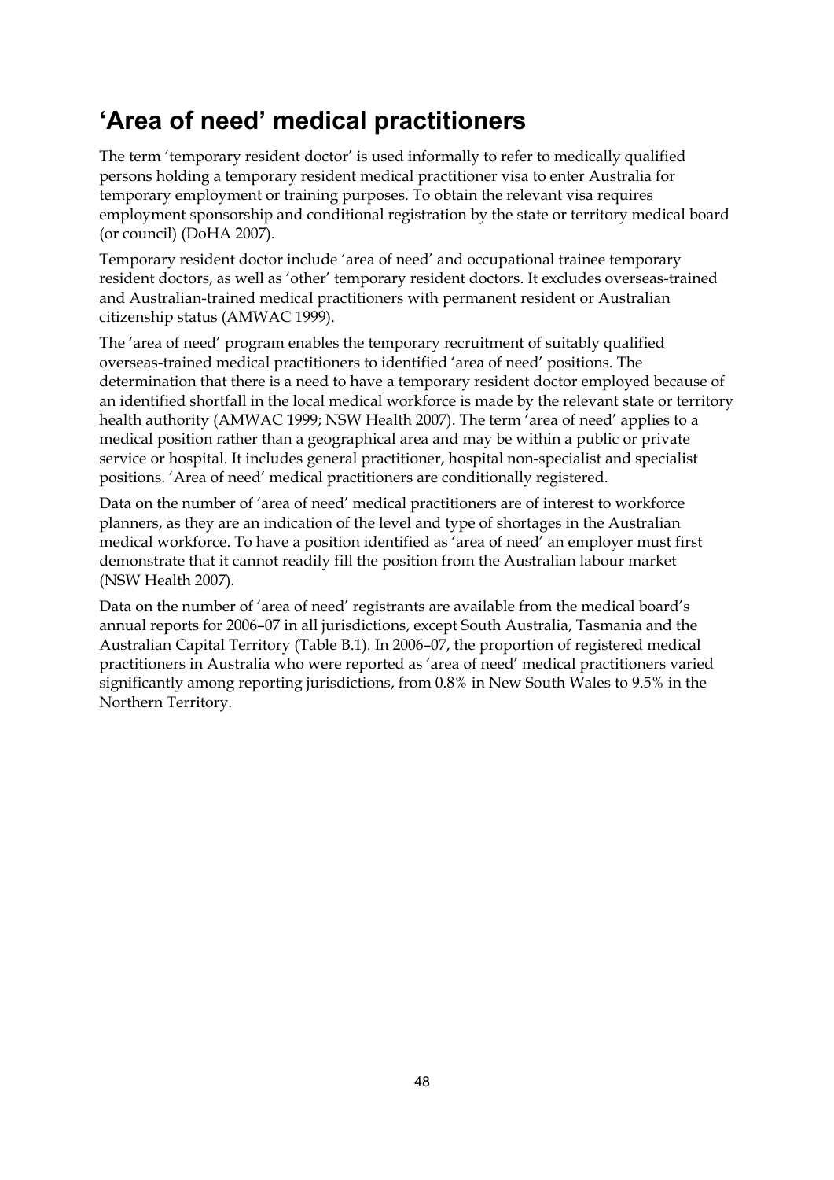## 'Area of need' medical practitioners

The term 'temporary resident doctor' is used informally to refer to medically qualified persons holding a temporary resident medical practitioner visa to enter Australia for temporary employment or training purposes. To obtain the relevant visa requires employment sponsorship and conditional registration by the state or territory medical board (or council) (DoHA 2007).

Temporary resident doctor include 'area of need' and occupational trainee temporary resident doctors, as well as 'other' temporary resident doctors. It excludes overseas-trained and Australian-trained medical practitioners with permanent resident or Australian citizenship status (AMWAC 1999).

The 'area of need' program enables the temporary recruitment of suitably qualified overseas-trained medical practitioners to identified 'area of need' positions. The determination that there is a need to have a temporary resident doctor employed because of an identified shortfall in the local medical workforce is made by the relevant state or territory health authority (AMWAC 1999; NSW Health 2007). The term 'area of need' applies to a medical position rather than a geographical area and may be within a public or private service or hospital. It includes general practitioner, hospital non-specialist and specialist positions. 'Area of need' medical practitioners are conditionally registered.

Data on the number of 'area of need' medical practitioners are of interest to workforce planners, as they are an indication of the level and type of shortages in the Australian medical workforce. To have a position identified as 'area of need' an employer must first demonstrate that it cannot readily fill the position from the Australian labour market (NSW Health 2007).

Data on the number of 'area of need' registrants are available from the medical board's annual reports for 2006–07 in all jurisdictions, except South Australia, Tasmania and the Australian Capital Territory (Table B.1). In 2006–07, the proportion of registered medical practitioners in Australia who were reported as 'area of need' medical practitioners varied significantly among reporting jurisdictions, from 0.8% in New South Wales to 9.5% in the Northern Territory.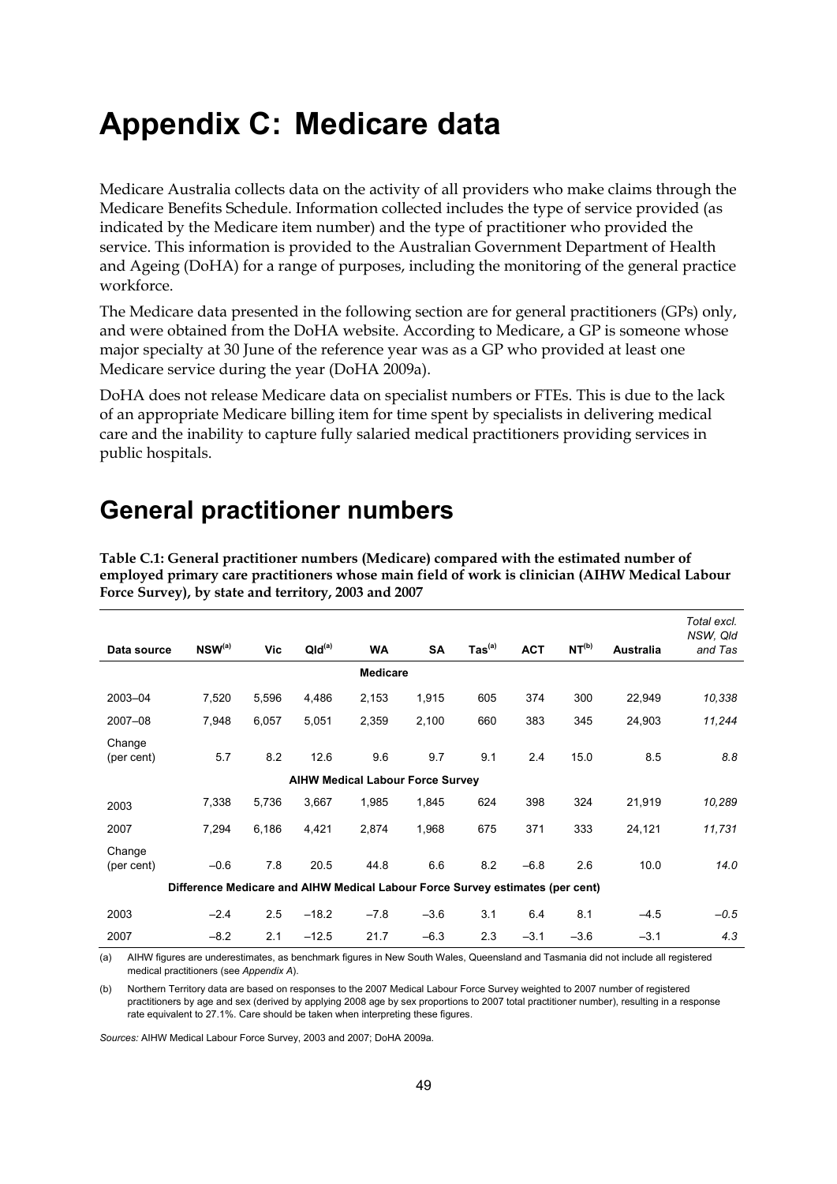# Appendix C: Medicare data

Medicare Australia collects data on the activity of all providers who make claims through the Medicare Benefits Schedule. Information collected includes the type of service provided (as indicated by the Medicare item number) and the type of practitioner who provided the service. This information is provided to the Australian Government Department of Health and Ageing (DoHA) for a range of purposes, including the monitoring of the general practice workforce.

The Medicare data presented in the following section are for general practitioners (GPs) only, and were obtained from the DoHA website. According to Medicare, a GP is someone whose major specialty at 30 June of the reference year was as a GP who provided at least one Medicare service during the year (DoHA 2009a).

DoHA does not release Medicare data on specialist numbers or FTEs. This is due to the lack of an appropriate Medicare billing item for time spent by specialists in delivering medical care and the inability to capture fully salaried medical practitioners providing services in public hospitals.

## General practitioner numbers

**Table C.1: General practitioner numbers (Medicare) compared with the estimated number of employed primary care practitioners whose main field of work is clinician (AIHW Medical Labour Force Survey), by state and territory, 2003 and 2007**

| Data source | NSW[(a)] | Vic | Qld[(a)] | WA | SA | Tas[(a)] | ACT | NT[(b)] | Australia | *Total excl. NSW, Qld and Tas* |
|---|---|---|---|---|---|---|---|---|---|---|
| | | | | **Medicare** | | | | | | |
| 2003–04 | 7,520 | 5,596 | 4,486 | 2,153 | 1,915 | 605 | 374 | 300 | 22,949 | *10,338* |
| 2007–08 | 7,948 | 6,057 | 5,051 | 2,359 | 2,100 | 660 | 383 | 345 | 24,903 | *11,244* |
| Change (per cent) | 5.7 | 8.2 | 12.6 | 9.6 | 9.7 | 9.1 | 2.4 | 15.0 | 8.5 | *8.8* |
| | | | | **AIHW Medical Labour Force Survey** | | | | | | |
| 2003 | 7,338 | 5,736 | 3,667 | 1,985 | 1,845 | 624 | 398 | 324 | 21,919 | *10,289* |
| 2007 | 7,294 | 6,186 | 4,421 | 2,874 | 1,968 | 675 | 371 | 333 | 24,121 | *11,731* |
| Change (per cent) | –0.6 | 7.8 | 20.5 | 44.8 | 6.6 | 8.2 | –6.8 | 2.6 | 10.0 | *14.0* |
| | **Difference Medicare and AIHW Medical Labour Force Survey estimates (per cent)** | | | | | | | | | |
| 2003 | –2.4 | 2.5 | –18.2 | –7.8 | –3.6 | 3.1 | 6.4 | 8.1 | –4.5 | *–0.5* |
| 2007 | –8.2 | 2.1 | –12.5 | 21.7 | –6.3 | 2.3 | –3.1 | –3.6 | –3.1 | *4.3* |

(a) AIHW figures are underestimates, as benchmark figures in New South Wales, Queensland and Tasmania did not include all registered medical practitioners (see *Appendix A*).

(b) Northern Territory data are based on responses to the 2007 Medical Labour Force Survey weighted to 2007 number of registered practitioners by age and sex (derived by applying 2008 age by sex proportions to 2007 total practitioner number), resulting in a response rate equivalent to 27.1%. Care should be taken when interpreting these figures.

*Sources:* AIHW Medical Labour Force Survey, 2003 and 2007; DoHA 2009a.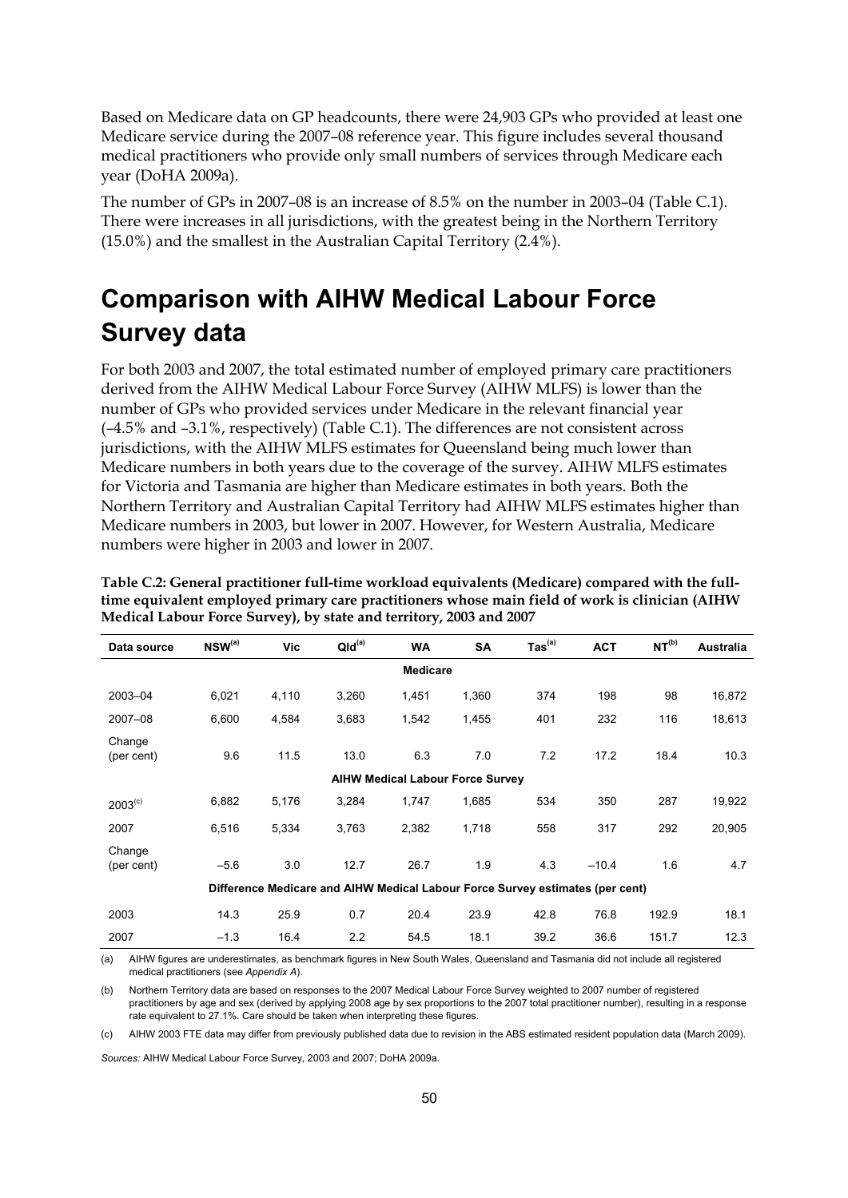Based on Medicare data on GP headcounts, there were 24,903 GPs who provided at least one Medicare service during the 2007–08 reference year. This figure includes several thousand medical practitioners who provide only small numbers of services through Medicare each year (DoHA 2009a).

The number of GPs in 2007–08 is an increase of 8.5% on the number in 2003–04 (Table C.1). There were increases in all jurisdictions, with the greatest being in the Northern Territory (15.0%) and the smallest in the Australian Capital Territory (2.4%).

# Comparison with AIHW Medical Labour Force Survey data

For both 2003 and 2007, the total estimated number of employed primary care practitioners derived from the AIHW Medical Labour Force Survey (AIHW MLFS) is lower than the number of GPs who provided services under Medicare in the relevant financial year (–4.5% and –3.1%, respectively) (Table C.1). The differences are not consistent across jurisdictions, with the AIHW MLFS estimates for Queensland being much lower than Medicare numbers in both years due to the coverage of the survey. AIHW MLFS estimates for Victoria and Tasmania are higher than Medicare estimates in both years. Both the Northern Territory and Australian Capital Territory had AIHW MLFS estimates higher than Medicare numbers in 2003, but lower in 2007. However, for Western Australia, Medicare numbers were higher in 2003 and lower in 2007.

**Table C.2: General practitioner full-time workload equivalents (Medicare) compared with the full-time equivalent employed primary care practitioners whose main field of work is clinician (AIHW Medical Labour Force Survey), by state and territory, 2003 and 2007**

| Data source | NSW[(a)] | Vic | Qld[(a)] | WA | SA | Tas[(a)] | ACT | NT[(b)] | Australia |
|---|---|---|---|---|---|---|---|---|---|
| | | | | **Medicare** | | | | | |
| 2003–04 | 6,021 | 4,110 | 3,260 | 1,451 | 1,360 | 374 | 198 | 98 | 16,872 |
| 2007–08 | 6,600 | 4,584 | 3,683 | 1,542 | 1,455 | 401 | 232 | 116 | 18,613 |
| Change (per cent) | 9.6 | 11.5 | 13.0 | 6.3 | 7.0 | 7.2 | 17.2 | 18.4 | 10.3 |
| | | | | **AIHW Medical Labour Force Survey** | | | | | |
| 2003[(c)] | 6,882 | 5,176 | 3,284 | 1,747 | 1,685 | 534 | 350 | 287 | 19,922 |
| 2007 | 6,516 | 5,334 | 3,763 | 2,382 | 1,718 | 558 | 317 | 292 | 20,905 |
| Change (per cent) | –5.6 | 3.0 | 12.7 | 26.7 | 1.9 | 4.3 | –10.4 | 1.6 | 4.7 |
| | | | | **Difference Medicare and AIHW Medical Labour Force Survey estimates (per cent)** | | | | | |
| 2003 | 14.3 | 25.9 | 0.7 | 20.4 | 23.9 | 42.8 | 76.8 | 192.9 | 18.1 |
| 2007 | –1.3 | 16.4 | 2.2 | 54.5 | 18.1 | 39.2 | 36.6 | 151.7 | 12.3 |

(a) AIHW figures are underestimates, as benchmark figures in New South Wales, Queensland and Tasmania did not include all registered medical practitioners (see *Appendix A*).

(b) Northern Territory data are based on responses to the 2007 Medical Labour Force Survey weighted to 2007 number of registered practitioners by age and sex (derived by applying 2008 age by sex proportions to the 2007 total practitioner number), resulting in a response rate equivalent to 27.1%. Care should be taken when interpreting these figures.

(c) AIHW 2003 FTE data may differ from previously published data due to revision in the ABS estimated resident population data (March 2009).

*Sources:* AIHW Medical Labour Force Survey, 2003 and 2007; DoHA 2009a.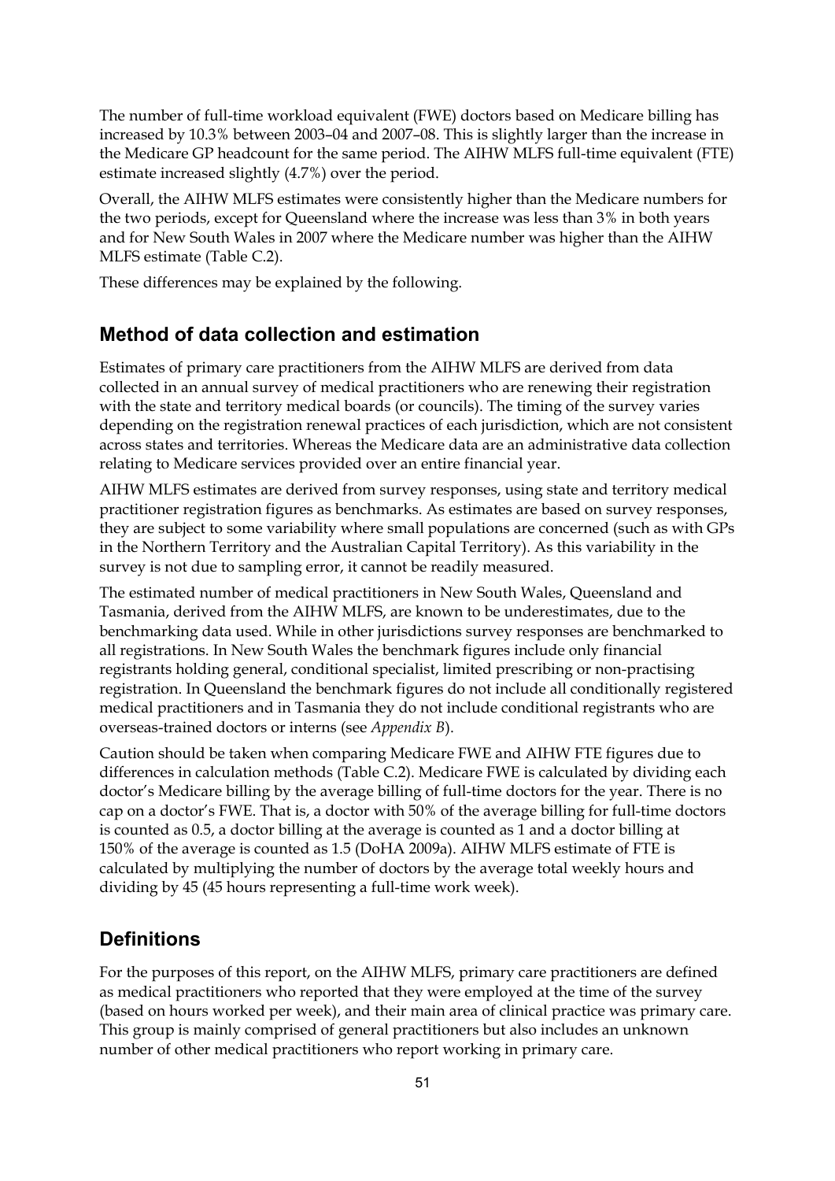The number of full-time workload equivalent (FWE) doctors based on Medicare billing has increased by 10.3% between 2003–04 and 2007–08. This is slightly larger than the increase in the Medicare GP headcount for the same period. The AIHW MLFS full-time equivalent (FTE) estimate increased slightly (4.7%) over the period.

Overall, the AIHW MLFS estimates were consistently higher than the Medicare numbers for the two periods, except for Queensland where the increase was less than 3% in both years and for New South Wales in 2007 where the Medicare number was higher than the AIHW MLFS estimate (Table C.2).

These differences may be explained by the following.

## Method of data collection and estimation

Estimates of primary care practitioners from the AIHW MLFS are derived from data collected in an annual survey of medical practitioners who are renewing their registration with the state and territory medical boards (or councils). The timing of the survey varies depending on the registration renewal practices of each jurisdiction, which are not consistent across states and territories. Whereas the Medicare data are an administrative data collection relating to Medicare services provided over an entire financial year.

AIHW MLFS estimates are derived from survey responses, using state and territory medical practitioner registration figures as benchmarks. As estimates are based on survey responses, they are subject to some variability where small populations are concerned (such as with GPs in the Northern Territory and the Australian Capital Territory). As this variability in the survey is not due to sampling error, it cannot be readily measured.

The estimated number of medical practitioners in New South Wales, Queensland and Tasmania, derived from the AIHW MLFS, are known to be underestimates, due to the benchmarking data used. While in other jurisdictions survey responses are benchmarked to all registrations. In New South Wales the benchmark figures include only financial registrants holding general, conditional specialist, limited prescribing or non-practising registration. In Queensland the benchmark figures do not include all conditionally registered medical practitioners and in Tasmania they do not include conditional registrants who are overseas-trained doctors or interns (see *Appendix B*).

Caution should be taken when comparing Medicare FWE and AIHW FTE figures due to differences in calculation methods (Table C.2). Medicare FWE is calculated by dividing each doctor's Medicare billing by the average billing of full-time doctors for the year. There is no cap on a doctor's FWE. That is, a doctor with 50% of the average billing for full-time doctors is counted as 0.5, a doctor billing at the average is counted as 1 and a doctor billing at 150% of the average is counted as 1.5 (DoHA 2009a). AIHW MLFS estimate of FTE is calculated by multiplying the number of doctors by the average total weekly hours and dividing by 45 (45 hours representing a full-time work week).

## Definitions

For the purposes of this report, on the AIHW MLFS, primary care practitioners are defined as medical practitioners who reported that they were employed at the time of the survey (based on hours worked per week), and their main area of clinical practice was primary care. This group is mainly comprised of general practitioners but also includes an unknown number of other medical practitioners who report working in primary care.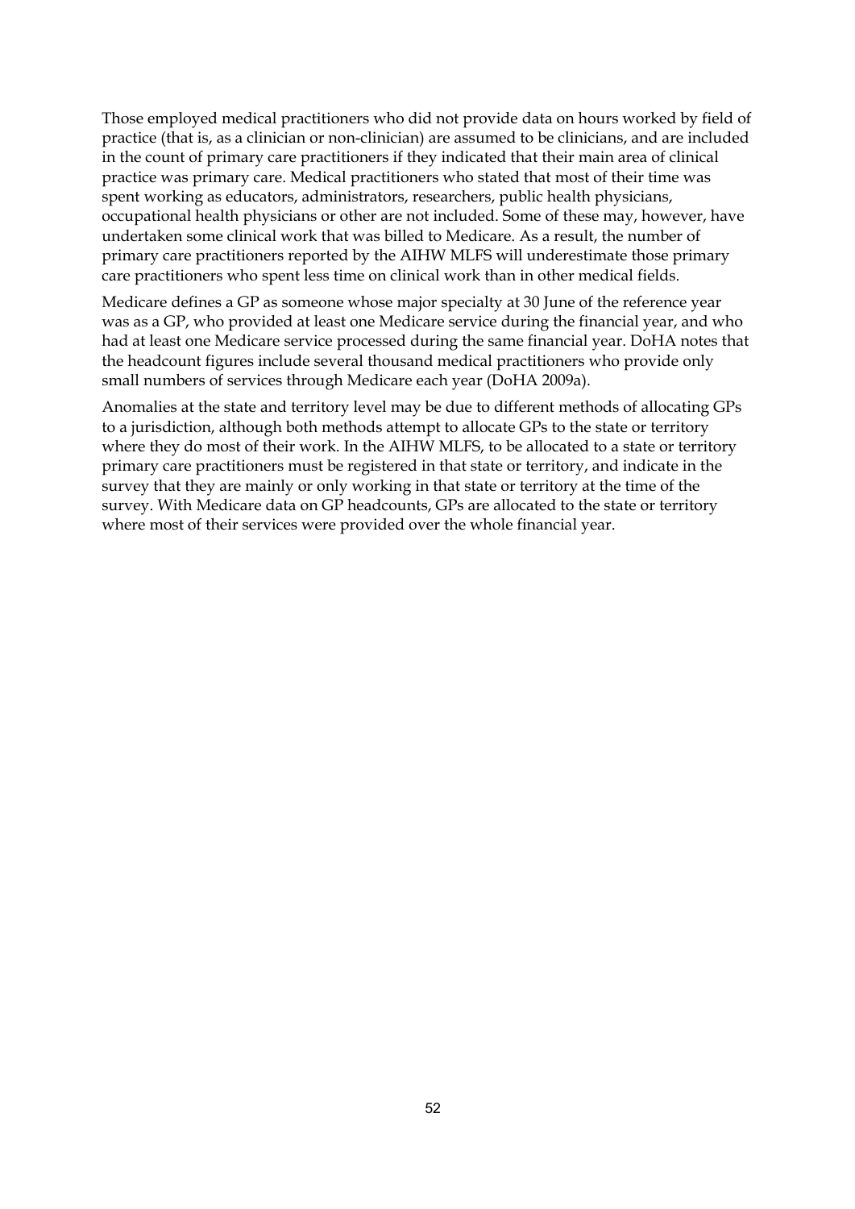Those employed medical practitioners who did not provide data on hours worked by field of practice (that is, as a clinician or non-clinician) are assumed to be clinicians, and are included in the count of primary care practitioners if they indicated that their main area of clinical practice was primary care. Medical practitioners who stated that most of their time was spent working as educators, administrators, researchers, public health physicians, occupational health physicians or other are not included. Some of these may, however, have undertaken some clinical work that was billed to Medicare. As a result, the number of primary care practitioners reported by the AIHW MLFS will underestimate those primary care practitioners who spent less time on clinical work than in other medical fields.

Medicare defines a GP as someone whose major specialty at 30 June of the reference year was as a GP, who provided at least one Medicare service during the financial year, and who had at least one Medicare service processed during the same financial year. DoHA notes that the headcount figures include several thousand medical practitioners who provide only small numbers of services through Medicare each year (DoHA 2009a).

Anomalies at the state and territory level may be due to different methods of allocating GPs to a jurisdiction, although both methods attempt to allocate GPs to the state or territory where they do most of their work. In the AIHW MLFS, to be allocated to a state or territory primary care practitioners must be registered in that state or territory, and indicate in the survey that they are mainly or only working in that state or territory at the time of the survey. With Medicare data on GP headcounts, GPs are allocated to the state or territory where most of their services were provided over the whole financial year.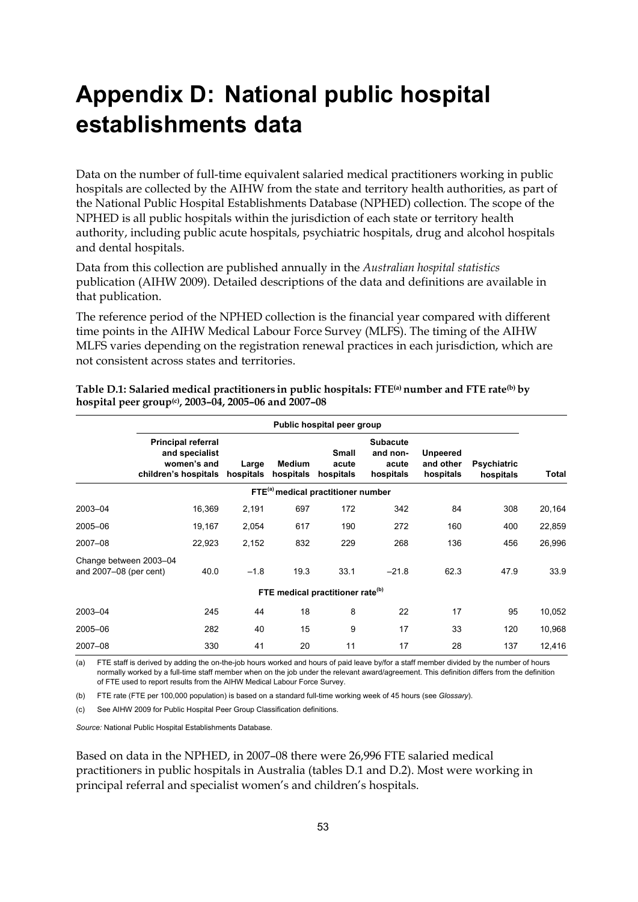# Appendix D: National public hospital establishments data

Data on the number of full-time equivalent salaried medical practitioners working in public hospitals are collected by the AIHW from the state and territory health authorities, as part of the National Public Hospital Establishments Database (NPHED) collection. The scope of the NPHED is all public hospitals within the jurisdiction of each state or territory health authority, including public acute hospitals, psychiatric hospitals, drug and alcohol hospitals and dental hospitals.

Data from this collection are published annually in the *Australian hospital statistics* publication (AIHW 2009). Detailed descriptions of the data and definitions are available in that publication.

The reference period of the NPHED collection is the financial year compared with different time points in the AIHW Medical Labour Force Survey (MLFS). The timing of the AIHW MLFS varies depending on the registration renewal practices in each jurisdiction, which are not consistent across states and territories.

**Table D.1: Salaried medical practitioners in public hospitals: FTE[(a)] number and FTE rate[(b)] by hospital peer group[(c)], 2003–04, 2005–06 and 2007–08**

| | Public hospital peer group | | | | | | | |
|---|---|---|---|---|---|---|---|---|
| | Principal referral and specialist women's and children's hospitals | Large hospitals | Medium hospitals | Small acute hospitals | Subacute and non-acute hospitals | Unpeered and other hospitals | Psychiatric hospitals | Total |
| | **FTE[(a)] medical practitioner number** | | | | | | | |
| 2003–04 | 16,369 | 2,191 | 697 | 172 | 342 | 84 | 308 | 20,164 |
| 2005–06 | 19,167 | 2,054 | 617 | 190 | 272 | 160 | 400 | 22,859 |
| 2007–08 | 22,923 | 2,152 | 832 | 229 | 268 | 136 | 456 | 26,996 |
| Change between 2003–04 and 2007–08 (per cent) | 40.0 | –1.8 | 19.3 | 33.1 | –21.8 | 62.3 | 47.9 | 33.9 |
| | **FTE medical practitioner rate[(b)]** | | | | | | | |
| 2003–04 | 245 | 44 | 18 | 8 | 22 | 17 | 95 | 10,052 |
| 2005–06 | 282 | 40 | 15 | 9 | 17 | 33 | 120 | 10,968 |
| 2007–08 | 330 | 41 | 20 | 11 | 17 | 28 | 137 | 12,416 |

(a) FTE staff is derived by adding the on-the-job hours worked and hours of paid leave by/for a staff member divided by the number of hours normally worked by a full-time staff member when on the job under the relevant award/agreement. This definition differs from the definition of FTE used to report results from the AIHW Medical Labour Force Survey.

(b) FTE rate (FTE per 100,000 population) is based on a standard full-time working week of 45 hours (see *Glossary*).

(c) See AIHW 2009 for Public Hospital Peer Group Classification definitions.

*Source:* National Public Hospital Establishments Database.

Based on data in the NPHED, in 2007–08 there were 26,996 FTE salaried medical practitioners in public hospitals in Australia (tables D.1 and D.2). Most were working in principal referral and specialist women's and children's hospitals.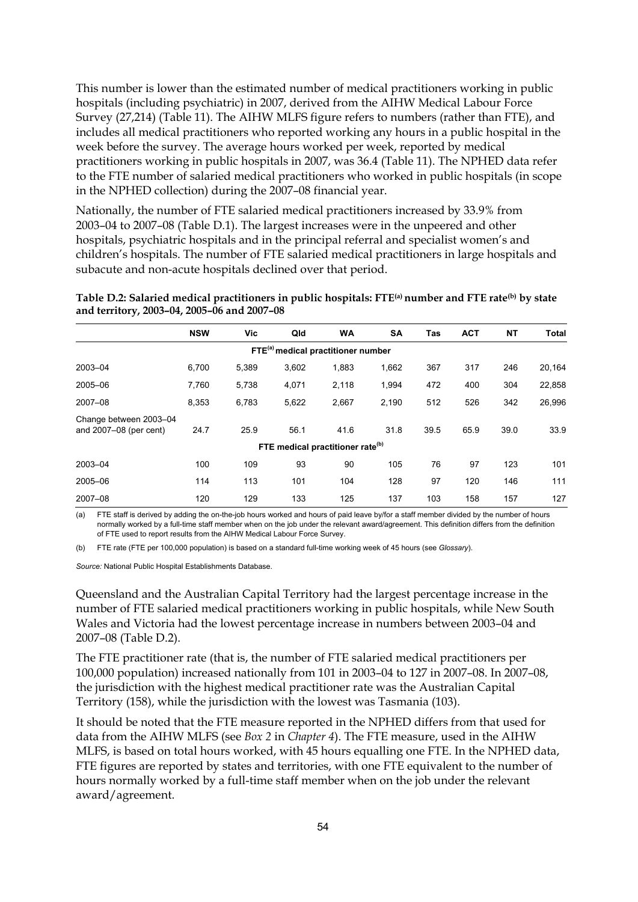This number is lower than the estimated number of medical practitioners working in public hospitals (including psychiatric) in 2007, derived from the AIHW Medical Labour Force Survey (27,214) (Table 11). The AIHW MLFS figure refers to numbers (rather than FTE), and includes all medical practitioners who reported working any hours in a public hospital in the week before the survey. The average hours worked per week, reported by medical practitioners working in public hospitals in 2007, was 36.4 (Table 11). The NPHED data refer to the FTE number of salaried medical practitioners who worked in public hospitals (in scope in the NPHED collection) during the 2007–08 financial year.

Nationally, the number of FTE salaried medical practitioners increased by 33.9% from 2003–04 to 2007–08 (Table D.1). The largest increases were in the unpeered and other hospitals, psychiatric hospitals and in the principal referral and specialist women's and children's hospitals. The number of FTE salaried medical practitioners in large hospitals and subacute and non-acute hospitals declined over that period.

**Table D.2: Salaried medical practitioners in public hospitals: FTE[(a)] number and FTE rate[(b)] by state and territory, 2003–04, 2005–06 and 2007–08**

| | NSW | Vic | Qld | WA | SA | Tas | ACT | NT | Total |
|---|---|---|---|---|---|---|---|---|---|
| | | | | **FTE[(a)] medical practitioner number** | | | | | |
| 2003–04 | 6,700 | 5,389 | 3,602 | 1,883 | 1,662 | 367 | 317 | 246 | 20,164 |
| 2005–06 | 7,760 | 5,738 | 4,071 | 2,118 | 1,994 | 472 | 400 | 304 | 22,858 |
| 2007–08 | 8,353 | 6,783 | 5,622 | 2,667 | 2,190 | 512 | 526 | 342 | 26,996 |
| Change between 2003–04 and 2007–08 (per cent) | 24.7 | 25.9 | 56.1 | 41.6 | 31.8 | 39.5 | 65.9 | 39.0 | 33.9 |
| | | | | **FTE medical practitioner rate[(b)]** | | | | | |
| 2003–04 | 100 | 109 | 93 | 90 | 105 | 76 | 97 | 123 | 101 |
| 2005–06 | 114 | 113 | 101 | 104 | 128 | 97 | 120 | 146 | 111 |
| 2007–08 | 120 | 129 | 133 | 125 | 137 | 103 | 158 | 157 | 127 |

(a) FTE staff is derived by adding the on-the-job hours worked and hours of paid leave by/for a staff member divided by the number of hours normally worked by a full-time staff member when on the job under the relevant award/agreement. This definition differs from the definition of FTE used to report results from the AIHW Medical Labour Force Survey.

(b) FTE rate (FTE per 100,000 population) is based on a standard full-time working week of 45 hours (see *Glossary*).

*Source:* National Public Hospital Establishments Database.

Queensland and the Australian Capital Territory had the largest percentage increase in the number of FTE salaried medical practitioners working in public hospitals, while New South Wales and Victoria had the lowest percentage increase in numbers between 2003–04 and 2007–08 (Table D.2).

The FTE practitioner rate (that is, the number of FTE salaried medical practitioners per 100,000 population) increased nationally from 101 in 2003–04 to 127 in 2007–08. In 2007–08, the jurisdiction with the highest medical practitioner rate was the Australian Capital Territory (158), while the jurisdiction with the lowest was Tasmania (103).

It should be noted that the FTE measure reported in the NPHED differs from that used for data from the AIHW MLFS (see *Box 2* in *Chapter 4*). The FTE measure, used in the AIHW MLFS, is based on total hours worked, with 45 hours equalling one FTE. In the NPHED data, FTE figures are reported by states and territories, with one FTE equivalent to the number of hours normally worked by a full-time staff member when on the job under the relevant award/agreement.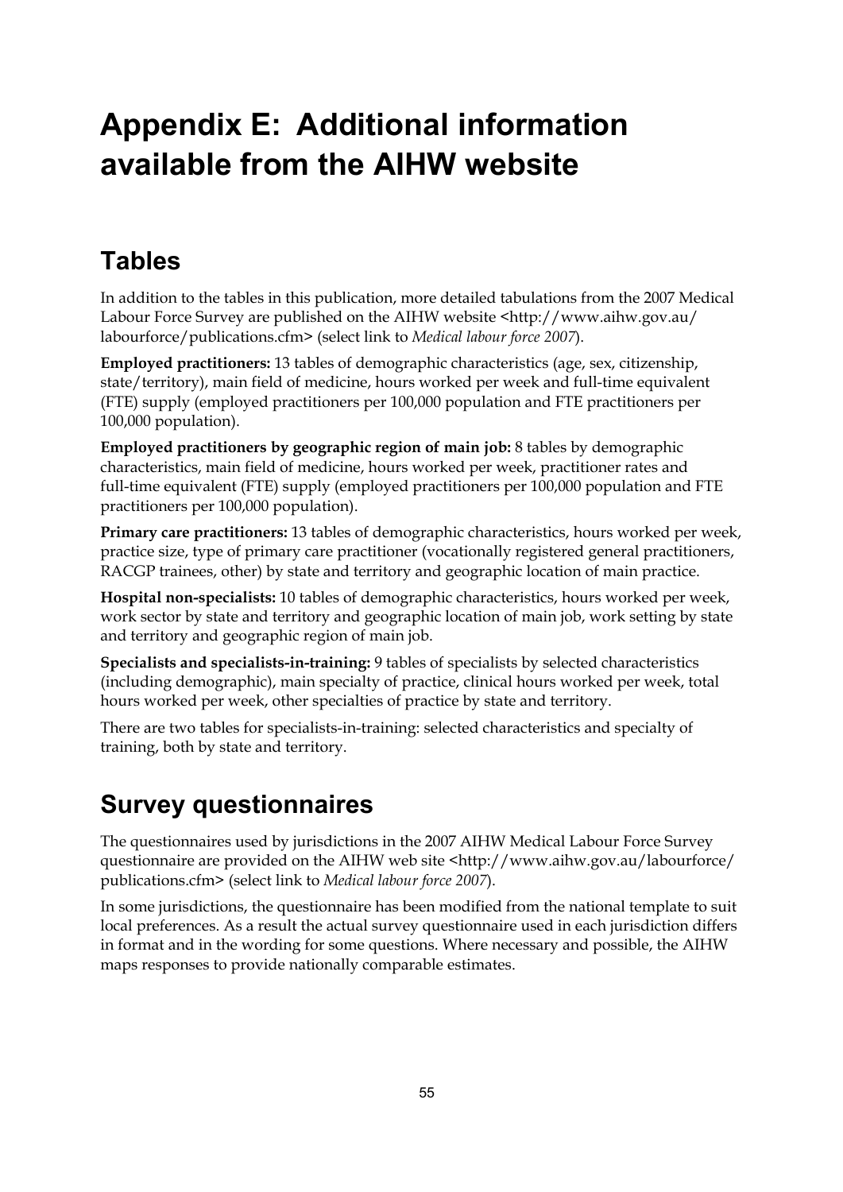# Appendix E: Additional information available from the AIHW website

## Tables

In addition to the tables in this publication, more detailed tabulations from the 2007 Medical Labour Force Survey are published on the AIHW website <http://www.aihw.gov.au/labourforce/publications.cfm> (select link to *Medical labour force 2007*).

**Employed practitioners:** 13 tables of demographic characteristics (age, sex, citizenship, state/territory), main field of medicine, hours worked per week and full-time equivalent (FTE) supply (employed practitioners per 100,000 population and FTE practitioners per 100,000 population).

**Employed practitioners by geographic region of main job:** 8 tables by demographic characteristics, main field of medicine, hours worked per week, practitioner rates and full-time equivalent (FTE) supply (employed practitioners per 100,000 population and FTE practitioners per 100,000 population).

**Primary care practitioners:** 13 tables of demographic characteristics, hours worked per week, practice size, type of primary care practitioner (vocationally registered general practitioners, RACGP trainees, other) by state and territory and geographic location of main practice.

**Hospital non-specialists:** 10 tables of demographic characteristics, hours worked per week, work sector by state and territory and geographic location of main job, work setting by state and territory and geographic region of main job.

**Specialists and specialists-in-training:** 9 tables of specialists by selected characteristics (including demographic), main specialty of practice, clinical hours worked per week, total hours worked per week, other specialties of practice by state and territory.

There are two tables for specialists-in-training: selected characteristics and specialty of training, both by state and territory.

## Survey questionnaires

The questionnaires used by jurisdictions in the 2007 AIHW Medical Labour Force Survey questionnaire are provided on the AIHW web site <http://www.aihw.gov.au/labourforce/publications.cfm> (select link to *Medical labour force 2007*).

In some jurisdictions, the questionnaire has been modified from the national template to suit local preferences. As a result the actual survey questionnaire used in each jurisdiction differs in format and in the wording for some questions. Where necessary and possible, the AIHW maps responses to provide nationally comparable estimates.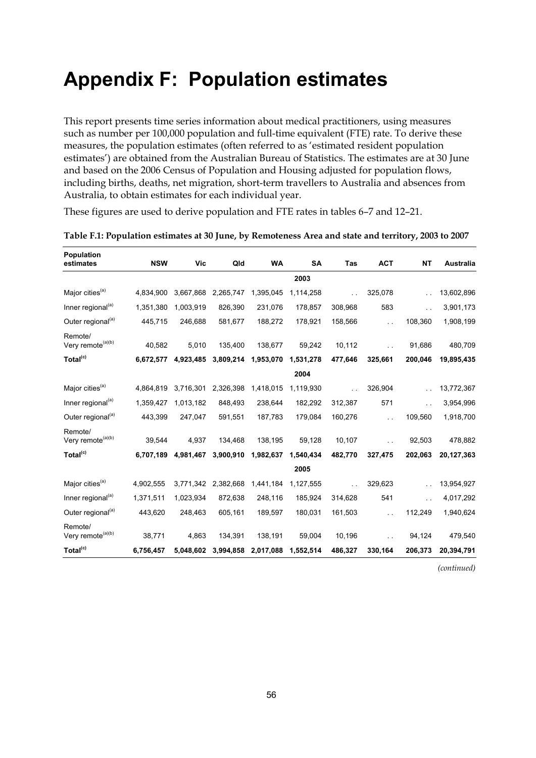# Appendix F: Population estimates

This report presents time series information about medical practitioners, using measures such as number per 100,000 population and full-time equivalent (FTE) rate. To derive these measures, the population estimates (often referred to as 'estimated resident population estimates') are obtained from the Australian Bureau of Statistics. The estimates are at 30 June and based on the 2006 Census of Population and Housing adjusted for population flows, including births, deaths, net migration, short-term travellers to Australia and absences from Australia, to obtain estimates for each individual year.

These figures are used to derive population and FTE rates in tables 6–7 and 12–21.

**Table F.1: Population estimates at 30 June, by Remoteness Area and state and territory, 2003 to 2007**

| Population estimates | NSW | Vic | Qld | WA | SA | Tas | ACT | NT | Australia |
|---|---|---|---|---|---|---|---|---|---|
| | | | | | **2003** | | | | |
| Major cities[(a)] | 4,834,900 | 3,667,868 | 2,265,747 | 1,395,045 | 1,114,258 | . . | 325,078 | . . | 13,602,896 |
| Inner regional[(a)] | 1,351,380 | 1,003,919 | 826,390 | 231,076 | 178,857 | 308,968 | 583 | . . | 3,901,173 |
| Outer regional[(a)] | 445,715 | 246,688 | 581,677 | 188,272 | 178,921 | 158,566 | . . | 108,360 | 1,908,199 |
| Remote/ Very remote[(a)(b)] | 40,582 | 5,010 | 135,400 | 138,677 | 59,242 | 10,112 | . . | 91,686 | 480,709 |
| **Total[(c)]** | **6,672,577** | **4,923,485** | **3,809,214** | **1,953,070** | **1,531,278** | **477,646** | **325,661** | **200,046** | **19,895,435** |
| | | | | | **2004** | | | | |
| Major cities[(a)] | 4,864,819 | 3,716,301 | 2,326,398 | 1,418,015 | 1,119,930 | . . | 326,904 | . . | 13,772,367 |
| Inner regional[(a)] | 1,359,427 | 1,013,182 | 848,493 | 238,644 | 182,292 | 312,387 | 571 | . . | 3,954,996 |
| Outer regional[(a)] | 443,399 | 247,047 | 591,551 | 187,783 | 179,084 | 160,276 | . . | 109,560 | 1,918,700 |
| Remote/ Very remote[(a)(b)] | 39,544 | 4,937 | 134,468 | 138,195 | 59,128 | 10,107 | . . | 92,503 | 478,882 |
| **Total[(c)]** | **6,707,189** | **4,981,467** | **3,900,910** | **1,982,637** | **1,540,434** | **482,770** | **327,475** | **202,063** | **20,127,363** |
| | | | | | **2005** | | | | |
| Major cities[(a)] | 4,902,555 | 3,771,342 | 2,382,668 | 1,441,184 | 1,127,555 | . . | 329,623 | . . | 13,954,927 |
| Inner regional[(a)] | 1,371,511 | 1,023,934 | 872,638 | 248,116 | 185,924 | 314,628 | 541 | . . | 4,017,292 |
| Outer regional[(a)] | 443,620 | 248,463 | 605,161 | 189,597 | 180,031 | 161,503 | . . | 112,249 | 1,940,624 |
| Remote/ Very remote[(a)(b)] | 38,771 | 4,863 | 134,391 | 138,191 | 59,004 | 10,196 | . . | 94,124 | 479,540 |
| **Total[(c)]** | **6,756,457** | **5,048,602** | **3,994,858** | **2,017,088** | **1,552,514** | **486,327** | **330,164** | **206,373** | **20,394,791** |

*(continued)*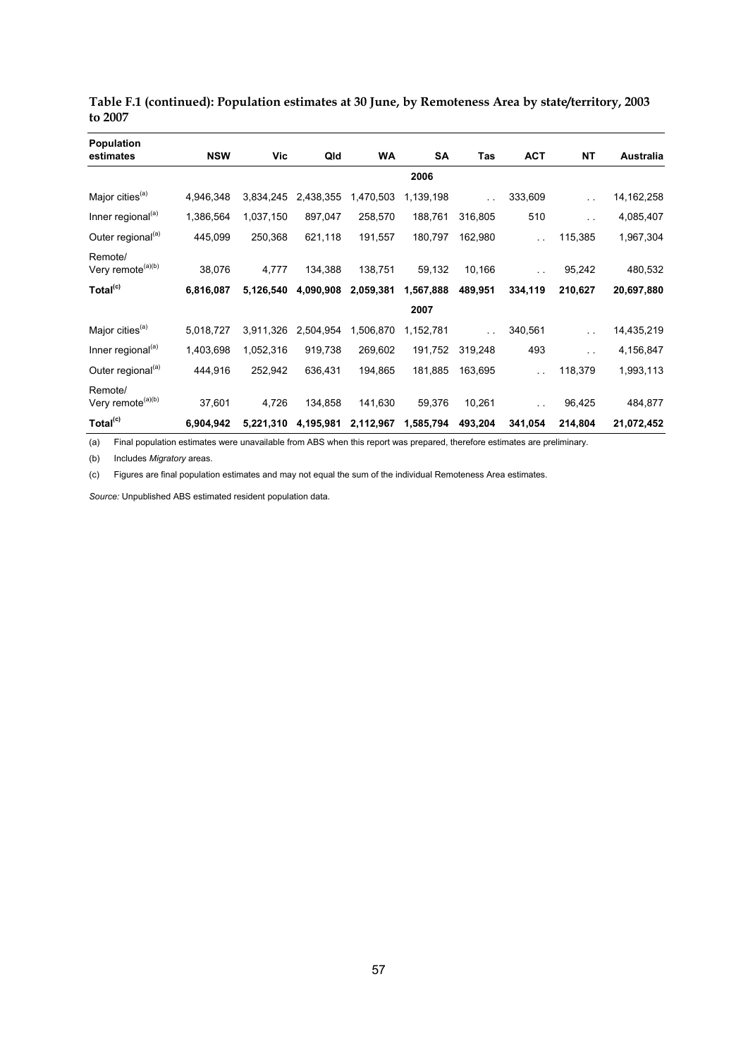**Table F.1 (continued): Population estimates at 30 June, by Remoteness Area by state/territory, 2003 to 2007**

| Population estimates | NSW | Vic | Qld | WA | SA | Tas | ACT | NT | Australia |
|---|---|---|---|---|---|---|---|---|---|
| | | | | | **2006** | | | | |
| Major cities[(a)] | 4,946,348 | 3,834,245 | 2,438,355 | 1,470,503 | 1,139,198 | . . | 333,609 | . . | 14,162,258 |
| Inner regional[(a)] | 1,386,564 | 1,037,150 | 897,047 | 258,570 | 188,761 | 316,805 | 510 | . . | 4,085,407 |
| Outer regional[(a)] | 445,099 | 250,368 | 621,118 | 191,557 | 180,797 | 162,980 | . . | 115,385 | 1,967,304 |
| Remote/ Very remote[(a)(b)] | 38,076 | 4,777 | 134,388 | 138,751 | 59,132 | 10,166 | . . | 95,242 | 480,532 |
| **Total[(c)]** | **6,816,087** | **5,126,540** | **4,090,908** | **2,059,381** | **1,567,888** | **489,951** | **334,119** | **210,627** | **20,697,880** |
| | | | | | **2007** | | | | |
| Major cities[(a)] | 5,018,727 | 3,911,326 | 2,504,954 | 1,506,870 | 1,152,781 | . . | 340,561 | . . | 14,435,219 |
| Inner regional[(a)] | 1,403,698 | 1,052,316 | 919,738 | 269,602 | 191,752 | 319,248 | 493 | . . | 4,156,847 |
| Outer regional[(a)] | 444,916 | 252,942 | 636,431 | 194,865 | 181,885 | 163,695 | . . | 118,379 | 1,993,113 |
| Remote/ Very remote[(a)(b)] | 37,601 | 4,726 | 134,858 | 141,630 | 59,376 | 10,261 | . . | 96,425 | 484,877 |
| **Total[(c)]** | **6,904,942** | **5,221,310** | **4,195,981** | **2,112,967** | **1,585,794** | **493,204** | **341,054** | **214,804** | **21,072,452** |

(a) Final population estimates were unavailable from ABS when this report was prepared, therefore estimates are preliminary.

(b) Includes *Migratory* areas.

(c) Figures are final population estimates and may not equal the sum of the individual Remoteness Area estimates.

*Source:* Unpublished ABS estimated resident population data.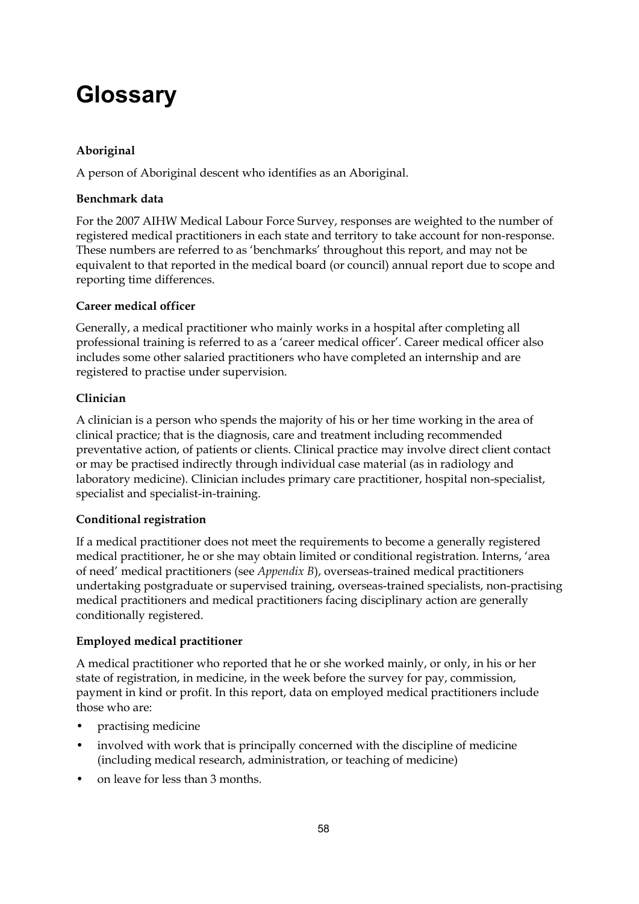# Glossary

**Aboriginal**

A person of Aboriginal descent who identifies as an Aboriginal.

**Benchmark data**

For the 2007 AIHW Medical Labour Force Survey, responses are weighted to the number of registered medical practitioners in each state and territory to take account for non-response. These numbers are referred to as 'benchmarks' throughout this report, and may not be equivalent to that reported in the medical board (or council) annual report due to scope and reporting time differences.

**Career medical officer**

Generally, a medical practitioner who mainly works in a hospital after completing all professional training is referred to as a 'career medical officer'. Career medical officer also includes some other salaried practitioners who have completed an internship and are registered to practise under supervision.

**Clinician**

A clinician is a person who spends the majority of his or her time working in the area of clinical practice; that is the diagnosis, care and treatment including recommended preventative action, of patients or clients. Clinical practice may involve direct client contact or may be practised indirectly through individual case material (as in radiology and laboratory medicine). Clinician includes primary care practitioner, hospital non-specialist, specialist and specialist-in-training.

**Conditional registration**

If a medical practitioner does not meet the requirements to become a generally registered medical practitioner, he or she may obtain limited or conditional registration. Interns, 'area of need' medical practitioners (see *Appendix B*), overseas-trained medical practitioners undertaking postgraduate or supervised training, overseas-trained specialists, non-practising medical practitioners and medical practitioners facing disciplinary action are generally conditionally registered.

**Employed medical practitioner**

A medical practitioner who reported that he or she worked mainly, or only, in his or her state of registration, in medicine, in the week before the survey for pay, commission, payment in kind or profit. In this report, data on employed medical practitioners include those who are:

- practising medicine
- involved with work that is principally concerned with the discipline of medicine (including medical research, administration, or teaching of medicine)
- on leave for less than 3 months.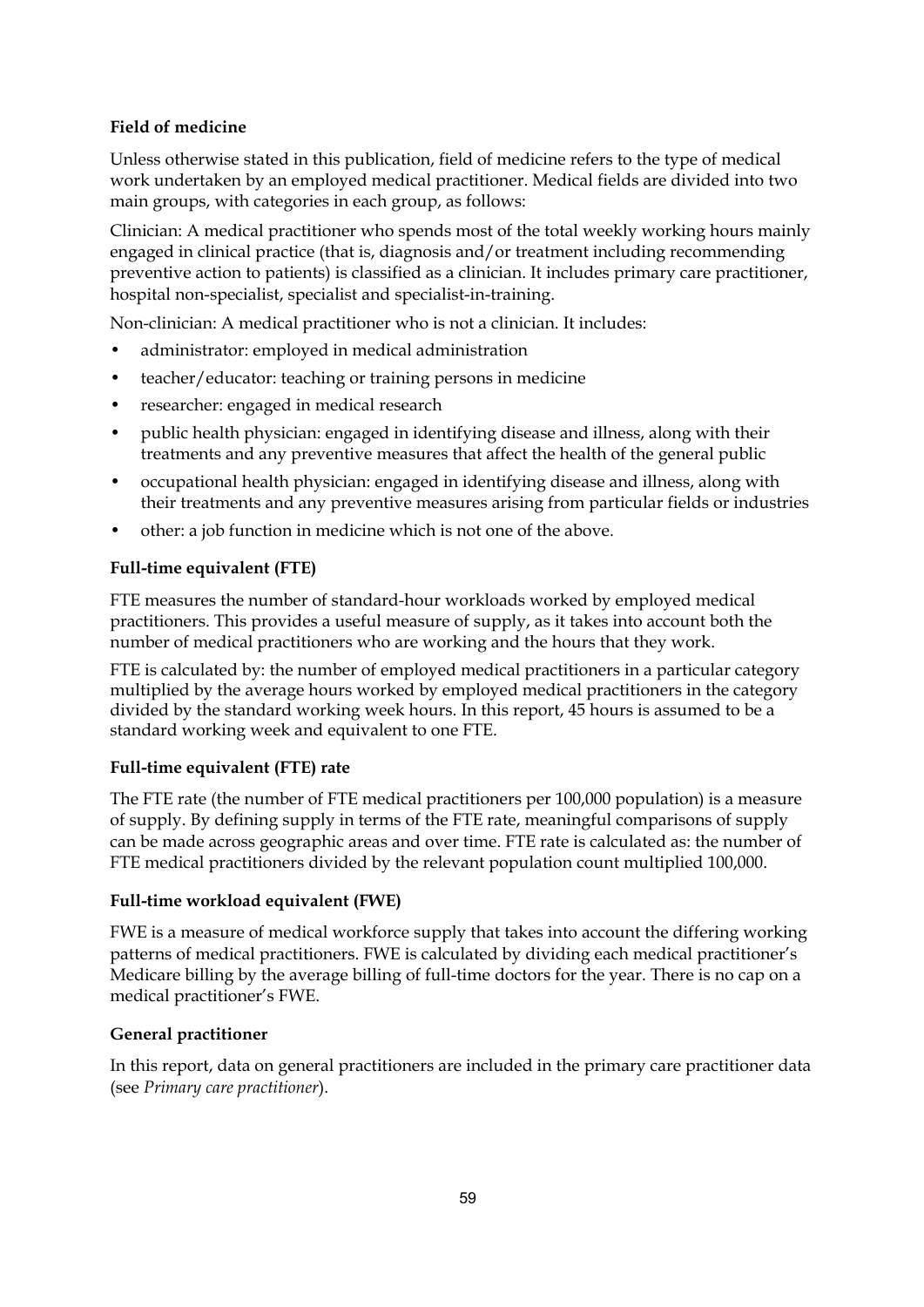**Field of medicine**

Unless otherwise stated in this publication, field of medicine refers to the type of medical work undertaken by an employed medical practitioner. Medical fields are divided into two main groups, with categories in each group, as follows:

Clinician: A medical practitioner who spends most of the total weekly working hours mainly engaged in clinical practice (that is, diagnosis and/or treatment including recommending preventive action to patients) is classified as a clinician. It includes primary care practitioner, hospital non-specialist, specialist and specialist-in-training.

Non-clinician: A medical practitioner who is not a clinician. It includes:

- administrator: employed in medical administration
- teacher/educator: teaching or training persons in medicine
- researcher: engaged in medical research
- public health physician: engaged in identifying disease and illness, along with their treatments and any preventive measures that affect the health of the general public
- occupational health physician: engaged in identifying disease and illness, along with their treatments and any preventive measures arising from particular fields or industries
- other: a job function in medicine which is not one of the above.

**Full-time equivalent (FTE)**

FTE measures the number of standard-hour workloads worked by employed medical practitioners. This provides a useful measure of supply, as it takes into account both the number of medical practitioners who are working and the hours that they work.

FTE is calculated by: the number of employed medical practitioners in a particular category multiplied by the average hours worked by employed medical practitioners in the category divided by the standard working week hours. In this report, 45 hours is assumed to be a standard working week and equivalent to one FTE.

**Full-time equivalent (FTE) rate**

The FTE rate (the number of FTE medical practitioners per 100,000 population) is a measure of supply. By defining supply in terms of the FTE rate, meaningful comparisons of supply can be made across geographic areas and over time. FTE rate is calculated as: the number of FTE medical practitioners divided by the relevant population count multiplied 100,000.

**Full-time workload equivalent (FWE)**

FWE is a measure of medical workforce supply that takes into account the differing working patterns of medical practitioners. FWE is calculated by dividing each medical practitioner's Medicare billing by the average billing of full-time doctors for the year. There is no cap on a medical practitioner's FWE.

**General practitioner**

In this report, data on general practitioners are included in the primary care practitioner data (see *Primary care practitioner*).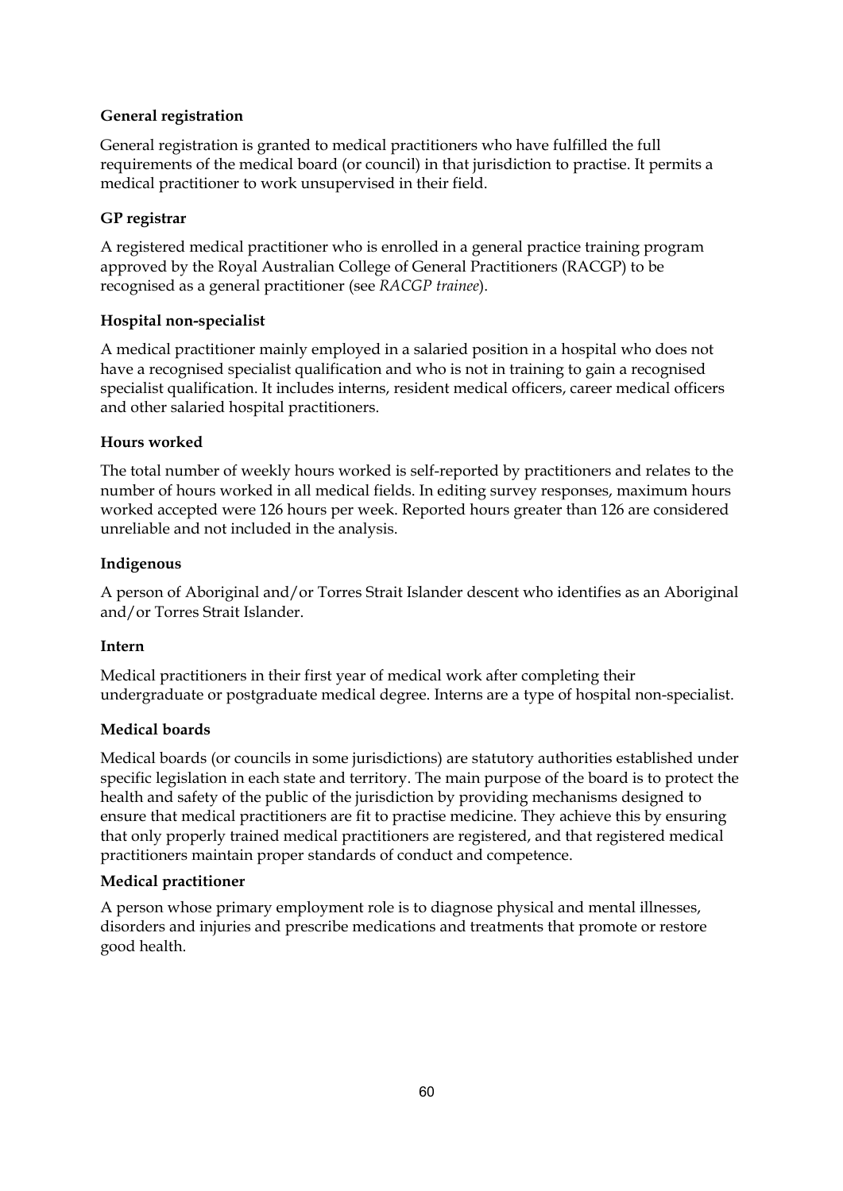**General registration**

General registration is granted to medical practitioners who have fulfilled the full requirements of the medical board (or council) in that jurisdiction to practise. It permits a medical practitioner to work unsupervised in their field.

**GP registrar**

A registered medical practitioner who is enrolled in a general practice training program approved by the Royal Australian College of General Practitioners (RACGP) to be recognised as a general practitioner (see *RACGP trainee*).

**Hospital non-specialist**

A medical practitioner mainly employed in a salaried position in a hospital who does not have a recognised specialist qualification and who is not in training to gain a recognised specialist qualification. It includes interns, resident medical officers, career medical officers and other salaried hospital practitioners.

**Hours worked**

The total number of weekly hours worked is self-reported by practitioners and relates to the number of hours worked in all medical fields. In editing survey responses, maximum hours worked accepted were 126 hours per week. Reported hours greater than 126 are considered unreliable and not included in the analysis.

**Indigenous**

A person of Aboriginal and/or Torres Strait Islander descent who identifies as an Aboriginal and/or Torres Strait Islander.

**Intern**

Medical practitioners in their first year of medical work after completing their undergraduate or postgraduate medical degree. Interns are a type of hospital non-specialist.

**Medical boards**

Medical boards (or councils in some jurisdictions) are statutory authorities established under specific legislation in each state and territory. The main purpose of the board is to protect the health and safety of the public of the jurisdiction by providing mechanisms designed to ensure that medical practitioners are fit to practise medicine. They achieve this by ensuring that only properly trained medical practitioners are registered, and that registered medical practitioners maintain proper standards of conduct and competence.

**Medical practitioner**

A person whose primary employment role is to diagnose physical and mental illnesses, disorders and injuries and prescribe medications and treatments that promote or restore good health.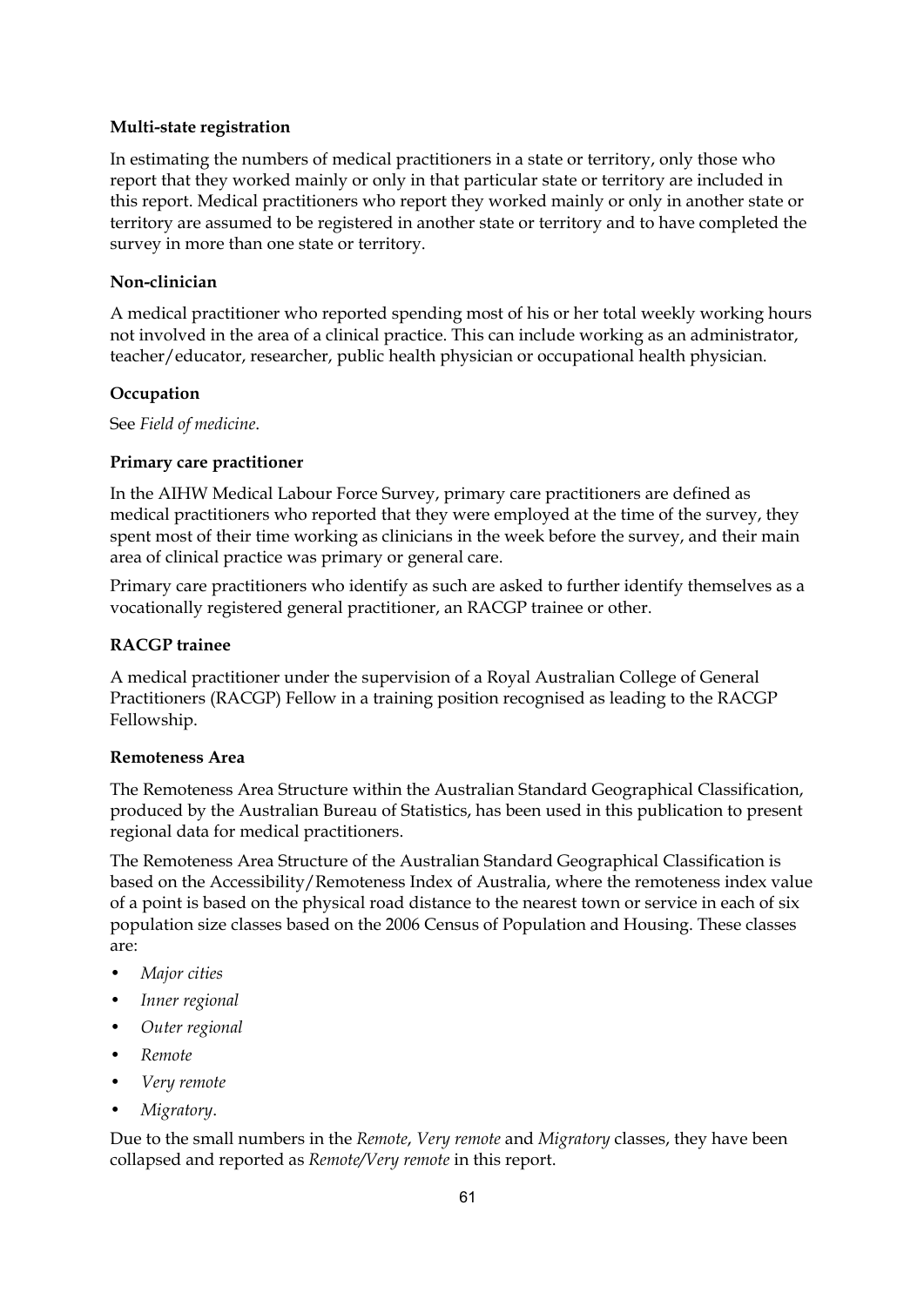### Multi-state registration

In estimating the numbers of medical practitioners in a state or territory, only those who report that they worked mainly or only in that particular state or territory are included in this report. Medical practitioners who report they worked mainly or only in another state or territory are assumed to be registered in another state or territory and to have completed the survey in more than one state or territory.

### Non-clinician

A medical practitioner who reported spending most of his or her total weekly working hours not involved in the area of a clinical practice. This can include working as an administrator, teacher/educator, researcher, public health physician or occupational health physician.

### Occupation

See *Field of medicine*.

### Primary care practitioner

In the AIHW Medical Labour Force Survey, primary care practitioners are defined as medical practitioners who reported that they were employed at the time of the survey, they spent most of their time working as clinicians in the week before the survey, and their main area of clinical practice was primary or general care.

Primary care practitioners who identify as such are asked to further identify themselves as a vocationally registered general practitioner, an RACGP trainee or other.

### RACGP trainee

A medical practitioner under the supervision of a Royal Australian College of General Practitioners (RACGP) Fellow in a training position recognised as leading to the RACGP Fellowship.

### Remoteness Area

The Remoteness Area Structure within the Australian Standard Geographical Classification, produced by the Australian Bureau of Statistics, has been used in this publication to present regional data for medical practitioners.

The Remoteness Area Structure of the Australian Standard Geographical Classification is based on the Accessibility/Remoteness Index of Australia, where the remoteness index value of a point is based on the physical road distance to the nearest town or service in each of six population size classes based on the 2006 Census of Population and Housing. These classes are:

- *Major cities*
- *Inner regional*
- *Outer regional*
- *Remote*
- *Very remote*
- *Migratory*.

Due to the small numbers in the *Remote*, *Very remote* and *Migratory* classes, they have been collapsed and reported as *Remote/Very remote* in this report.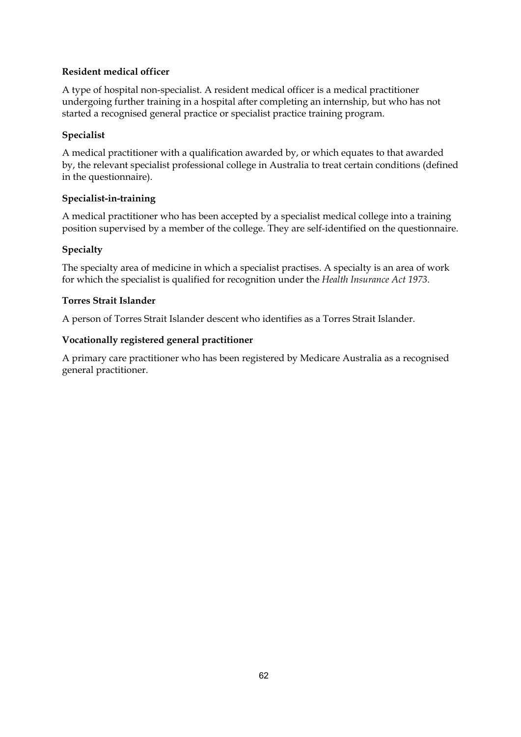**Resident medical officer**

A type of hospital non-specialist. A resident medical officer is a medical practitioner undergoing further training in a hospital after completing an internship, but who has not started a recognised general practice or specialist practice training program.

**Specialist**

A medical practitioner with a qualification awarded by, or which equates to that awarded by, the relevant specialist professional college in Australia to treat certain conditions (defined in the questionnaire).

**Specialist-in-training**

A medical practitioner who has been accepted by a specialist medical college into a training position supervised by a member of the college. They are self-identified on the questionnaire.

**Specialty**

The specialty area of medicine in which a specialist practises. A specialty is an area of work for which the specialist is qualified for recognition under the *Health Insurance Act 1973*.

**Torres Strait Islander**

A person of Torres Strait Islander descent who identifies as a Torres Strait Islander.

**Vocationally registered general practitioner**

A primary care practitioner who has been registered by Medicare Australia as a recognised general practitioner.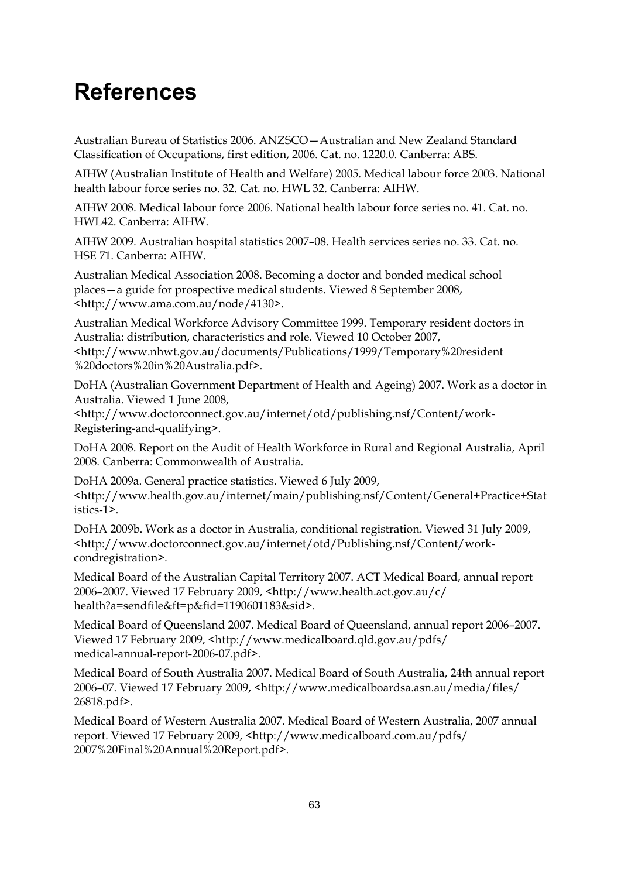# References

Australian Bureau of Statistics 2006. ANZSCO—Australian and New Zealand Standard Classification of Occupations, first edition, 2006. Cat. no. 1220.0. Canberra: ABS.

AIHW (Australian Institute of Health and Welfare) 2005. Medical labour force 2003. National health labour force series no. 32. Cat. no. HWL 32. Canberra: AIHW.

AIHW 2008. Medical labour force 2006. National health labour force series no. 41. Cat. no. HWL42. Canberra: AIHW.

AIHW 2009. Australian hospital statistics 2007–08. Health services series no. 33. Cat. no. HSE 71. Canberra: AIHW.

Australian Medical Association 2008. Becoming a doctor and bonded medical school places—a guide for prospective medical students. Viewed 8 September 2008, <http://www.ama.com.au/node/4130>.

Australian Medical Workforce Advisory Committee 1999. Temporary resident doctors in Australia: distribution, characteristics and role. Viewed 10 October 2007, <http://www.nhwt.gov.au/documents/Publications/1999/Temporary%20resident%20doctors%20in%20Australia.pdf>.

DoHA (Australian Government Department of Health and Ageing) 2007. Work as a doctor in Australia. Viewed 1 June 2008, <http://www.doctorconnect.gov.au/internet/otd/publishing.nsf/Content/work-Registering-and-qualifying>.

DoHA 2008. Report on the Audit of Health Workforce in Rural and Regional Australia, April 2008. Canberra: Commonwealth of Australia.

DoHA 2009a. General practice statistics. Viewed 6 July 2009, <http://www.health.gov.au/internet/main/publishing.nsf/Content/General+Practice+Statistics-1>.

DoHA 2009b. Work as a doctor in Australia, conditional registration. Viewed 31 July 2009, <http://www.doctorconnect.gov.au/internet/otd/Publishing.nsf/Content/work-condregistration>.

Medical Board of the Australian Capital Territory 2007. ACT Medical Board, annual report 2006–2007. Viewed 17 February 2009, <http://www.health.act.gov.au/c/health?a=sendfile&ft=p&fid=1190601183&sid>.

Medical Board of Queensland 2007. Medical Board of Queensland, annual report 2006–2007. Viewed 17 February 2009, <http://www.medicalboard.qld.gov.au/pdfs/medical-annual-report-2006-07.pdf>.

Medical Board of South Australia 2007. Medical Board of South Australia, 24th annual report 2006–07. Viewed 17 February 2009, <http://www.medicalboardsa.asn.au/media/files/26818.pdf>.

Medical Board of Western Australia 2007. Medical Board of Western Australia, 2007 annual report. Viewed 17 February 2009, <http://www.medicalboard.com.au/pdfs/2007%20Final%20Annual%20Report.pdf>.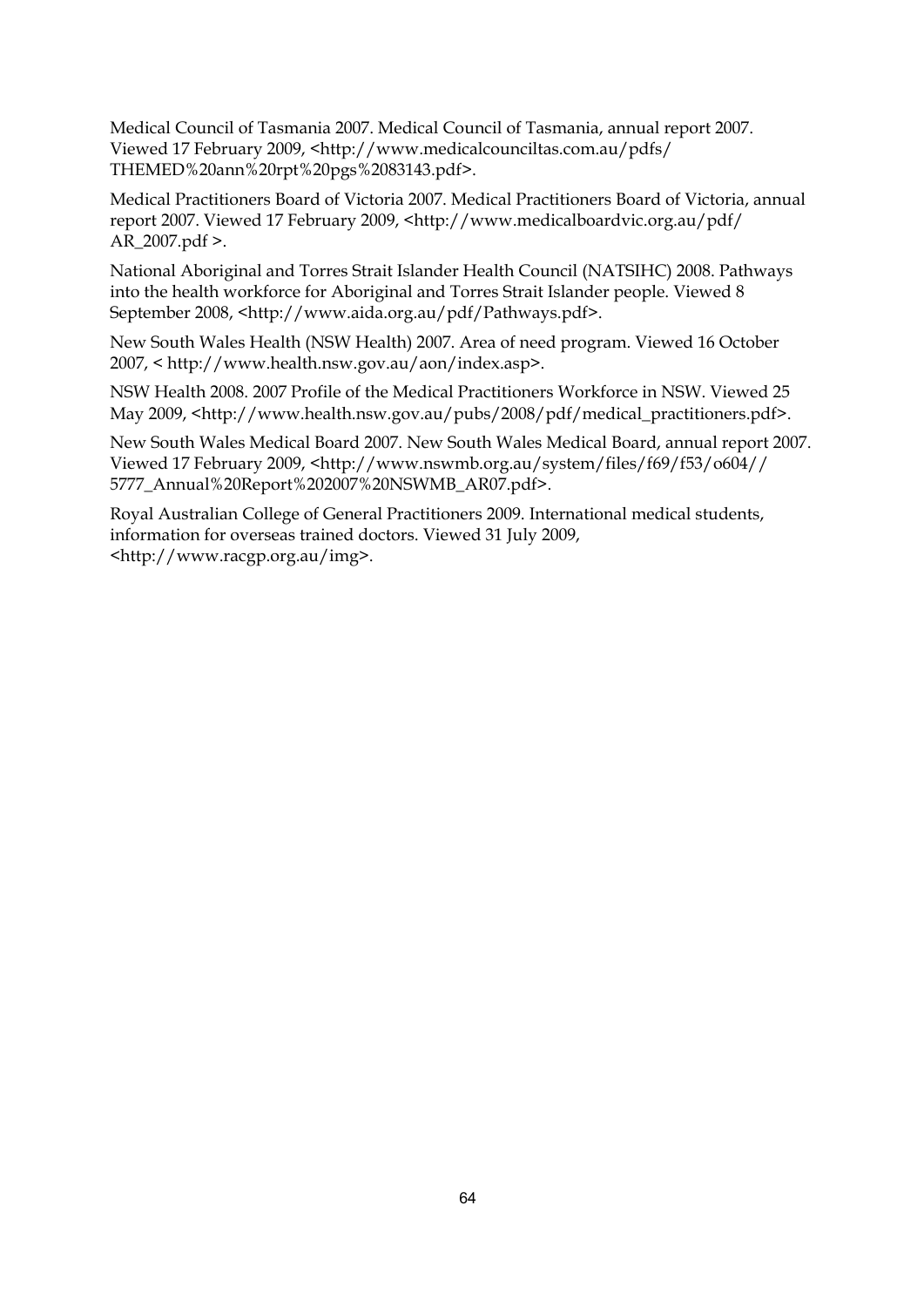Medical Council of Tasmania 2007. Medical Council of Tasmania, annual report 2007. Viewed 17 February 2009, <http://www.medicalcounciltas.com.au/pdfs/THEMED%20ann%20rpt%20pgs%2083143.pdf>.

Medical Practitioners Board of Victoria 2007. Medical Practitioners Board of Victoria, annual report 2007. Viewed 17 February 2009, <http://www.medicalboardvic.org.au/pdf/AR_2007.pdf >.

National Aboriginal and Torres Strait Islander Health Council (NATSIHC) 2008. Pathways into the health workforce for Aboriginal and Torres Strait Islander people. Viewed 8 September 2008, <http://www.aida.org.au/pdf/Pathways.pdf>.

New South Wales Health (NSW Health) 2007. Area of need program. Viewed 16 October 2007, < http://www.health.nsw.gov.au/aon/index.asp>.

NSW Health 2008. 2007 Profile of the Medical Practitioners Workforce in NSW. Viewed 25 May 2009, <http://www.health.nsw.gov.au/pubs/2008/pdf/medical_practitioners.pdf>.

New South Wales Medical Board 2007. New South Wales Medical Board, annual report 2007. Viewed 17 February 2009, <http://www.nswmb.org.au/system/files/f69/f53/o604//5777_Annual%20Report%202007%20NSWMB_AR07.pdf>.

Royal Australian College of General Practitioners 2009. International medical students, information for overseas trained doctors. Viewed 31 July 2009, <http://www.racgp.org.au/img>.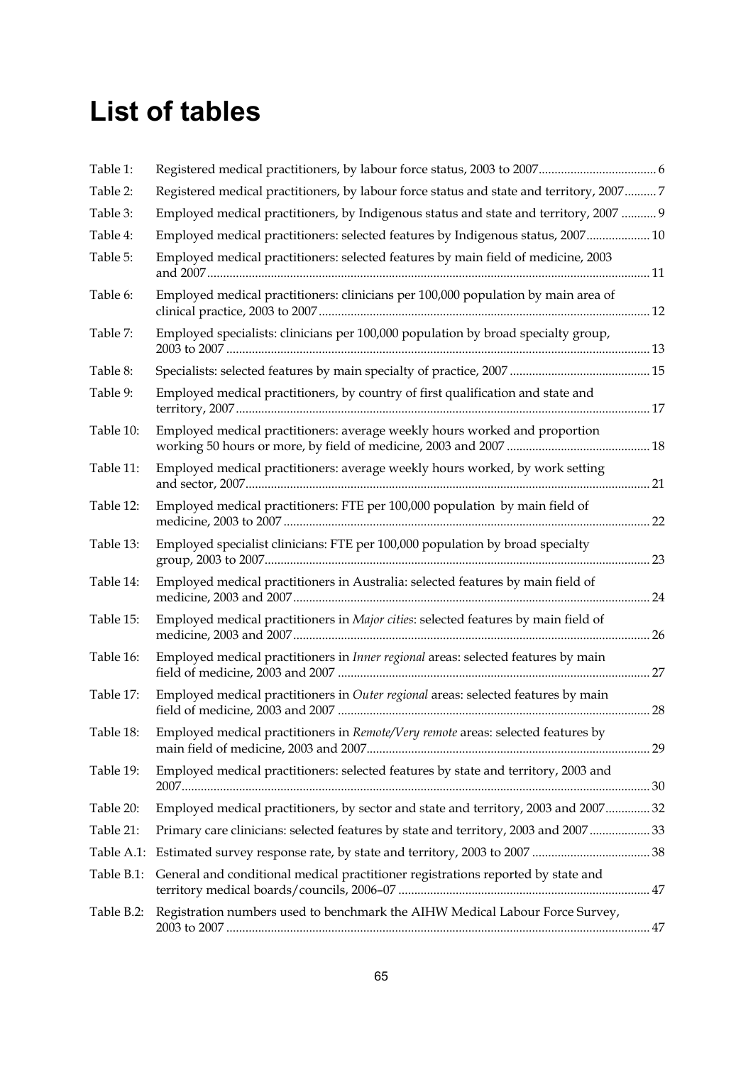# List of tables

| | | |
|---|---|---|
| Table 1: | Registered medical practitioners, by labour force status, 2003 to 2007 | 6 |
| Table 2: | Registered medical practitioners, by labour force status and state and territory, 2007 | 7 |
| Table 3: | Employed medical practitioners, by Indigenous status and state and territory, 2007 | 9 |
| Table 4: | Employed medical practitioners: selected features by Indigenous status, 2007 | 10 |
| Table 5: | Employed medical practitioners: selected features by main field of medicine, 2003 and 2007 | 11 |
| Table 6: | Employed medical practitioners: clinicians per 100,000 population by main area of clinical practice, 2003 to 2007 | 12 |
| Table 7: | Employed specialists: clinicians per 100,000 population by broad specialty group, 2003 to 2007 | 13 |
| Table 8: | Specialists: selected features by main specialty of practice, 2007 | 15 |
| Table 9: | Employed medical practitioners, by country of first qualification and state and territory, 2007 | 17 |
| Table 10: | Employed medical practitioners: average weekly hours worked and proportion working 50 hours or more, by field of medicine, 2003 and 2007 | 18 |
| Table 11: | Employed medical practitioners: average weekly hours worked, by work setting and sector, 2007 | 21 |
| Table 12: | Employed medical practitioners: FTE per 100,000 population by main field of medicine, 2003 to 2007 | 22 |
| Table 13: | Employed specialist clinicians: FTE per 100,000 population by broad specialty group, 2003 to 2007 | 23 |
| Table 14: | Employed medical practitioners in Australia: selected features by main field of medicine, 2003 and 2007 | 24 |
| Table 15: | Employed medical practitioners in *Major cities*: selected features by main field of medicine, 2003 and 2007 | 26 |
| Table 16: | Employed medical practitioners in *Inner regional* areas: selected features by main field of medicine, 2003 and 2007 | 27 |
| Table 17: | Employed medical practitioners in *Outer regional* areas: selected features by main field of medicine, 2003 and 2007 | 28 |
| Table 18: | Employed medical practitioners in *Remote/Very remote* areas: selected features by main field of medicine, 2003 and 2007 | 29 |
| Table 19: | Employed medical practitioners: selected features by state and territory, 2003 and 2007 | 30 |
| Table 20: | Employed medical practitioners, by sector and state and territory, 2003 and 2007 | 32 |
| Table 21: | Primary care clinicians: selected features by state and territory, 2003 and 2007 | 33 |
| Table A.1: | Estimated survey response rate, by state and territory, 2003 to 2007 | 38 |
| Table B.1: | General and conditional medical practitioner registrations reported by state and territory medical boards/councils, 2006–07 | 47 |
| Table B.2: | Registration numbers used to benchmark the AIHW Medical Labour Force Survey, 2003 to 2007 | 47 |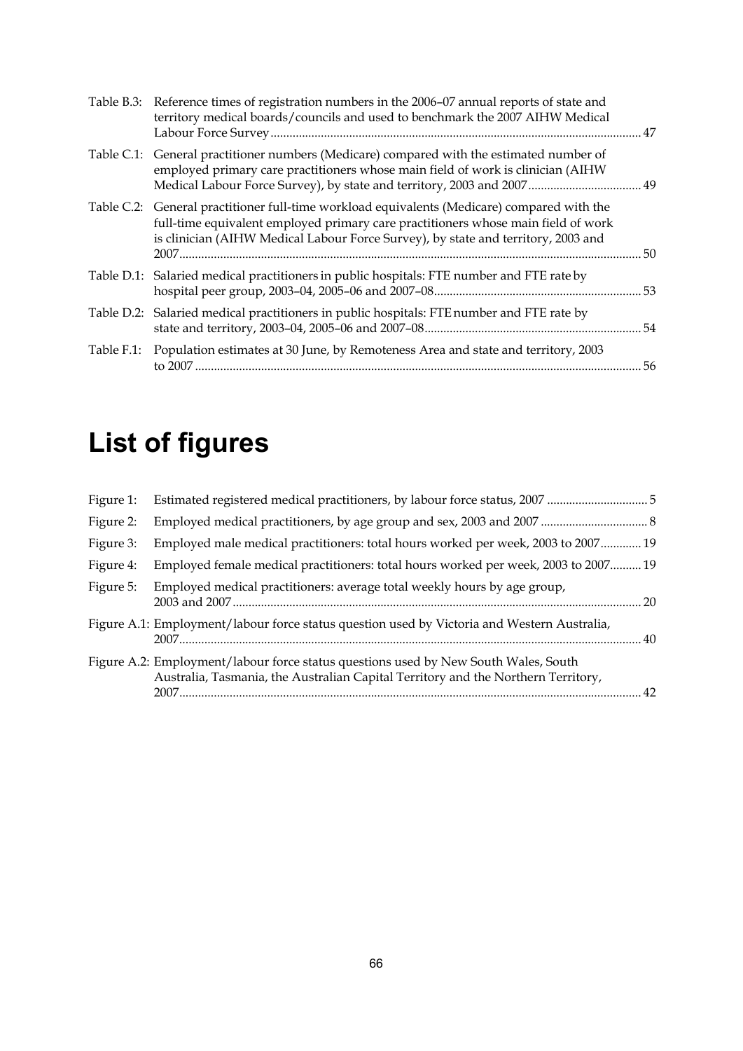Table B.3: Reference times of registration numbers in the 2006–07 annual reports of state and territory medical boards/councils and used to benchmark the 2007 AIHW Medical Labour Force Survey ........ 47

Table C.1: General practitioner numbers (Medicare) compared with the estimated number of employed primary care practitioners whose main field of work is clinician (AIHW Medical Labour Force Survey), by state and territory, 2003 and 2007 ........ 49

Table C.2: General practitioner full-time workload equivalents (Medicare) compared with the full-time equivalent employed primary care practitioners whose main field of work is clinician (AIHW Medical Labour Force Survey), by state and territory, 2003 and 2007 ........ 50

Table D.1: Salaried medical practitioners in public hospitals: FTE number and FTE rate by hospital peer group, 2003–04, 2005–06 and 2007–08 ........ 53

Table D.2: Salaried medical practitioners in public hospitals: FTE number and FTE rate by state and territory, 2003–04, 2005–06 and 2007–08 ........ 54

Table F.1: Population estimates at 30 June, by Remoteness Area and state and territory, 2003 to 2007 ........ 56

# List of figures

Figure 1: Estimated registered medical practitioners, by labour force status, 2007 ........ 5

Figure 2: Employed medical practitioners, by age group and sex, 2003 and 2007 ........ 8

Figure 3: Employed male medical practitioners: total hours worked per week, 2003 to 2007 ........ 19

Figure 4: Employed female medical practitioners: total hours worked per week, 2003 to 2007 ........ 19

Figure 5: Employed medical practitioners: average total weekly hours by age group, 2003 and 2007 ........ 20

Figure A.1: Employment/labour force status question used by Victoria and Western Australia, 2007 ........ 40

Figure A.2: Employment/labour force status questions used by New South Wales, South Australia, Tasmania, the Australian Capital Territory and the Northern Territory, 2007 ........ 42